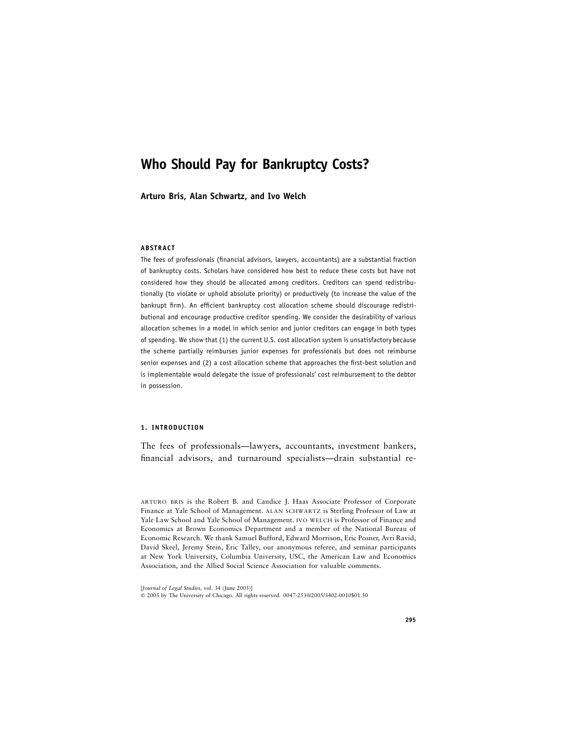# Who Should Pay for Bankruptcy Costs?

**Arturo Bris, Alan Schwartz, and Ivo Welch**

#### ABSTRACT

The fees of professionals (financial advisors, lawyers, accountants) are a substantial fraction of bankruptcy costs. Scholars have considered how best to reduce these costs but have not considered how they should be allocated among creditors. Creditors can spend redistributionally (to violate or uphold absolute priority) or productively (to increase the value of the bankrupt firm). An efficient bankruptcy cost allocation scheme should discourage redistributional and encourage productive creditor spending. We consider the desirability of various allocation schemes in a model in which senior and junior creditors can engage in both types of spending. We show that (1) the current U.S. cost allocation system is unsatisfactory because the scheme partially reimburses junior expenses for professionals but does not reimburse senior expenses and (2) a cost allocation scheme that approaches the first-best solution and is implementable would delegate the issue of professionals' cost reimbursement to the debtor in possession.

## 1. INTRODUCTION

The fees of professionals—lawyers, accountants, investment bankers, financial advisors, and turnaround specialists—drain substantial re-

ARTURO BRIS is the Robert B. and Candice J. Haas Associate Professor of Corporate Finance at Yale School of Management. ALAN SCHWARTZ is Sterling Professor of Law at Yale Law School and Yale School of Management. IVO WELCH is Professor of Finance and Economics at Brown Economics Department and a member of the National Bureau of Economic Research. We thank Samuel Bufford, Edward Morrison, Eric Posner, Avri Ravid, David Skeel, Jeremy Stein, Eric Talley, our anonymous referee, and seminar participants at New York University, Columbia University, USC, the American Law and Economics Association, and the Allied Social Science Association for valuable comments.

[*Journal of Legal Studies,* vol. 34 (June 2005)]
© 2005 by The University of Chicago. All rights reserved. 0047-2530/2005/3402-0010$01.50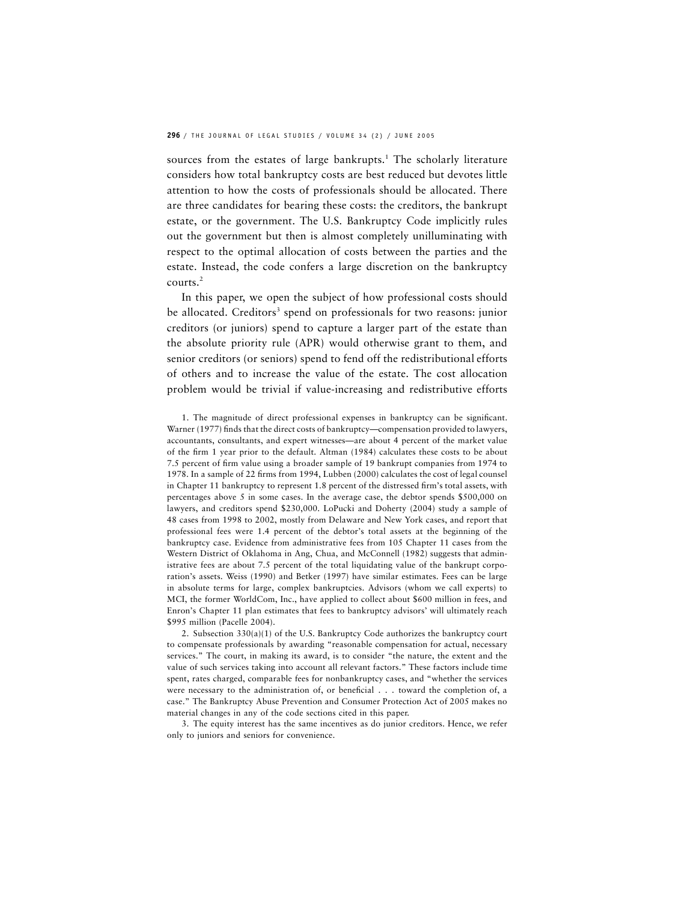sources from the estates of large bankrupts.[1] The scholarly literature considers how total bankruptcy costs are best reduced but devotes little attention to how the costs of professionals should be allocated. There are three candidates for bearing these costs: the creditors, the bankrupt estate, or the government. The U.S. Bankruptcy Code implicitly rules out the government but then is almost completely unilluminating with respect to the optimal allocation of costs between the parties and the estate. Instead, the code confers a large discretion on the bankruptcy courts.[2]

In this paper, we open the subject of how professional costs should be allocated. Creditors[3] spend on professionals for two reasons: junior creditors (or juniors) spend to capture a larger part of the estate than the absolute priority rule (APR) would otherwise grant to them, and senior creditors (or seniors) spend to fend off the redistributional efforts of others and to increase the value of the estate. The cost allocation problem would be trivial if value-increasing and redistributive efforts

1. The magnitude of direct professional expenses in bankruptcy can be significant. Warner (1977) finds that the direct costs of bankruptcy—compensation provided to lawyers, accountants, consultants, and expert witnesses—are about 4 percent of the market value of the firm 1 year prior to the default. Altman (1984) calculates these costs to be about 7.5 percent of firm value using a broader sample of 19 bankrupt companies from 1974 to 1978. In a sample of 22 firms from 1994, Lubben (2000) calculates the cost of legal counsel in Chapter 11 bankruptcy to represent 1.8 percent of the distressed firm's total assets, with percentages above 5 in some cases. In the average case, the debtor spends $500,000 on lawyers, and creditors spend $230,000. LoPucki and Doherty (2004) study a sample of 48 cases from 1998 to 2002, mostly from Delaware and New York cases, and report that professional fees were 1.4 percent of the debtor's total assets at the beginning of the bankruptcy case. Evidence from administrative fees from 105 Chapter 11 cases from the Western District of Oklahoma in Ang, Chua, and McConnell (1982) suggests that administrative fees are about 7.5 percent of the total liquidating value of the bankrupt corporation's assets. Weiss (1990) and Betker (1997) have similar estimates. Fees can be large in absolute terms for large, complex bankruptcies. Advisors (whom we call experts) to MCI, the former WorldCom, Inc., have applied to collect about $600 million in fees, and Enron's Chapter 11 plan estimates that fees to bankruptcy advisors' will ultimately reach $995 million (Pacelle 2004).

2. Subsection 330(a)(1) of the U.S. Bankruptcy Code authorizes the bankruptcy court to compensate professionals by awarding "reasonable compensation for actual, necessary services." The court, in making its award, is to consider "the nature, the extent and the value of such services taking into account all relevant factors." These factors include time spent, rates charged, comparable fees for nonbankruptcy cases, and "whether the services were necessary to the administration of, or beneficial . . . toward the completion of, a case." The Bankruptcy Abuse Prevention and Consumer Protection Act of 2005 makes no material changes in any of the code sections cited in this paper.

3. The equity interest has the same incentives as do junior creditors. Hence, we refer only to juniors and seniors for convenience.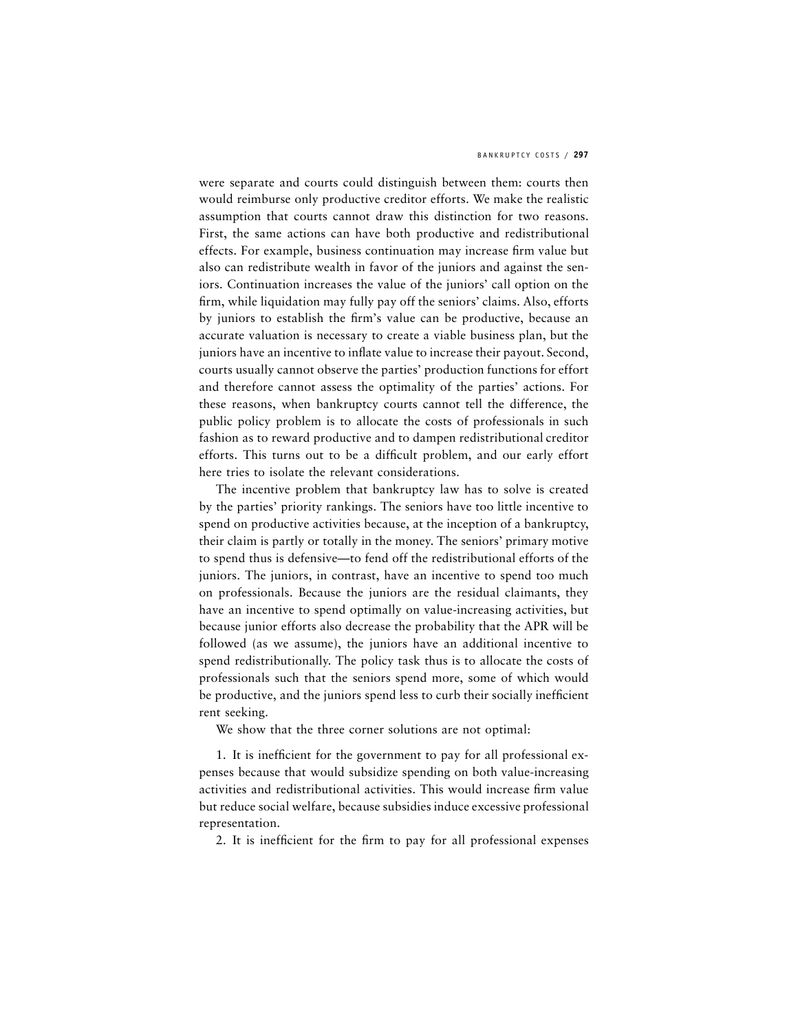were separate and courts could distinguish between them: courts then would reimburse only productive creditor efforts. We make the realistic assumption that courts cannot draw this distinction for two reasons. First, the same actions can have both productive and redistributional effects. For example, business continuation may increase firm value but also can redistribute wealth in favor of the juniors and against the seniors. Continuation increases the value of the juniors' call option on the firm, while liquidation may fully pay off the seniors' claims. Also, efforts by juniors to establish the firm's value can be productive, because an accurate valuation is necessary to create a viable business plan, but the juniors have an incentive to inflate value to increase their payout. Second, courts usually cannot observe the parties' production functions for effort and therefore cannot assess the optimality of the parties' actions. For these reasons, when bankruptcy courts cannot tell the difference, the public policy problem is to allocate the costs of professionals in such fashion as to reward productive and to dampen redistributional creditor efforts. This turns out to be a difficult problem, and our early effort here tries to isolate the relevant considerations.

The incentive problem that bankruptcy law has to solve is created by the parties' priority rankings. The seniors have too little incentive to spend on productive activities because, at the inception of a bankruptcy, their claim is partly or totally in the money. The seniors' primary motive to spend thus is defensive—to fend off the redistributional efforts of the juniors. The juniors, in contrast, have an incentive to spend too much on professionals. Because the juniors are the residual claimants, they have an incentive to spend optimally on value-increasing activities, but because junior efforts also decrease the probability that the APR will be followed (as we assume), the juniors have an additional incentive to spend redistributionally. The policy task thus is to allocate the costs of professionals such that the seniors spend more, some of which would be productive, and the juniors spend less to curb their socially inefficient rent seeking.

We show that the three corner solutions are not optimal:

1. It is inefficient for the government to pay for all professional expenses because that would subsidize spending on both value-increasing activities and redistributional activities. This would increase firm value but reduce social welfare, because subsidies induce excessive professional representation.

2. It is inefficient for the firm to pay for all professional expenses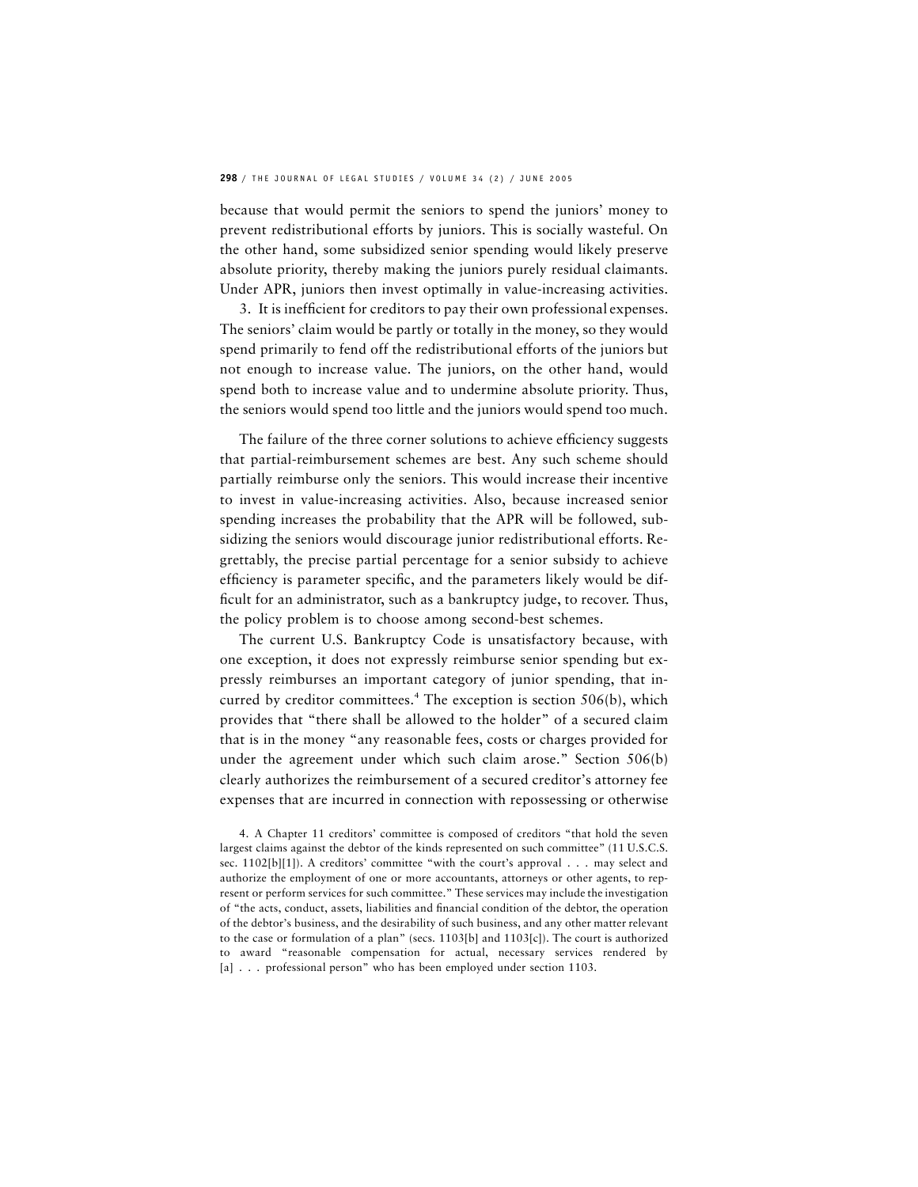because that would permit the seniors to spend the juniors' money to prevent redistributional efforts by juniors. This is socially wasteful. On the other hand, some subsidized senior spending would likely preserve absolute priority, thereby making the juniors purely residual claimants. Under APR, juniors then invest optimally in value-increasing activities.

3. It is inefficient for creditors to pay their own professional expenses. The seniors' claim would be partly or totally in the money, so they would spend primarily to fend off the redistributional efforts of the juniors but not enough to increase value. The juniors, on the other hand, would spend both to increase value and to undermine absolute priority. Thus, the seniors would spend too little and the juniors would spend too much.

The failure of the three corner solutions to achieve efficiency suggests that partial-reimbursement schemes are best. Any such scheme should partially reimburse only the seniors. This would increase their incentive to invest in value-increasing activities. Also, because increased senior spending increases the probability that the APR will be followed, subsidizing the seniors would discourage junior redistributional efforts. Regrettably, the precise partial percentage for a senior subsidy to achieve efficiency is parameter specific, and the parameters likely would be difficult for an administrator, such as a bankruptcy judge, to recover. Thus, the policy problem is to choose among second-best schemes.

The current U.S. Bankruptcy Code is unsatisfactory because, with one exception, it does not expressly reimburse senior spending but expressly reimburses an important category of junior spending, that incurred by creditor committees.[4] The exception is section 506(b), which provides that "there shall be allowed to the holder" of a secured claim that is in the money "any reasonable fees, costs or charges provided for under the agreement under which such claim arose." Section 506(b) clearly authorizes the reimbursement of a secured creditor's attorney fee expenses that are incurred in connection with repossessing or otherwise

4. A Chapter 11 creditors' committee is composed of creditors "that hold the seven largest claims against the debtor of the kinds represented on such committee" (11 U.S.C.S. sec. 1102[b][1]). A creditors' committee "with the court's approval . . . may select and authorize the employment of one or more accountants, attorneys or other agents, to represent or perform services for such committee." These services may include the investigation of "the acts, conduct, assets, liabilities and financial condition of the debtor, the operation of the debtor's business, and the desirability of such business, and any other matter relevant to the case or formulation of a plan" (secs. 1103[b] and 1103[c]). The court is authorized to award "reasonable compensation for actual, necessary services rendered by [a] . . . professional person" who has been employed under section 1103.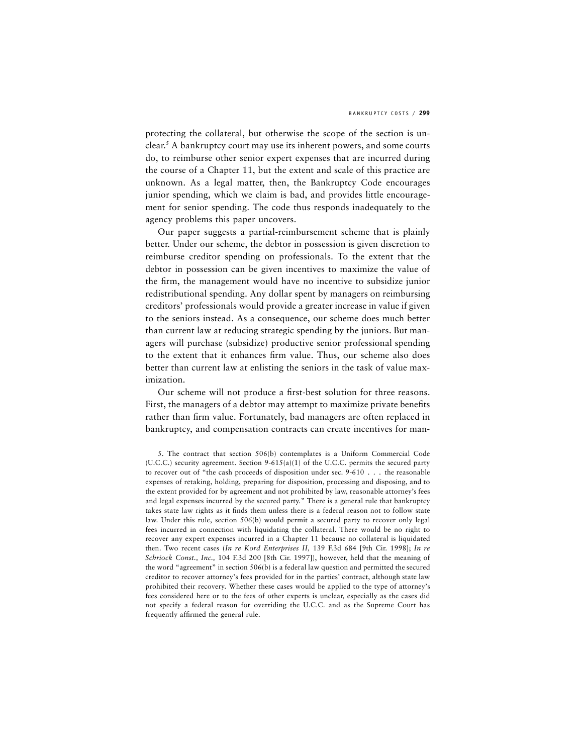protecting the collateral, but otherwise the scope of the section is unclear.[5] A bankruptcy court may use its inherent powers, and some courts do, to reimburse other senior expert expenses that are incurred during the course of a Chapter 11, but the extent and scale of this practice are unknown. As a legal matter, then, the Bankruptcy Code encourages junior spending, which we claim is bad, and provides little encouragement for senior spending. The code thus responds inadequately to the agency problems this paper uncovers.

Our paper suggests a partial-reimbursement scheme that is plainly better. Under our scheme, the debtor in possession is given discretion to reimburse creditor spending on professionals. To the extent that the debtor in possession can be given incentives to maximize the value of the firm, the management would have no incentive to subsidize junior redistributional spending. Any dollar spent by managers on reimbursing creditors' professionals would provide a greater increase in value if given to the seniors instead. As a consequence, our scheme does much better than current law at reducing strategic spending by the juniors. But managers will purchase (subsidize) productive senior professional spending to the extent that it enhances firm value. Thus, our scheme also does better than current law at enlisting the seniors in the task of value maximization.

Our scheme will not produce a first-best solution for three reasons. First, the managers of a debtor may attempt to maximize private benefits rather than firm value. Fortunately, bad managers are often replaced in bankruptcy, and compensation contracts can create incentives for man-

5. The contract that section 506(b) contemplates is a Uniform Commercial Code (U.C.C.) security agreement. Section 9-615(a)(1) of the U.C.C. permits the secured party to recover out of "the cash proceeds of disposition under sec. 9-610 . . . the reasonable expenses of retaking, holding, preparing for disposition, processing and disposing, and to the extent provided for by agreement and not prohibited by law, reasonable attorney's fees and legal expenses incurred by the secured party." There is a general rule that bankruptcy takes state law rights as it finds them unless there is a federal reason not to follow state law. Under this rule, section 506(b) would permit a secured party to recover only legal fees incurred in connection with liquidating the collateral. There would be no right to recover any expert expenses incurred in a Chapter 11 because no collateral is liquidated then. Two recent cases (*In re Kord Enterprises II,* 139 F.3d 684 [9th Cir. 1998]; *In re Schriock Const., Inc.,* 104 F.3d 200 [8th Cir. 1997]), however, held that the meaning of the word "agreement" in section 506(b) is a federal law question and permitted the secured creditor to recover attorney's fees provided for in the parties' contract, although state law prohibited their recovery. Whether these cases would be applied to the type of attorney's fees considered here or to the fees of other experts is unclear, especially as the cases did not specify a federal reason for overriding the U.C.C. and as the Supreme Court has frequently affirmed the general rule.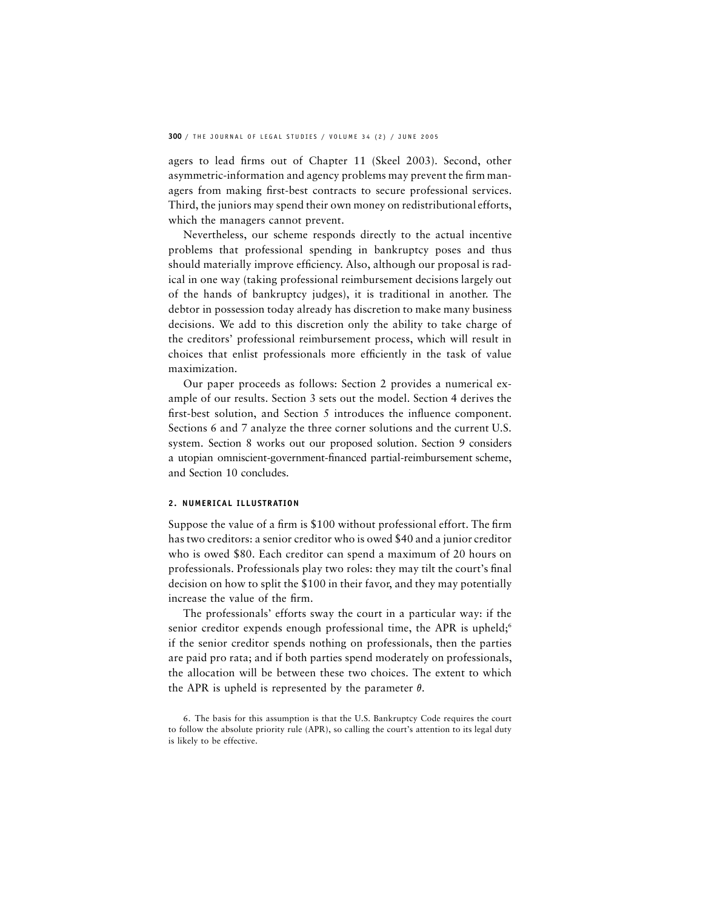agers to lead firms out of Chapter 11 (Skeel 2003). Second, other asymmetric-information and agency problems may prevent the firm managers from making first-best contracts to secure professional services. Third, the juniors may spend their own money on redistributional efforts, which the managers cannot prevent.

Nevertheless, our scheme responds directly to the actual incentive problems that professional spending in bankruptcy poses and thus should materially improve efficiency. Also, although our proposal is radical in one way (taking professional reimbursement decisions largely out of the hands of bankruptcy judges), it is traditional in another. The debtor in possession today already has discretion to make many business decisions. We add to this discretion only the ability to take charge of the creditors' professional reimbursement process, which will result in choices that enlist professionals more efficiently in the task of value maximization.

Our paper proceeds as follows: Section 2 provides a numerical example of our results. Section 3 sets out the model. Section 4 derives the first-best solution, and Section 5 introduces the influence component. Sections 6 and 7 analyze the three corner solutions and the current U.S. system. Section 8 works out our proposed solution. Section 9 considers a utopian omniscient-government-financed partial-reimbursement scheme, and Section 10 concludes.

## 2. NUMERICAL ILLUSTRATION

Suppose the value of a firm is \$100 without professional effort. The firm has two creditors: a senior creditor who is owed \$40 and a junior creditor who is owed \$80. Each creditor can spend a maximum of 20 hours on professionals. Professionals play two roles: they may tilt the court's final decision on how to split the \$100 in their favor, and they may potentially increase the value of the firm.

The professionals' efforts sway the court in a particular way: if the senior creditor expends enough professional time, the APR is upheld;[6] if the senior creditor spends nothing on professionals, then the parties are paid pro rata; and if both parties spend moderately on professionals, the allocation will be between these two choices. The extent to which the APR is upheld is represented by the parameter $\theta$.

6. The basis for this assumption is that the U.S. Bankruptcy Code requires the court to follow the absolute priority rule (APR), so calling the court's attention to its legal duty is likely to be effective.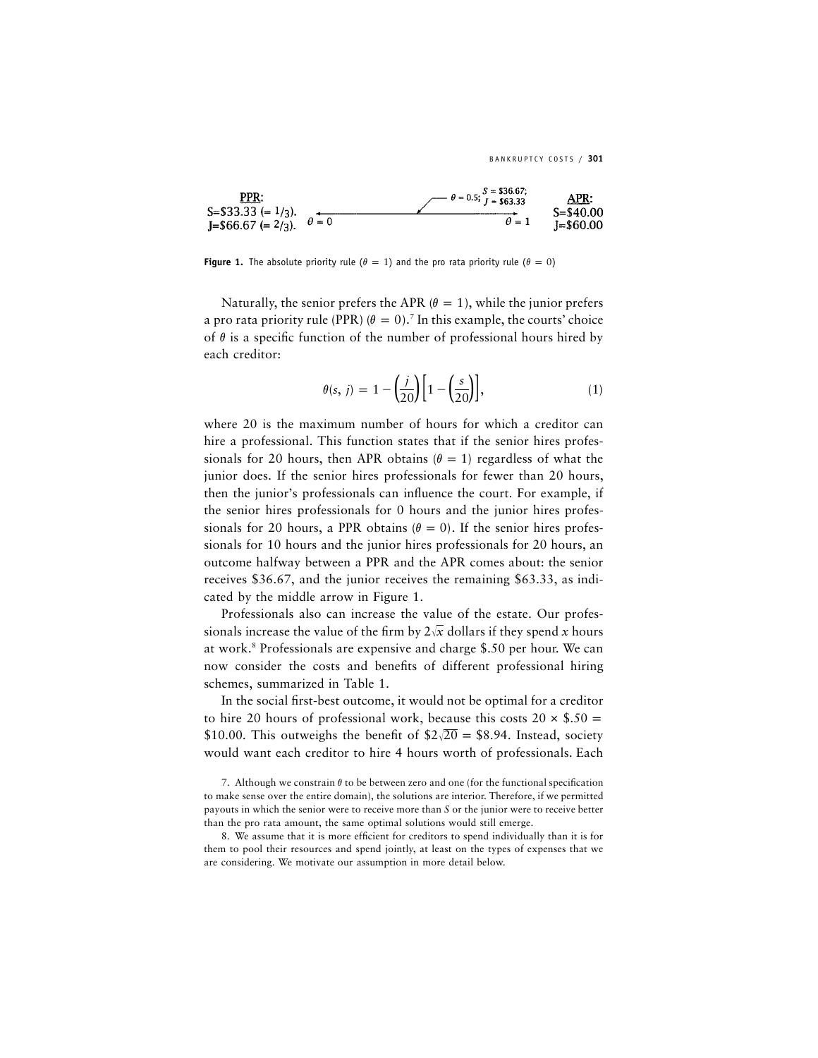PPR: S=\$33.33 (= 1/3). J=\$66.67 (= 2/3). $\theta = 0$ — $\theta = 0.5$; S = \$36.67; J = \$63.33 — $\theta = 1$ APR: S=\$40.00 J=\$60.00

**Figure 1.** The absolute priority rule ($\theta = 1$) and the pro rata priority rule ($\theta = 0$)

Naturally, the senior prefers the APR ($\theta = 1$), while the junior prefers a pro rata priority rule (PPR) ($\theta = 0$).[7] In this example, the courts' choice of $\theta$ is a specific function of the number of professional hours hired by each creditor:

$$\theta(s, j) = 1 - \left(\frac{j}{20}\right)\left[1 - \left(\frac{s}{20}\right)\right], \tag{1}$$

where 20 is the maximum number of hours for which a creditor can hire a professional. This function states that if the senior hires professionals for 20 hours, then APR obtains ($\theta = 1$) regardless of what the junior does. If the senior hires professionals for fewer than 20 hours, then the junior's professionals can influence the court. For example, if the senior hires professionals for 0 hours and the junior hires professionals for 20 hours, a PPR obtains ($\theta = 0$). If the senior hires professionals for 10 hours and the junior hires professionals for 20 hours, an outcome halfway between a PPR and the APR comes about: the senior receives \$36.67, and the junior receives the remaining \$63.33, as indicated by the middle arrow in Figure 1.

Professionals also can increase the value of the estate. Our professionals increase the value of the firm by $2\sqrt{x}$ dollars if they spend $x$ hours at work.[8] Professionals are expensive and charge \$.50 per hour. We can now consider the costs and benefits of different professional hiring schemes, summarized in Table 1.

In the social first-best outcome, it would not be optimal for a creditor to hire 20 hours of professional work, because this costs $20 \times \$.50 = \$10.00$. This outweighs the benefit of $\$2\sqrt{20} = \$8.94$. Instead, society would want each creditor to hire 4 hours worth of professionals. Each

7. Although we constrain $\theta$ to be between zero and one (for the functional specification to make sense over the entire domain), the solutions are interior. Therefore, if we permitted payouts in which the senior were to receive more than $S$ or the junior were to receive better than the pro rata amount, the same optimal solutions would still emerge.

8. We assume that it is more efficient for creditors to spend individually than it is for them to pool their resources and spend jointly, at least on the types of expenses that we are considering. We motivate our assumption in more detail below.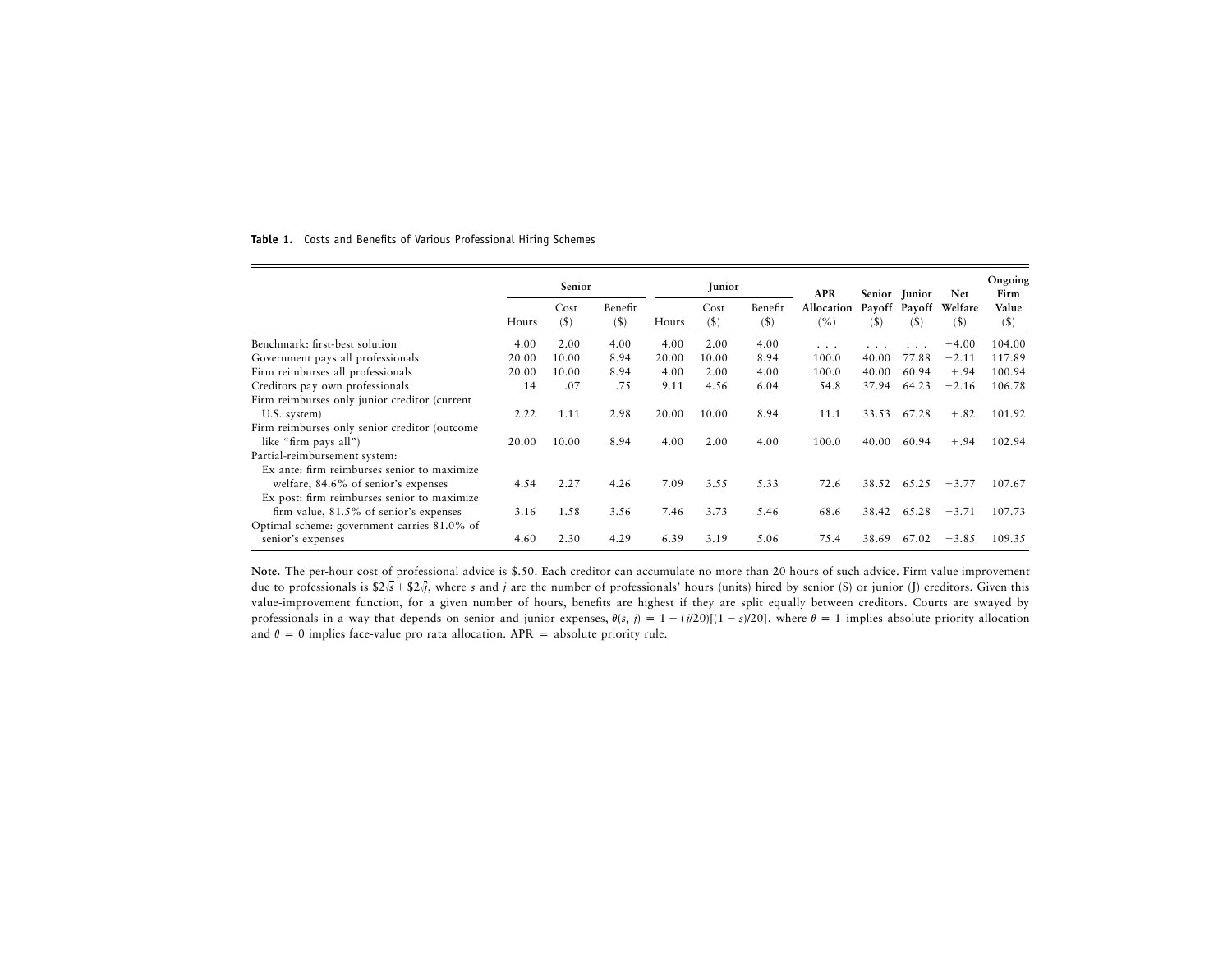**Table 1.** Costs and Benefits of Various Professional Hiring Schemes

| | Senior | | | Junior | | | APR | Senior | Junior | Net | Ongoing |
|---|---|---|---|---|---|---|---|---|---|---|---|
| | Hours | Cost ($) | Benefit ($) | Hours | Cost ($) | Benefit ($) | Allocation (%) | Payoff ($) | Payoff ($) | Welfare ($) | Firm Value ($) |
| Benchmark: first-best solution | 4.00 | 2.00 | 4.00 | 4.00 | 2.00 | 4.00 | . . . | . . . | . . . | +4.00 | 104.00 |
| Government pays all professionals | 20.00 | 10.00 | 8.94 | 20.00 | 10.00 | 8.94 | 100.0 | 40.00 | 77.88 | −2.11 | 117.89 |
| Firm reimburses all professionals | 20.00 | 10.00 | 8.94 | 4.00 | 2.00 | 4.00 | 100.0 | 40.00 | 60.94 | +.94 | 100.94 |
| Creditors pay own professionals | .14 | .07 | .75 | 9.11 | 4.56 | 6.04 | 54.8 | 37.94 | 64.23 | +2.16 | 106.78 |
| Firm reimburses only junior creditor (current U.S. system) | 2.22 | 1.11 | 2.98 | 20.00 | 10.00 | 8.94 | 11.1 | 33.53 | 67.28 | +.82 | 101.92 |
| Firm reimburses only senior creditor (outcome like "firm pays all") | 20.00 | 10.00 | 8.94 | 4.00 | 2.00 | 4.00 | 100.0 | 40.00 | 60.94 | +.94 | 102.94 |
| Partial-reimbursement system: | | | | | | | | | | | |
| Ex ante: firm reimburses senior to maximize welfare, 84.6% of senior's expenses | 4.54 | 2.27 | 4.26 | 7.09 | 3.55 | 5.33 | 72.6 | 38.52 | 65.25 | +3.77 | 107.67 |
| Ex post: firm reimburses senior to maximize firm value, 81.5% of senior's expenses | 3.16 | 1.58 | 3.56 | 7.46 | 3.73 | 5.46 | 68.6 | 38.42 | 65.28 | +3.71 | 107.73 |
| Optimal scheme: government carries 81.0% of senior's expenses | 4.60 | 2.30 | 4.29 | 6.39 | 3.19 | 5.06 | 75.4 | 38.69 | 67.02 | +3.85 | 109.35 |

**Note.** The per-hour cost of professional advice is $.50. Each creditor can accumulate no more than 20 hours of such advice. Firm value improvement due to professionals is $\$2\sqrt{s} + \$2\sqrt{j}$, where $s$ and $j$ are the number of professionals' hours (units) hired by senior (S) or junior (J) creditors. Given this value-improvement function, for a given number of hours, benefits are highest if they are split equally between creditors. Courts are swayed by professionals in a way that depends on senior and junior expenses, $\theta(s, j) = 1 - (j/20)[(1 - s)/20]$, where $\theta = 1$ implies absolute priority allocation and $\theta = 0$ implies face-value pro rata allocation. APR = absolute priority rule.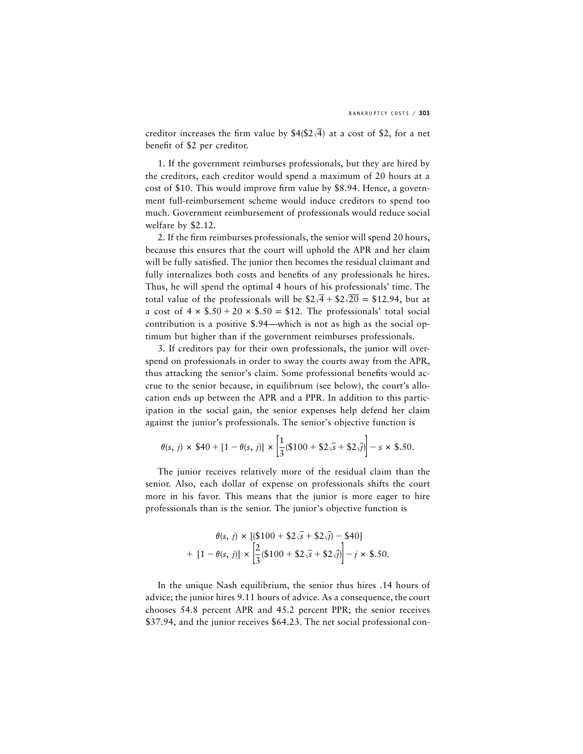creditor increases the firm value by $4(\$2\sqrt{4})$ at a cost of \$2, for a net benefit of \$2 per creditor.

1. If the government reimburses professionals, but they are hired by the creditors, each creditor would spend a maximum of 20 hours at a cost of \$10. This would improve firm value by \$8.94. Hence, a government full-reimbursement scheme would induce creditors to spend too much. Government reimbursement of professionals would reduce social welfare by \$2.12.

2. If the firm reimburses professionals, the senior will spend 20 hours, because this ensures that the court will uphold the APR and her claim will be fully satisfied. The junior then becomes the residual claimant and fully internalizes both costs and benefits of any professionals he hires. Thus, he will spend the optimal 4 hours of his professionals' time. The total value of the professionals will be $\$2\sqrt{4} + \$2\sqrt{20} = \$12.94$, but at a cost of $4 \times \$.50 + 20 \times \$.50 = \$12$. The professionals' total social contribution is a positive \$.94—which is not as high as the social optimum but higher than if the government reimburses professionals.

3. If creditors pay for their own professionals, the junior will overspend on professionals in order to sway the courts away from the APR, thus attacking the senior's claim. Some professional benefits would accrue to the senior because, in equilibrium (see below), the court's allocation ends up between the APR and a PPR. In addition to this participation in the social gain, the senior expenses help defend her claim against the junior's professionals. The senior's objective function is

$$\theta(s, j) \times \$40 + [1 - \theta(s, j)] \times \left[\frac{1}{3}(\$100 + \$2\sqrt{s} + \$2\sqrt{j})\right] - s \times \$.50.$$

The junior receives relatively more of the residual claim than the senior. Also, each dollar of expense on professionals shifts the court more in his favor. This means that the junior is more eager to hire professionals than is the senior. The junior's objective function is

$$\theta(s, j) \times [(\$100 + \$2\sqrt{s} + \$2\sqrt{j}) - \$40] + [1 - \theta(s, j)] \times \left[\frac{2}{3}(\$100 + \$2\sqrt{s} + \$2\sqrt{j})\right] - j \times \$.50.$$

In the unique Nash equilibrium, the senior thus hires .14 hours of advice; the junior hires 9.11 hours of advice. As a consequence, the court chooses 54.8 percent APR and 45.2 percent PPR; the senior receives \$37.94, and the junior receives \$64.23. The net social professional con-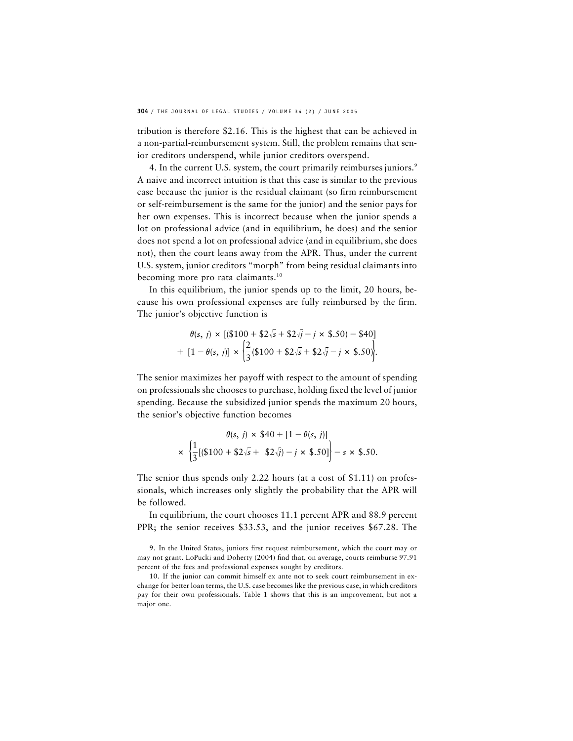tribution is therefore \$2.16. This is the highest that can be achieved in a non-partial-reimbursement system. Still, the problem remains that senior creditors underspend, while junior creditors overspend.

4. In the current U.S. system, the court primarily reimburses juniors.[9] A naive and incorrect intuition is that this case is similar to the previous case because the junior is the residual claimant (so firm reimbursement or self-reimbursement is the same for the junior) and the senior pays for her own expenses. This is incorrect because when the junior spends a lot on professional advice (and in equilibrium, he does) and the senior does not spend a lot on professional advice (and in equilibrium, she does not), then the court leans away from the APR. Thus, under the current U.S. system, junior creditors "morph" from being residual claimants into becoming more pro rata claimants.[10]

In this equilibrium, the junior spends up to the limit, 20 hours, because his own professional expenses are fully reimbursed by the firm. The junior's objective function is

$$\theta(s, j) \times [(\$100 + \$2\sqrt{s} + \$2\sqrt{j} - j \times \$.50) - \$40] + [1 - \theta(s, j)] \times \left\{\frac{2}{3}(\$100 + \$2\sqrt{s} + \$2\sqrt{j} - j \times \$.50)\right\}.$$

The senior maximizes her payoff with respect to the amount of spending on professionals she chooses to purchase, holding fixed the level of junior spending. Because the subsidized junior spends the maximum 20 hours, the senior's objective function becomes

$$\theta(s, j) \times \$40 + [1 - \theta(s, j)] \times \left\{\frac{1}{3}[(\$100 + \$2\sqrt{s} + \$2\sqrt{j}) - j \times \$.50]\right\} - s \times \$.50.$$

The senior thus spends only 2.22 hours (at a cost of \$1.11) on professionals, which increases only slightly the probability that the APR will be followed.

In equilibrium, the court chooses 11.1 percent APR and 88.9 percent PPR; the senior receives \$33.53, and the junior receives \$67.28. The

9. In the United States, juniors first request reimbursement, which the court may or may not grant. LoPucki and Doherty (2004) find that, on average, courts reimburse 97.91 percent of the fees and professional expenses sought by creditors.

10. If the junior can commit himself ex ante not to seek court reimbursement in exchange for better loan terms, the U.S. case becomes like the previous case, in which creditors pay for their own professionals. Table 1 shows that this is an improvement, but not a major one.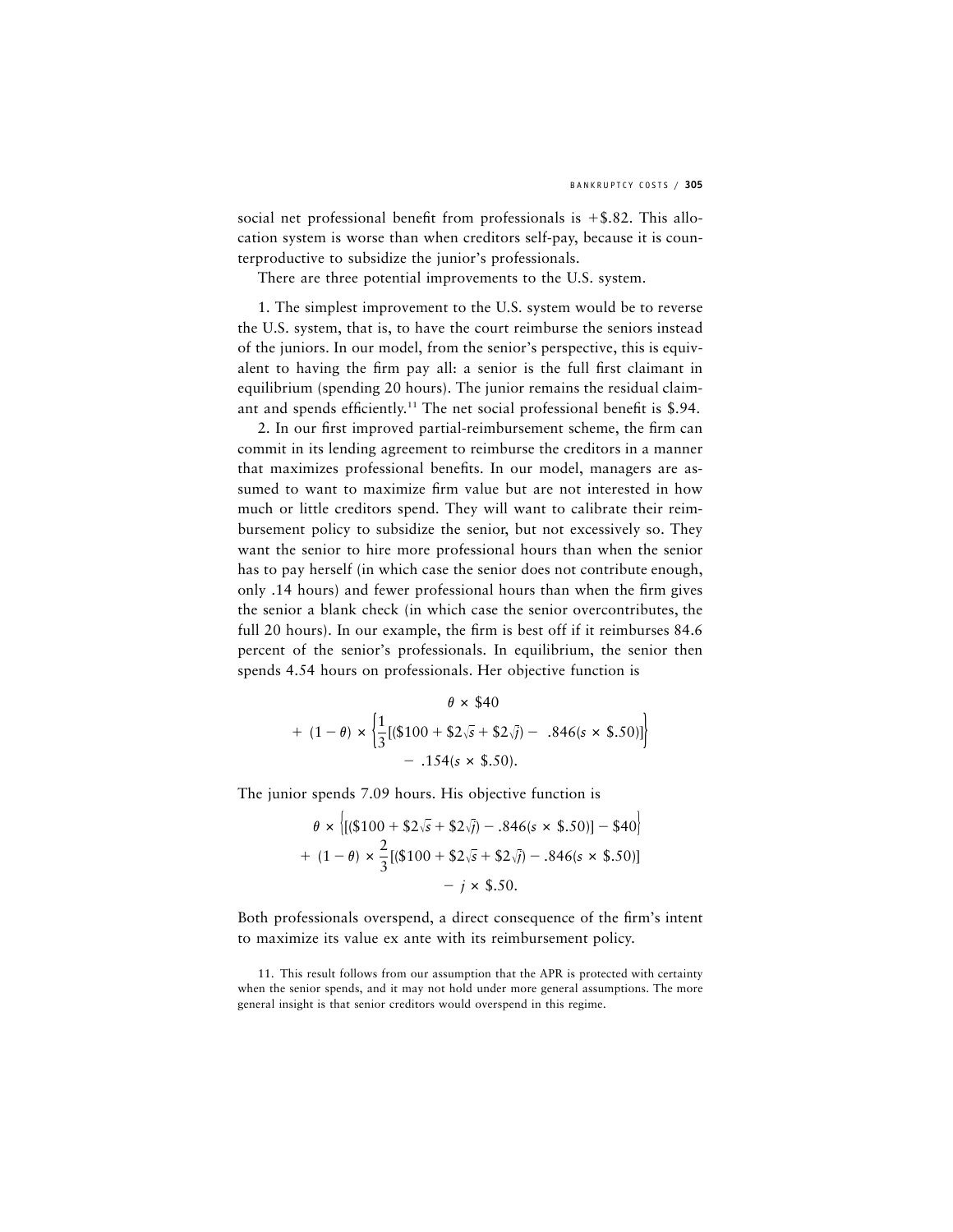social net professional benefit from professionals is +$.82. This allocation system is worse than when creditors self-pay, because it is counterproductive to subsidize the junior's professionals.

There are three potential improvements to the U.S. system.

1. The simplest improvement to the U.S. system would be to reverse the U.S. system, that is, to have the court reimburse the seniors instead of the juniors. In our model, from the senior's perspective, this is equivalent to having the firm pay all: a senior is the full first claimant in equilibrium (spending 20 hours). The junior remains the residual claimant and spends efficiently.[11] The net social professional benefit is $.94.

2. In our first improved partial-reimbursement scheme, the firm can commit in its lending agreement to reimburse the creditors in a manner that maximizes professional benefits. In our model, managers are assumed to want to maximize firm value but are not interested in how much or little creditors spend. They will want to calibrate their reimbursement policy to subsidize the senior, but not excessively so. They want the senior to hire more professional hours than when the senior has to pay herself (in which case the senior does not contribute enough, only .14 hours) and fewer professional hours than when the firm gives the senior a blank check (in which case the senior overcontributes, the full 20 hours). In our example, the firm is best off if it reimburses 84.6 percent of the senior's professionals. In equilibrium, the senior then spends 4.54 hours on professionals. Her objective function is

$$\theta \times \$40 + (1-\theta) \times \left\{\frac{1}{3}[(\$100 + \$2\sqrt{s} + \$2\sqrt{j}) - .846(s \times \$.50)]\right\} - .154(s \times \$.50).$$

The junior spends 7.09 hours. His objective function is

$$\theta \times \left\{[(\$100 + \$2\sqrt{s} + \$2\sqrt{j}) - .846(s \times \$.50)] - \$40\right\} + (1-\theta) \times \frac{2}{3}[(\$100 + \$2\sqrt{s} + \$2\sqrt{j}) - .846(s \times \$.50)] - j \times \$.50.$$

Both professionals overspend, a direct consequence of the firm's intent to maximize its value ex ante with its reimbursement policy.

11. This result follows from our assumption that the APR is protected with certainty when the senior spends, and it may not hold under more general assumptions. The more general insight is that senior creditors would overspend in this regime.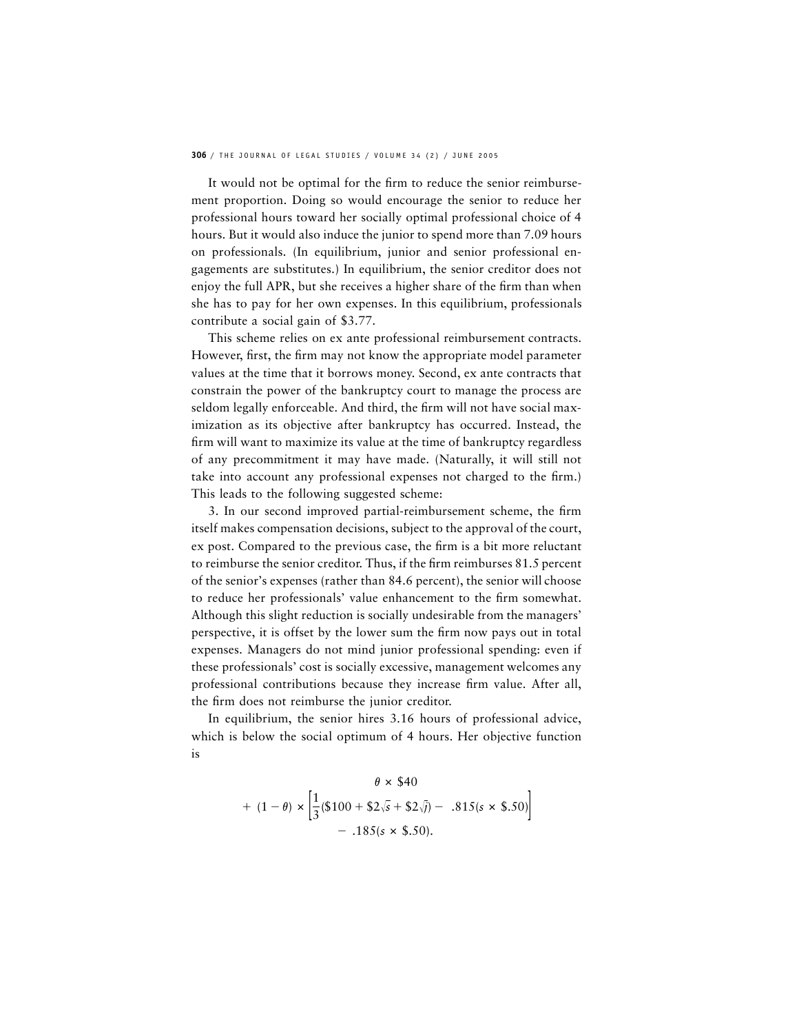It would not be optimal for the firm to reduce the senior reimbursement proportion. Doing so would encourage the senior to reduce her professional hours toward her socially optimal professional choice of 4 hours. But it would also induce the junior to spend more than 7.09 hours on professionals. (In equilibrium, junior and senior professional engagements are substitutes.) In equilibrium, the senior creditor does not enjoy the full APR, but she receives a higher share of the firm than when she has to pay for her own expenses. In this equilibrium, professionals contribute a social gain of \$3.77.

This scheme relies on ex ante professional reimbursement contracts. However, first, the firm may not know the appropriate model parameter values at the time that it borrows money. Second, ex ante contracts that constrain the power of the bankruptcy court to manage the process are seldom legally enforceable. And third, the firm will not have social maximization as its objective after bankruptcy has occurred. Instead, the firm will want to maximize its value at the time of bankruptcy regardless of any precommitment it may have made. (Naturally, it will still not take into account any professional expenses not charged to the firm.) This leads to the following suggested scheme:

3. In our second improved partial-reimbursement scheme, the firm itself makes compensation decisions, subject to the approval of the court, ex post. Compared to the previous case, the firm is a bit more reluctant to reimburse the senior creditor. Thus, if the firm reimburses 81.5 percent of the senior's expenses (rather than 84.6 percent), the senior will choose to reduce her professionals' value enhancement to the firm somewhat. Although this slight reduction is socially undesirable from the managers' perspective, it is offset by the lower sum the firm now pays out in total expenses. Managers do not mind junior professional spending: even if these professionals' cost is socially excessive, management welcomes any professional contributions because they increase firm value. After all, the firm does not reimburse the junior creditor.

In equilibrium, the senior hires 3.16 hours of professional advice, which is below the social optimum of 4 hours. Her objective function is

$$\theta \times \$40 + (1-\theta) \times \left[\frac{1}{3}(\$100 + \$2\sqrt{s} + \$2\sqrt{j}) - .815(s \times \$.50)\right] - .185(s \times \$.50).$$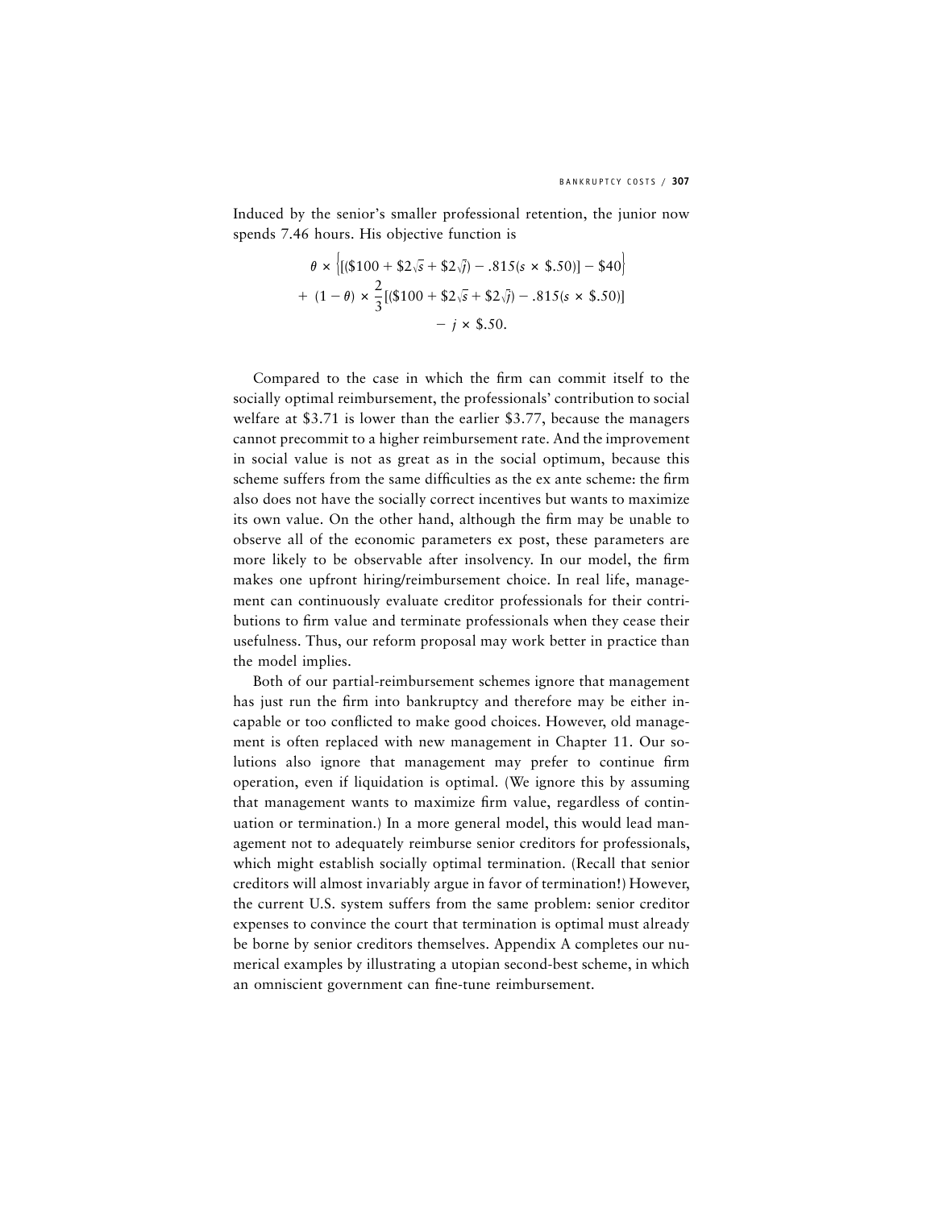Induced by the senior's smaller professional retention, the junior now spends 7.46 hours. His objective function is

$$\theta \times \left\{[(\$100 + \$2\sqrt{s} + \$2\sqrt{j}) - .815(s \times \$.50)] - \$40\right\}$$
$$+ (1 - \theta) \times \frac{2}{3}[(\$100 + \$2\sqrt{s} + \$2\sqrt{j}) - .815(s \times \$.50)]$$
$$- j \times \$.50.$$

Compared to the case in which the firm can commit itself to the socially optimal reimbursement, the professionals' contribution to social welfare at \$3.71 is lower than the earlier \$3.77, because the managers cannot precommit to a higher reimbursement rate. And the improvement in social value is not as great as in the social optimum, because this scheme suffers from the same difficulties as the ex ante scheme: the firm also does not have the socially correct incentives but wants to maximize its own value. On the other hand, although the firm may be unable to observe all of the economic parameters ex post, these parameters are more likely to be observable after insolvency. In our model, the firm makes one upfront hiring/reimbursement choice. In real life, management can continuously evaluate creditor professionals for their contributions to firm value and terminate professionals when they cease their usefulness. Thus, our reform proposal may work better in practice than the model implies.

Both of our partial-reimbursement schemes ignore that management has just run the firm into bankruptcy and therefore may be either incapable or too conflicted to make good choices. However, old management is often replaced with new management in Chapter 11. Our solutions also ignore that management may prefer to continue firm operation, even if liquidation is optimal. (We ignore this by assuming that management wants to maximize firm value, regardless of continuation or termination.) In a more general model, this would lead management not to adequately reimburse senior creditors for professionals, which might establish socially optimal termination. (Recall that senior creditors will almost invariably argue in favor of termination!) However, the current U.S. system suffers from the same problem: senior creditor expenses to convince the court that termination is optimal must already be borne by senior creditors themselves. Appendix A completes our numerical examples by illustrating a utopian second-best scheme, in which an omniscient government can fine-tune reimbursement.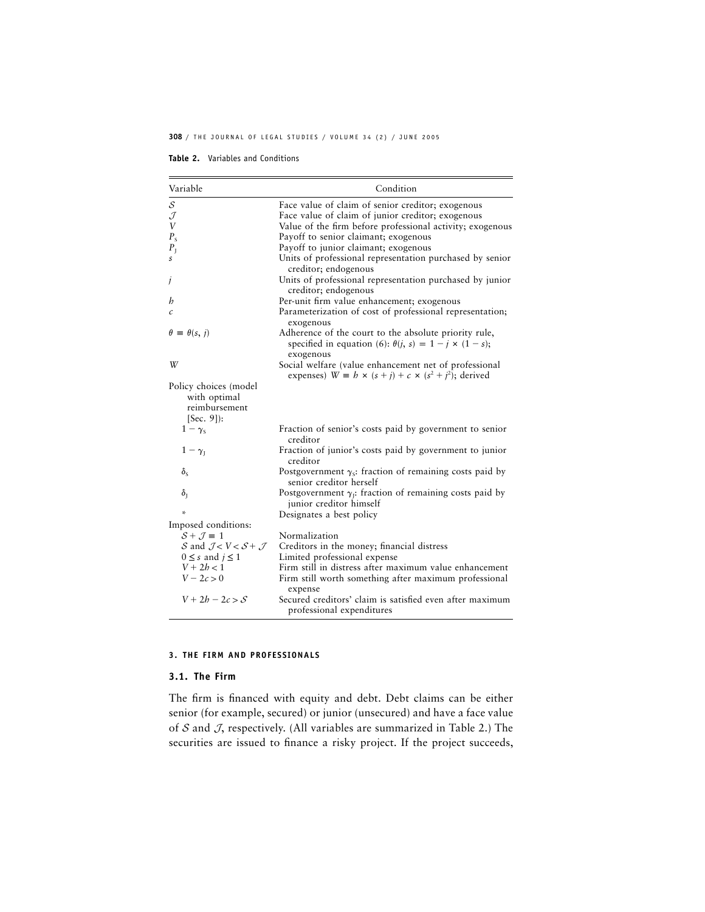**Table 2.** Variables and Conditions

| Variable | Condition |
|---|---|
| $\mathcal{S}$ | Face value of claim of senior creditor; exogenous |
| $\mathcal{J}$ | Face value of claim of junior creditor; exogenous |
| $V$ | Value of the firm before professional activity; exogenous |
| $P_S$ | Payoff to senior claimant; exogenous |
| $P_J$ | Payoff to junior claimant; exogenous |
| $s$ | Units of professional representation purchased by senior creditor; endogenous |
| $j$ | Units of professional representation purchased by junior creditor; endogenous |
| $h$ | Per-unit firm value enhancement; exogenous |
| $c$ | Parameterization of cost of professional representation; exogenous |
| $\theta \equiv \theta(s, j)$ | Adherence of the court to the absolute priority rule, specified in equation (6): $\theta(j, s) = 1 - j \times (1 - s)$; exogenous |
| $W$ | Social welfare (value enhancement net of professional expenses) $W \equiv h \times (s + j) + c \times (s^2 + j^2)$; derived |
| Policy choices (model with optimal reimbursement [Sec. 9]): | |
| $1 - \gamma_S$ | Fraction of senior's costs paid by government to senior creditor |
| $1 - \gamma_J$ | Fraction of junior's costs paid by government to junior creditor |
| $\delta_S$ | Postgovernment $\gamma_S$: fraction of remaining costs paid by senior creditor herself |
| $\delta_J$ | Postgovernment $\gamma_J$: fraction of remaining costs paid by junior creditor himself |
| * | Designates a best policy |
| Imposed conditions: | |
| $\mathcal{S} + \mathcal{J} \equiv 1$ | Normalization |
| $\mathcal{S}$ and $\mathcal{J} < V < \mathcal{S} + \mathcal{J}$ | Creditors in the money; financial distress |
| $0 \leq s$ and $j \leq 1$ | Limited professional expense |
| $V + 2h < 1$ | Firm still in distress after maximum value enhancement |
| $V - 2c > 0$ | Firm still worth something after maximum professional expense |
| $V + 2h - 2c > \mathcal{S}$ | Secured creditors' claim is satisfied even after maximum professional expenditures |

### 3. THE FIRM AND PROFESSIONALS

#### 3.1. The Firm

The firm is financed with equity and debt. Debt claims can be either senior (for example, secured) or junior (unsecured) and have a face value of $\mathcal{S}$ and $\mathcal{J}$, respectively. (All variables are summarized in Table 2.) The securities are issued to finance a risky project. If the project succeeds,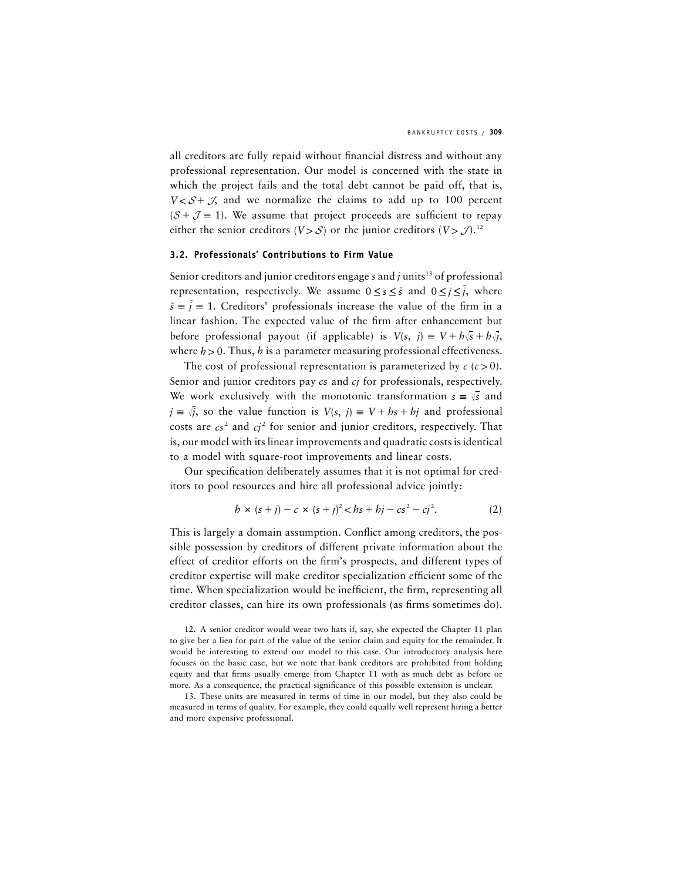all creditors are fully repaid without financial distress and without any professional representation. Our model is concerned with the state in which the project fails and the total debt cannot be paid off, that is, $V < \mathcal{S} + \mathcal{J}$, and we normalize the claims to add up to 100 percent ($\mathcal{S} + \mathcal{J} \equiv 1$). We assume that project proceeds are sufficient to repay either the senior creditors ($V > \mathcal{S}$) or the junior creditors ($V > \mathcal{J}$).[12]

### 3.2. Professionals' Contributions to Firm Value

Senior creditors and junior creditors engage $s$ and $j$ units[13] of professional representation, respectively. We assume $0 \leq s \leq \bar{s}$ and $0 \leq j \leq \bar{j}$, where $\bar{s} \equiv \bar{j} \equiv 1$. Creditors' professionals increase the value of the firm in a linear fashion. The expected value of the firm after enhancement but before professional payout (if applicable) is $V(s, j) \equiv V + h\sqrt{s} + h\sqrt{j}$, where $h > 0$. Thus, $h$ is a parameter measuring professional effectiveness.

The cost of professional representation is parameterized by $c$ ($c > 0$). Senior and junior creditors pay $cs$ and $cj$ for professionals, respectively. We work exclusively with the monotonic transformation $s \equiv \sqrt{s}$ and $j \equiv \sqrt{j}$, so the value function is $V(s, j) \equiv V + hs + hj$ and professional costs are $cs^2$ and $cj^2$ for senior and junior creditors, respectively. That is, our model with its linear improvements and quadratic costs is identical to a model with square-root improvements and linear costs.

Our specification deliberately assumes that it is not optimal for creditors to pool resources and hire all professional advice jointly:

$$h \times (s + j) - c \times (s + j)^2 < hs + hj - cs^2 - cj^2. \tag{2}$$

This is largely a domain assumption. Conflict among creditors, the possible possession by creditors of different private information about the effect of creditor efforts on the firm's prospects, and different types of creditor expertise will make creditor specialization efficient some of the time. When specialization would be inefficient, the firm, representing all creditor classes, can hire its own professionals (as firms sometimes do).

12. A senior creditor would wear two hats if, say, she expected the Chapter 11 plan to give her a lien for part of the value of the senior claim and equity for the remainder. It would be interesting to extend our model to this case. Our introductory analysis here focuses on the basic case, but we note that bank creditors are prohibited from holding equity and that firms usually emerge from Chapter 11 with as much debt as before or more. As a consequence, the practical significance of this possible extension is unclear.

13. These units are measured in terms of time in our model, but they also could be measured in terms of quality. For example, they could equally well represent hiring a better and more expensive professional.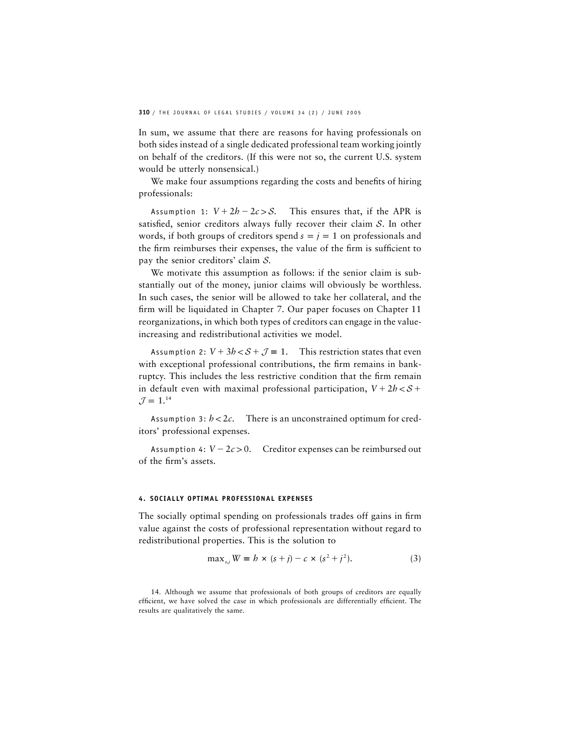In sum, we assume that there are reasons for having professionals on both sides instead of a single dedicated professional team working jointly on behalf of the creditors. (If this were not so, the current U.S. system would be utterly nonsensical.)

We make four assumptions regarding the costs and benefits of hiring professionals:

Assumption 1: $V + 2h - 2c > \mathcal{S}$. This ensures that, if the APR is satisfied, senior creditors always fully recover their claim $\mathcal{S}$. In other words, if both groups of creditors spend $s = j = 1$ on professionals and the firm reimburses their expenses, the value of the firm is sufficient to pay the senior creditors' claim $\mathcal{S}$.

We motivate this assumption as follows: if the senior claim is substantially out of the money, junior claims will obviously be worthless. In such cases, the senior will be allowed to take her collateral, and the firm will be liquidated in Chapter 7. Our paper focuses on Chapter 11 reorganizations, in which both types of creditors can engage in the value-increasing and redistributional activities we model.

Assumption 2: $V + 3h < \mathcal{S} + \mathcal{J} \equiv 1$. This restriction states that even with exceptional professional contributions, the firm remains in bankruptcy. This includes the less restrictive condition that the firm remain in default even with maximal professional participation, $V + 2h < \mathcal{S} + \mathcal{J} = 1$.[14]

Assumption 3: $h < 2c$. There is an unconstrained optimum for creditors' professional expenses.

Assumption 4: $V - 2c > 0$. Creditor expenses can be reimbursed out of the firm's assets.

## 4. SOCIALLY OPTIMAL PROFESSIONAL EXPENSES

The socially optimal spending on professionals trades off gains in firm value against the costs of professional representation without regard to redistributional properties. This is the solution to

$$\max_{s,j} W \equiv h \times (s + j) - c \times (s^2 + j^2). \tag{3}$$

14. Although we assume that professionals of both groups of creditors are equally efficient, we have solved the case in which professionals are differentially efficient. The results are qualitatively the same.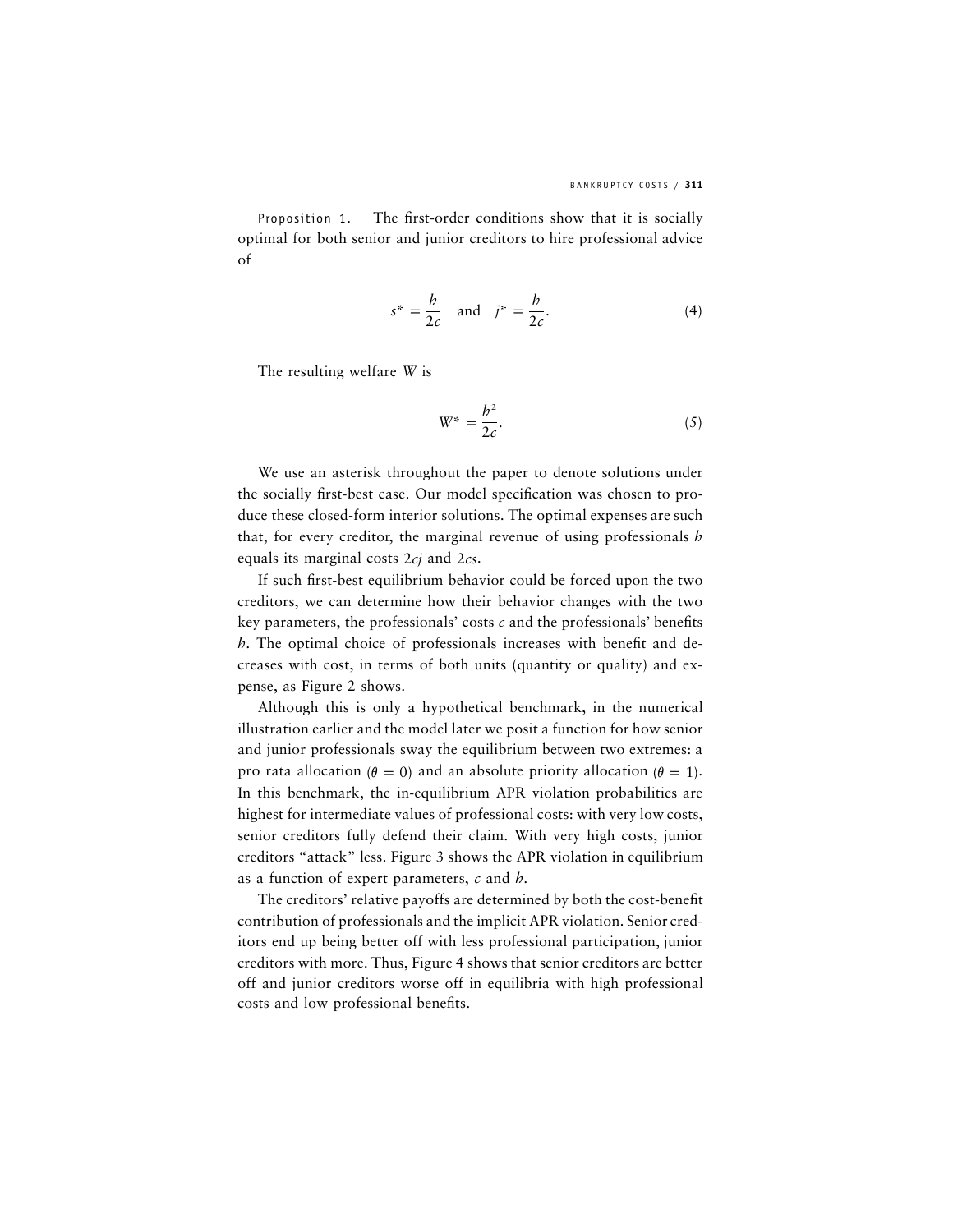Proposition 1. The first-order conditions show that it is socially optimal for both senior and junior creditors to hire professional advice of

$$s^* = \frac{h}{2c} \quad \text{and} \quad j^* = \frac{h}{2c}. \tag{4}$$

The resulting welfare $W$ is

$$W^* = \frac{h^2}{2c}. \tag{5}$$

We use an asterisk throughout the paper to denote solutions under the socially first-best case. Our model specification was chosen to produce these closed-form interior solutions. The optimal expenses are such that, for every creditor, the marginal revenue of using professionals $h$ equals its marginal costs $2cj$ and $2cs$.

If such first-best equilibrium behavior could be forced upon the two creditors, we can determine how their behavior changes with the two key parameters, the professionals' costs $c$ and the professionals' benefits $h$. The optimal choice of professionals increases with benefit and decreases with cost, in terms of both units (quantity or quality) and expense, as Figure 2 shows.

Although this is only a hypothetical benchmark, in the numerical illustration earlier and the model later we posit a function for how senior and junior professionals sway the equilibrium between two extremes: a pro rata allocation ($\theta = 0$) and an absolute priority allocation ($\theta = 1$). In this benchmark, the in-equilibrium APR violation probabilities are highest for intermediate values of professional costs: with very low costs, senior creditors fully defend their claim. With very high costs, junior creditors "attack" less. Figure 3 shows the APR violation in equilibrium as a function of expert parameters, $c$ and $h$.

The creditors' relative payoffs are determined by both the cost-benefit contribution of professionals and the implicit APR violation. Senior creditors end up being better off with less professional participation, junior creditors with more. Thus, Figure 4 shows that senior creditors are better off and junior creditors worse off in equilibria with high professional costs and low professional benefits.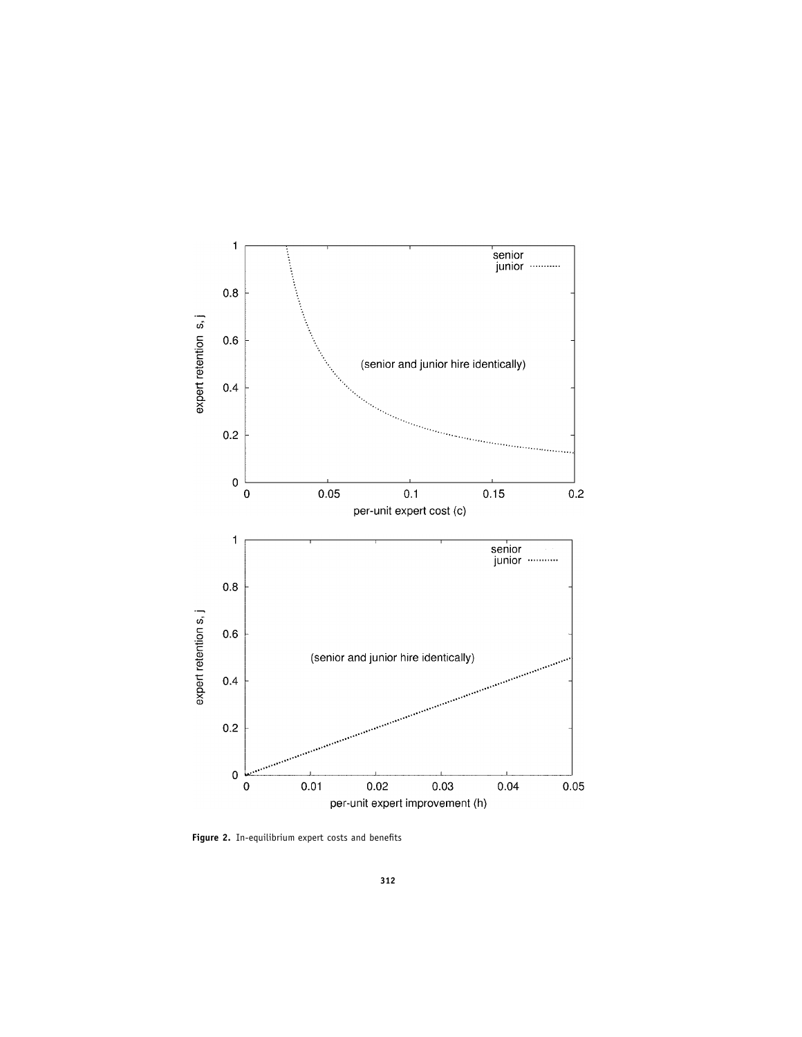**Figure 2.** In-equilibrium expert costs and benefits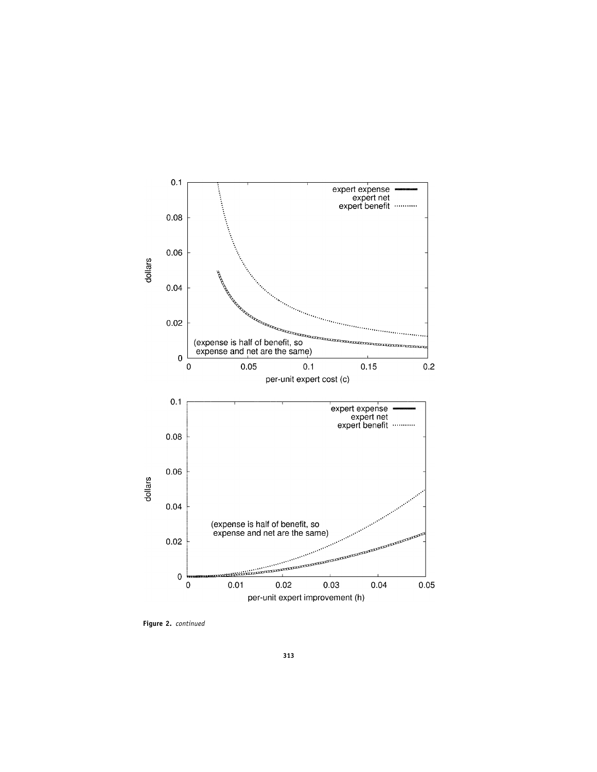Figure 2. *continued*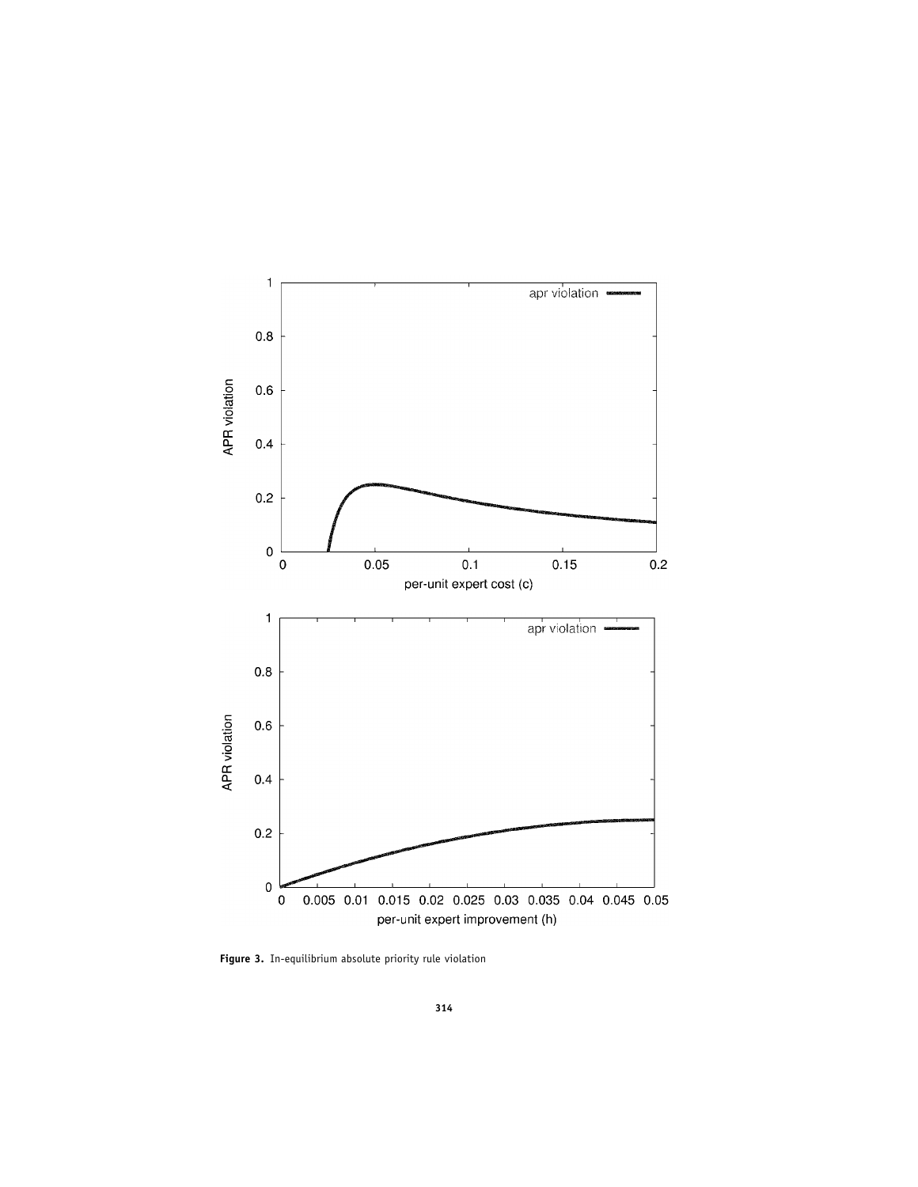Figure 3. In-equilibrium absolute priority rule violation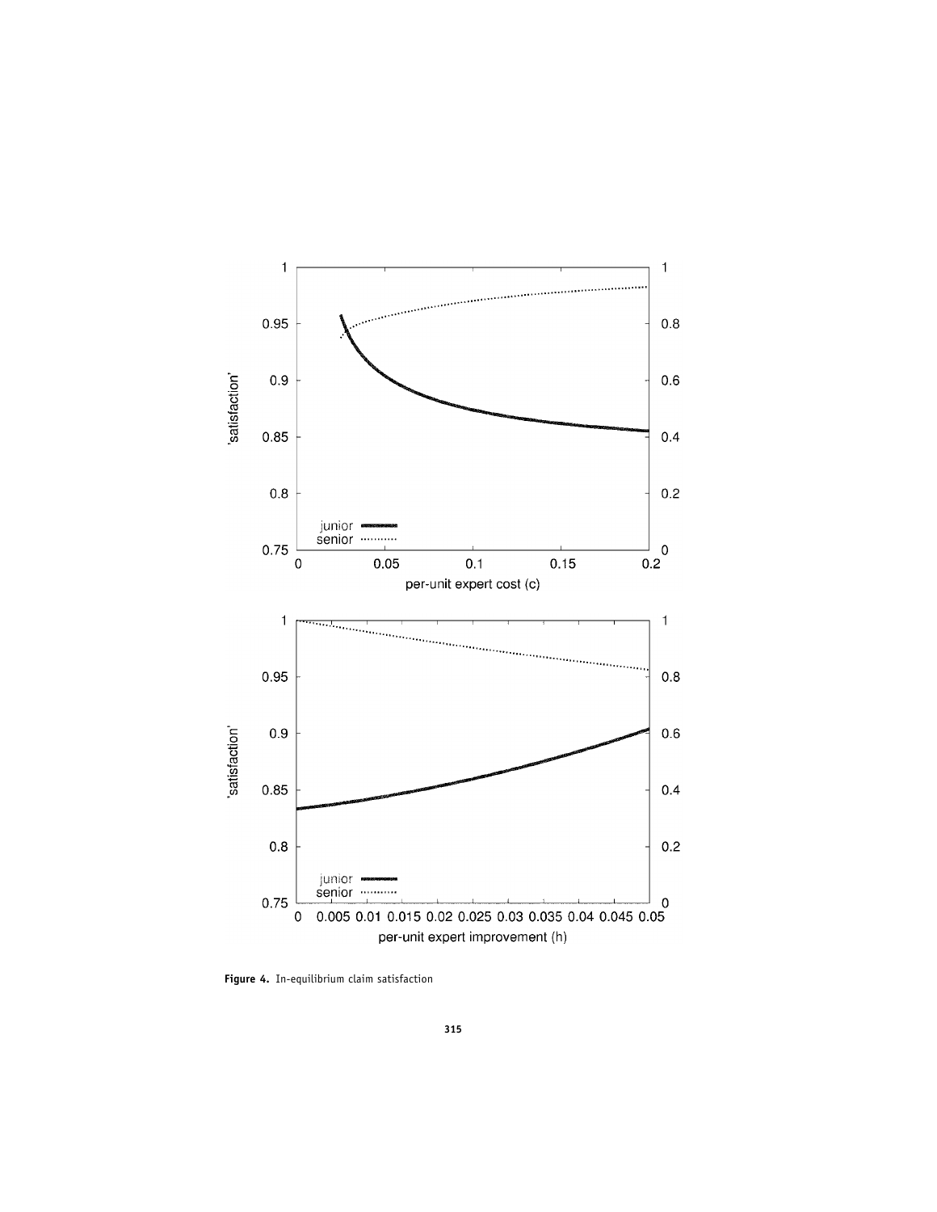**Figure 4.** In-equilibrium claim satisfaction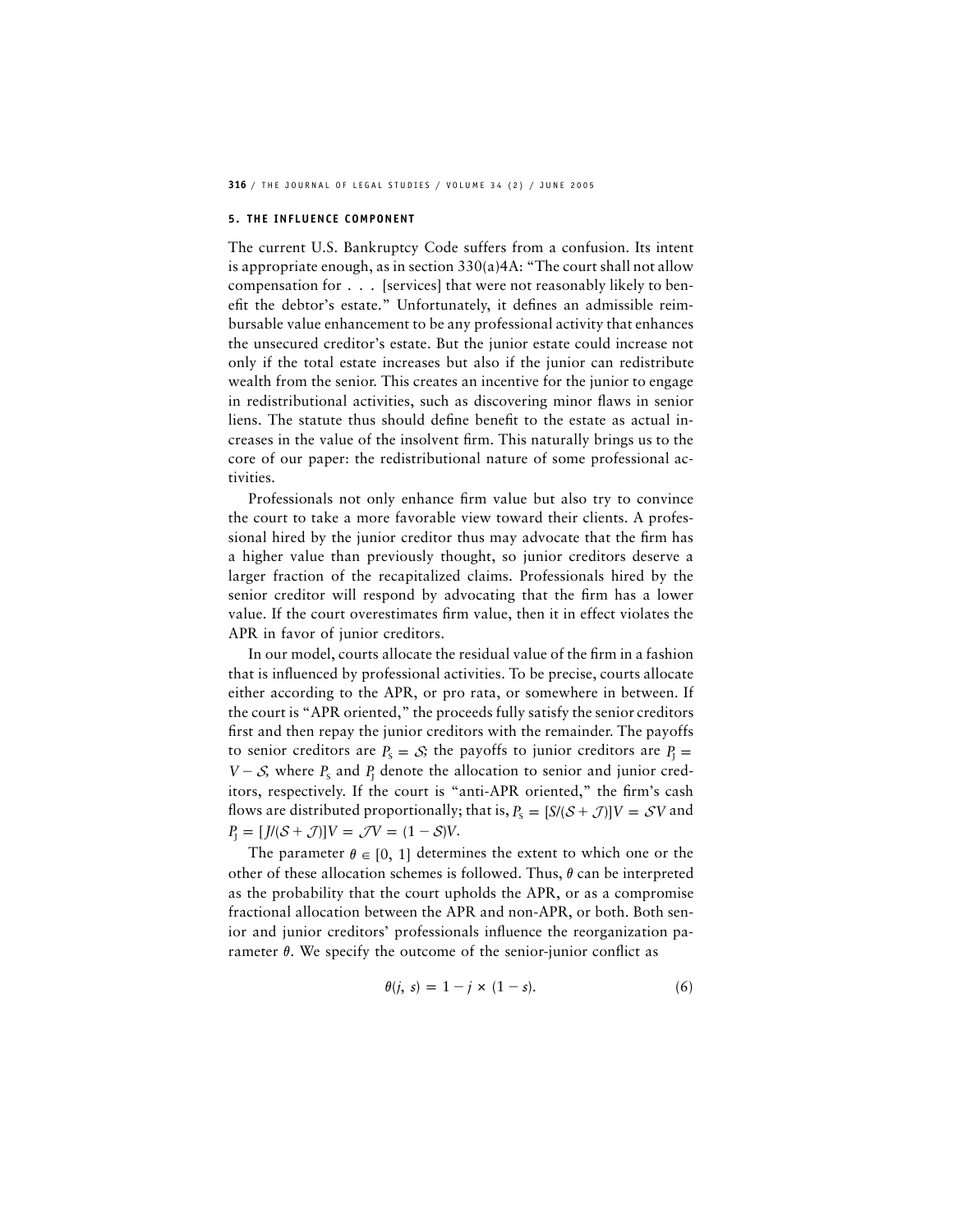### 5. THE INFLUENCE COMPONENT

The current U.S. Bankruptcy Code suffers from a confusion. Its intent is appropriate enough, as in section 330(a)4A: "The court shall not allow compensation for . . . [services] that were not reasonably likely to benefit the debtor's estate." Unfortunately, it defines an admissible reimbursable value enhancement to be any professional activity that enhances the unsecured creditor's estate. But the junior estate could increase not only if the total estate increases but also if the junior can redistribute wealth from the senior. This creates an incentive for the junior to engage in redistributional activities, such as discovering minor flaws in senior liens. The statute thus should define benefit to the estate as actual increases in the value of the insolvent firm. This naturally brings us to the core of our paper: the redistributional nature of some professional activities.

Professionals not only enhance firm value but also try to convince the court to take a more favorable view toward their clients. A professional hired by the junior creditor thus may advocate that the firm has a higher value than previously thought, so junior creditors deserve a larger fraction of the recapitalized claims. Professionals hired by the senior creditor will respond by advocating that the firm has a lower value. If the court overestimates firm value, then it in effect violates the APR in favor of junior creditors.

In our model, courts allocate the residual value of the firm in a fashion that is influenced by professional activities. To be precise, courts allocate either according to the APR, or pro rata, or somewhere in between. If the court is "APR oriented," the proceeds fully satisfy the senior creditors first and then repay the junior creditors with the remainder. The payoffs to senior creditors are $P_S = \mathcal{S}$; the payoffs to junior creditors are $P_J = V - \mathcal{S}$, where $P_S$ and $P_J$ denote the allocation to senior and junior creditors, respectively. If the court is "anti-APR oriented," the firm's cash flows are distributed proportionally; that is, $P_S = [S/(\mathcal{S} + \mathcal{J})]V = \mathcal{S}V$ and $P_J = [J/(\mathcal{S} + \mathcal{J})]V = \mathcal{J}V = (1 - \mathcal{S})V$.

The parameter $\theta \in [0, 1]$ determines the extent to which one or the other of these allocation schemes is followed. Thus, $\theta$ can be interpreted as the probability that the court upholds the APR, or as a compromise fractional allocation between the APR and non-APR, or both. Both senior and junior creditors' professionals influence the reorganization parameter $\theta$. We specify the outcome of the senior-junior conflict as

$$\theta(j, s) = 1 - j \times (1 - s). \tag{6}$$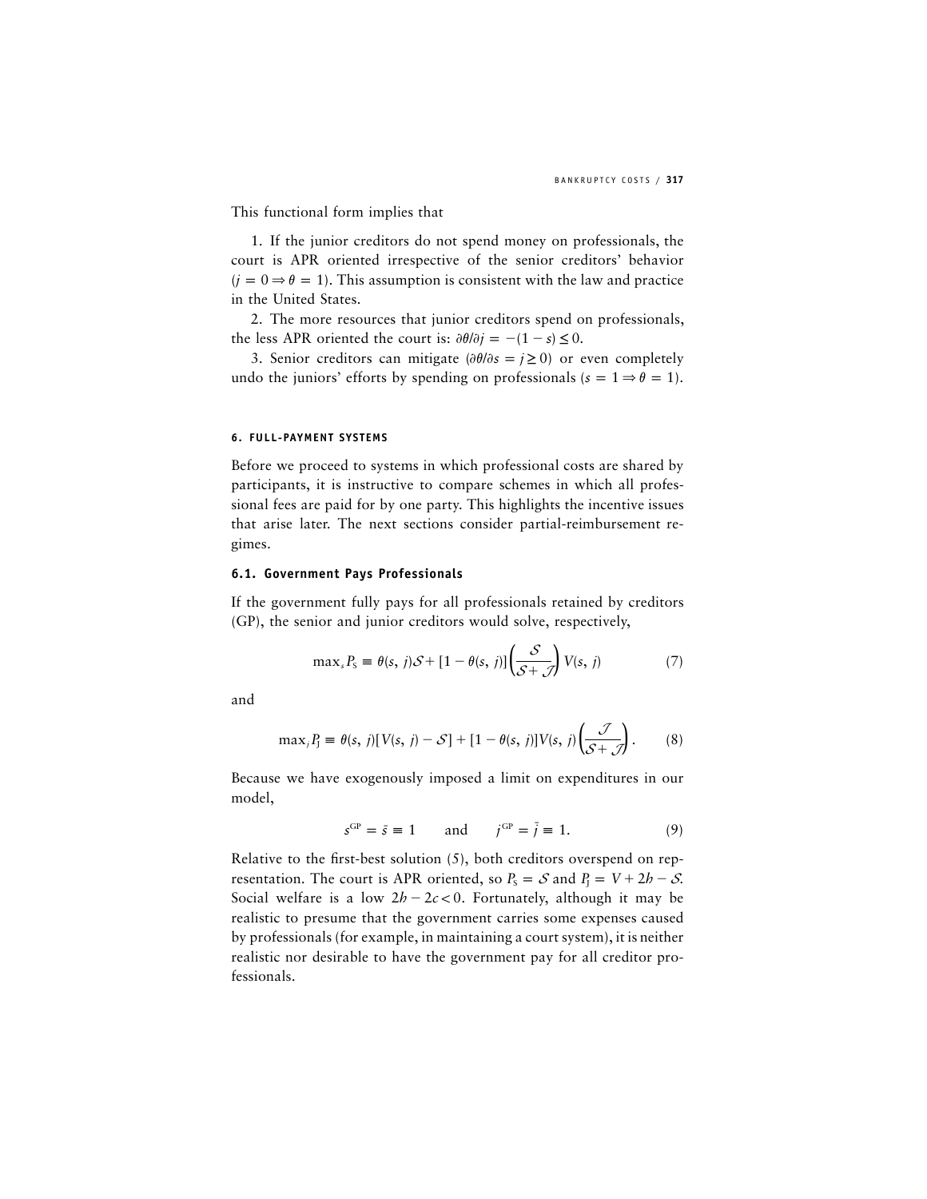This functional form implies that

1. If the junior creditors do not spend money on professionals, the court is APR oriented irrespective of the senior creditors' behavior ($j = 0 \Rightarrow \theta = 1$). This assumption is consistent with the law and practice in the United States.

2. The more resources that junior creditors spend on professionals, the less APR oriented the court is: $\partial\theta/\partial j = -(1 - s) \leq 0$.

3. Senior creditors can mitigate ($\partial\theta/\partial s = j \geq 0$) or even completely undo the juniors' efforts by spending on professionals ($s = 1 \Rightarrow \theta = 1$).

## 6. FULL-PAYMENT SYSTEMS

Before we proceed to systems in which professional costs are shared by participants, it is instructive to compare schemes in which all professional fees are paid for by one party. This highlights the incentive issues that arise later. The next sections consider partial-reimbursement regimes.

### 6.1. Government Pays Professionals

If the government fully pays for all professionals retained by creditors (GP), the senior and junior creditors would solve, respectively,

$$\max_s P_S \equiv \theta(s, j)\mathcal{S} + [1 - \theta(s, j)]\left(\frac{\mathcal{S}}{\mathcal{S} + \mathcal{J}}\right) V(s, j) \tag{7}$$

and

$$\max_j P_J \equiv \theta(s, j)[V(s, j) - \mathcal{S}] + [1 - \theta(s, j)]V(s, j)\left(\frac{\mathcal{J}}{\mathcal{S} + \mathcal{J}}\right). \tag{8}$$

Because we have exogenously imposed a limit on expenditures in our model,

$$s^{GP} = \bar{s} \equiv 1 \qquad \text{and} \qquad j^{GP} = \bar{j} \equiv 1. \tag{9}$$

Relative to the first-best solution (5), both creditors overspend on representation. The court is APR oriented, so $P_S = \mathcal{S}$ and $P_J = V + 2h - \mathcal{S}$. Social welfare is a low $2h - 2c < 0$. Fortunately, although it may be realistic to presume that the government carries some expenses caused by professionals (for example, in maintaining a court system), it is neither realistic nor desirable to have the government pay for all creditor professionals.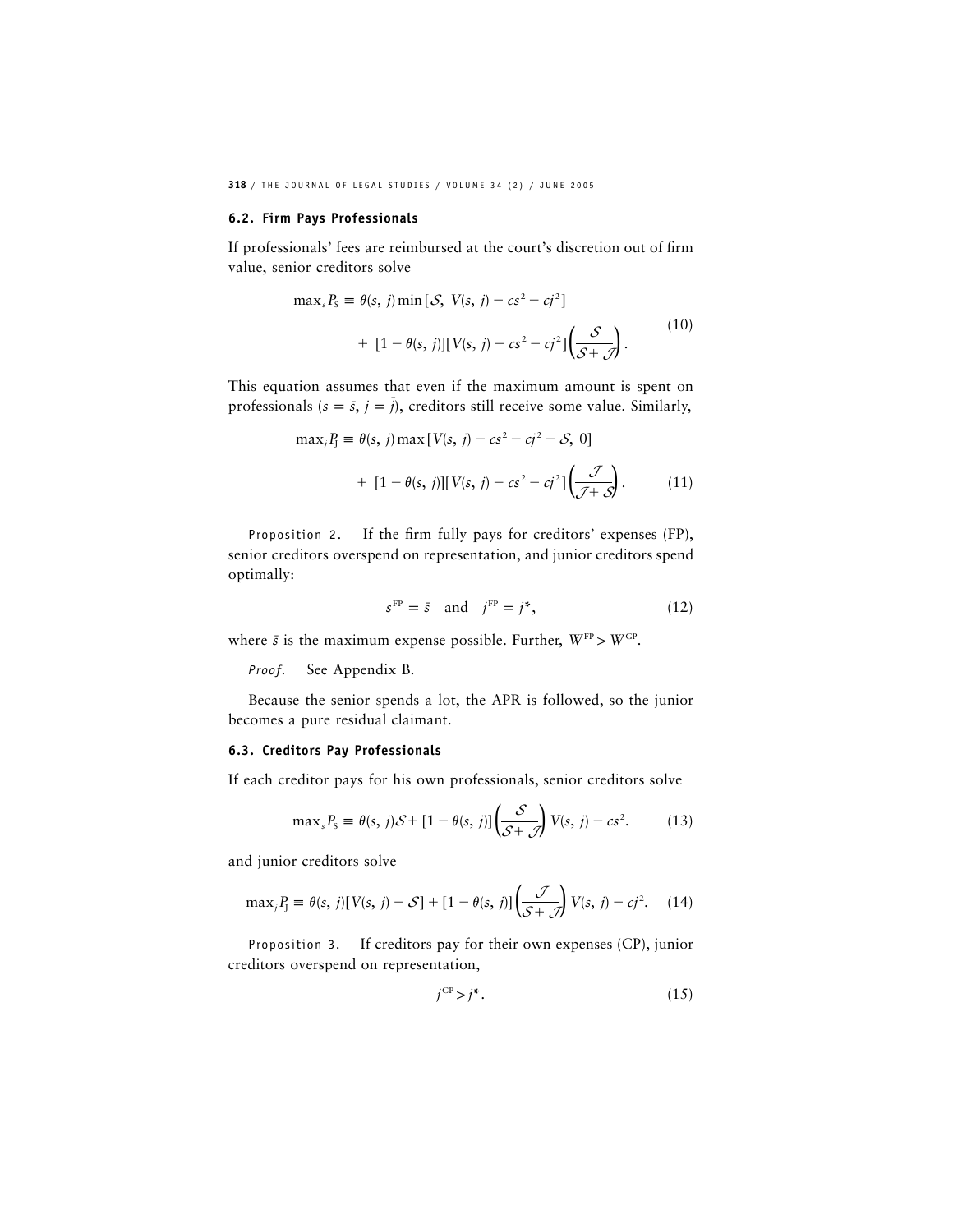### 6.2. Firm Pays Professionals

If professionals' fees are reimbursed at the court's discretion out of firm value, senior creditors solve

$$\max_s P_S \equiv \theta(s, j)\min[\mathcal{S},\ V(s, j) - cs^2 - cj^2] + [1 - \theta(s, j)][V(s, j) - cs^2 - cj^2]\left(\frac{\mathcal{S}}{\mathcal{S} + \mathcal{J}}\right). \tag{10}$$

This equation assumes that even if the maximum amount is spent on professionals ($s = \bar{s}$, $j = \bar{j}$), creditors still receive some value. Similarly,

$$\max_j P_J \equiv \theta(s, j)\max[V(s, j) - cs^2 - cj^2 - \mathcal{S},\ 0] + [1 - \theta(s, j)][V(s, j) - cs^2 - cj^2]\left(\frac{\mathcal{J}}{\mathcal{J} + \mathcal{S}}\right). \tag{11}$$

Proposition 2. If the firm fully pays for creditors' expenses (FP), senior creditors overspend on representation, and junior creditors spend optimally:

$$s^{\text{FP}} = \bar{s} \quad \text{and} \quad j^{\text{FP}} = j^*, \tag{12}$$

where $\bar{s}$ is the maximum expense possible. Further, $W^{\text{FP}} > W^{\text{GP}}$.

*Proof.* See Appendix B.

Because the senior spends a lot, the APR is followed, so the junior becomes a pure residual claimant.

### 6.3. Creditors Pay Professionals

If each creditor pays for his own professionals, senior creditors solve

$$\max_s P_S \equiv \theta(s, j)\mathcal{S} + [1 - \theta(s, j)]\left(\frac{\mathcal{S}}{\mathcal{S} + \mathcal{J}}\right)V(s, j) - cs^2. \tag{13}$$

and junior creditors solve

$$\max_j P_J \equiv \theta(s, j)[V(s, j) - \mathcal{S}] + [1 - \theta(s, j)]\left(\frac{\mathcal{J}}{\mathcal{S} + \mathcal{J}}\right)V(s, j) - cj^2. \tag{14}$$

Proposition 3. If creditors pay for their own expenses (CP), junior creditors overspend on representation,

$$j^{\text{CP}} > j^*. \tag{15}$$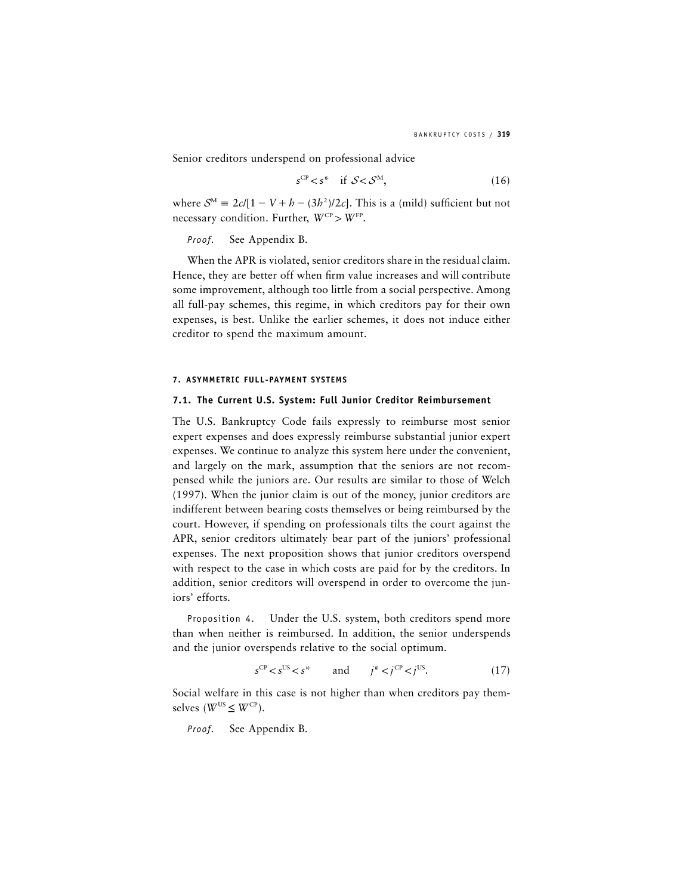Senior creditors underspend on professional advice

$$s^{CP} < s^* \quad \text{if } \mathcal{S} < \mathcal{S}^M, \tag{16}$$

where $\mathcal{S}^M \equiv 2c/[1 - V + h - (3h^2)/2c]$. This is a (mild) sufficient but not necessary condition. Further, $W^{CP} > W^{FP}$.

*Proof.* See Appendix B.

When the APR is violated, senior creditors share in the residual claim. Hence, they are better off when firm value increases and will contribute some improvement, although too little from a social perspective. Among all full-pay schemes, this regime, in which creditors pay for their own expenses, is best. Unlike the earlier schemes, it does not induce either creditor to spend the maximum amount.

## 7. ASYMMETRIC FULL-PAYMENT SYSTEMS

### 7.1. The Current U.S. System: Full Junior Creditor Reimbursement

The U.S. Bankruptcy Code fails expressly to reimburse most senior expert expenses and does expressly reimburse substantial junior expert expenses. We continue to analyze this system here under the convenient, and largely on the mark, assumption that the seniors are not recompensed while the juniors are. Our results are similar to those of Welch (1997). When the junior claim is out of the money, junior creditors are indifferent between bearing costs themselves or being reimbursed by the court. However, if spending on professionals tilts the court against the APR, senior creditors ultimately bear part of the juniors' professional expenses. The next proposition shows that junior creditors overspend with respect to the case in which costs are paid for by the creditors. In addition, senior creditors will overspend in order to overcome the juniors' efforts.

Proposition 4. Under the U.S. system, both creditors spend more than when neither is reimbursed. In addition, the senior underspends and the junior overspends relative to the social optimum.

$$s^{CP} < s^{US} < s^* \qquad \text{and} \qquad j^* < j^{CP} < j^{US}. \tag{17}$$

Social welfare in this case is not higher than when creditors pay themselves ($W^{US} \leq W^{CP}$).

*Proof.* See Appendix B.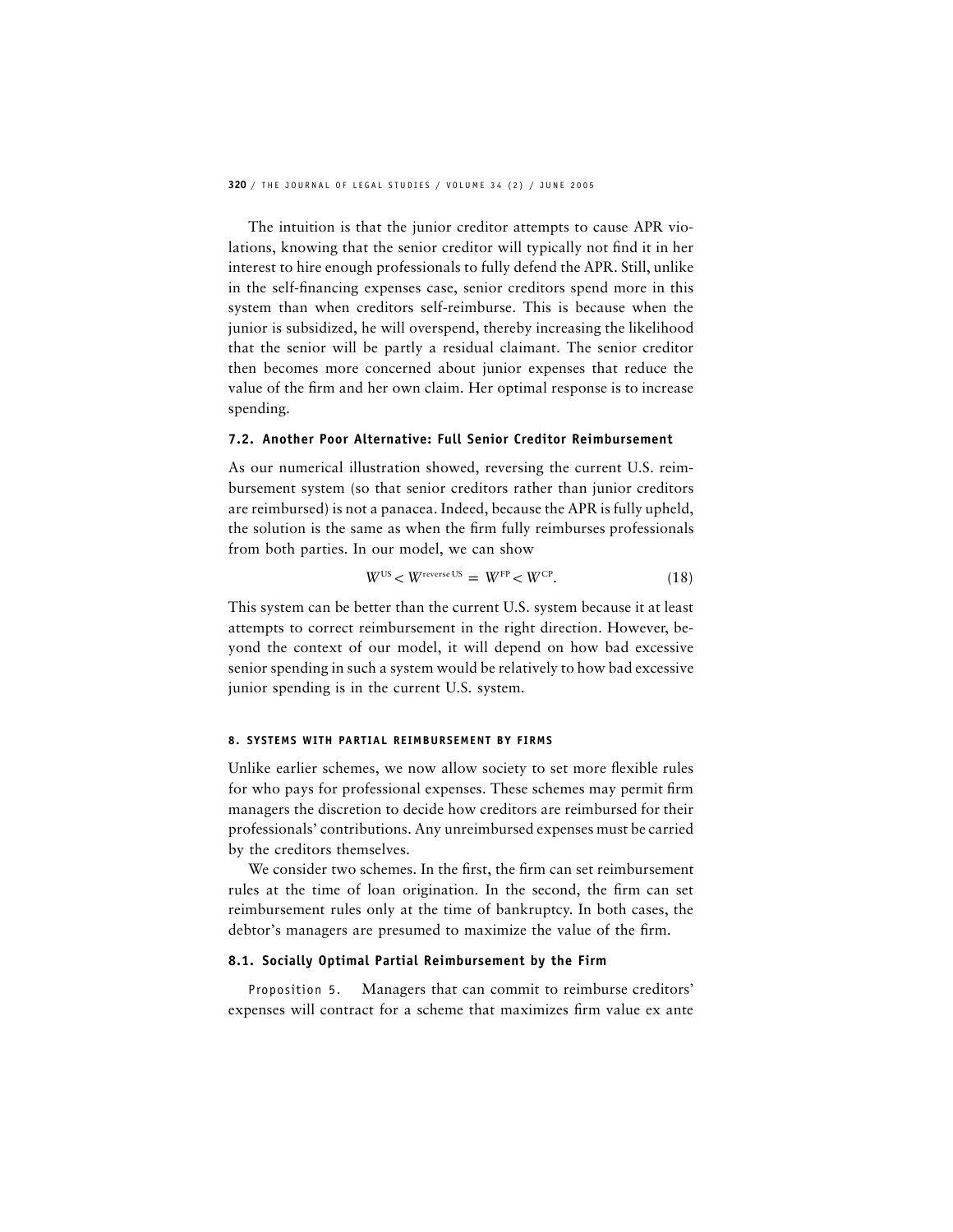The intuition is that the junior creditor attempts to cause APR violations, knowing that the senior creditor will typically not find it in her interest to hire enough professionals to fully defend the APR. Still, unlike in the self-financing expenses case, senior creditors spend more in this system than when creditors self-reimburse. This is because when the junior is subsidized, he will overspend, thereby increasing the likelihood that the senior will be partly a residual claimant. The senior creditor then becomes more concerned about junior expenses that reduce the value of the firm and her own claim. Her optimal response is to increase spending.

### 7.2. Another Poor Alternative: Full Senior Creditor Reimbursement

As our numerical illustration showed, reversing the current U.S. reimbursement system (so that senior creditors rather than junior creditors are reimbursed) is not a panacea. Indeed, because the APR is fully upheld, the solution is the same as when the firm fully reimburses professionals from both parties. In our model, we can show

$$W^{\text{US}} < W^{\text{reverse US}} = W^{\text{FP}} < W^{\text{CP}}. \tag{18}$$

This system can be better than the current U.S. system because it at least attempts to correct reimbursement in the right direction. However, beyond the context of our model, it will depend on how bad excessive senior spending in such a system would be relatively to how bad excessive junior spending is in the current U.S. system.

## 8. SYSTEMS WITH PARTIAL REIMBURSEMENT BY FIRMS

Unlike earlier schemes, we now allow society to set more flexible rules for who pays for professional expenses. These schemes may permit firm managers the discretion to decide how creditors are reimbursed for their professionals' contributions. Any unreimbursed expenses must be carried by the creditors themselves.

We consider two schemes. In the first, the firm can set reimbursement rules at the time of loan origination. In the second, the firm can set reimbursement rules only at the time of bankruptcy. In both cases, the debtor's managers are presumed to maximize the value of the firm.

### 8.1. Socially Optimal Partial Reimbursement by the Firm

Proposition 5. Managers that can commit to reimburse creditors' expenses will contract for a scheme that maximizes firm value ex ante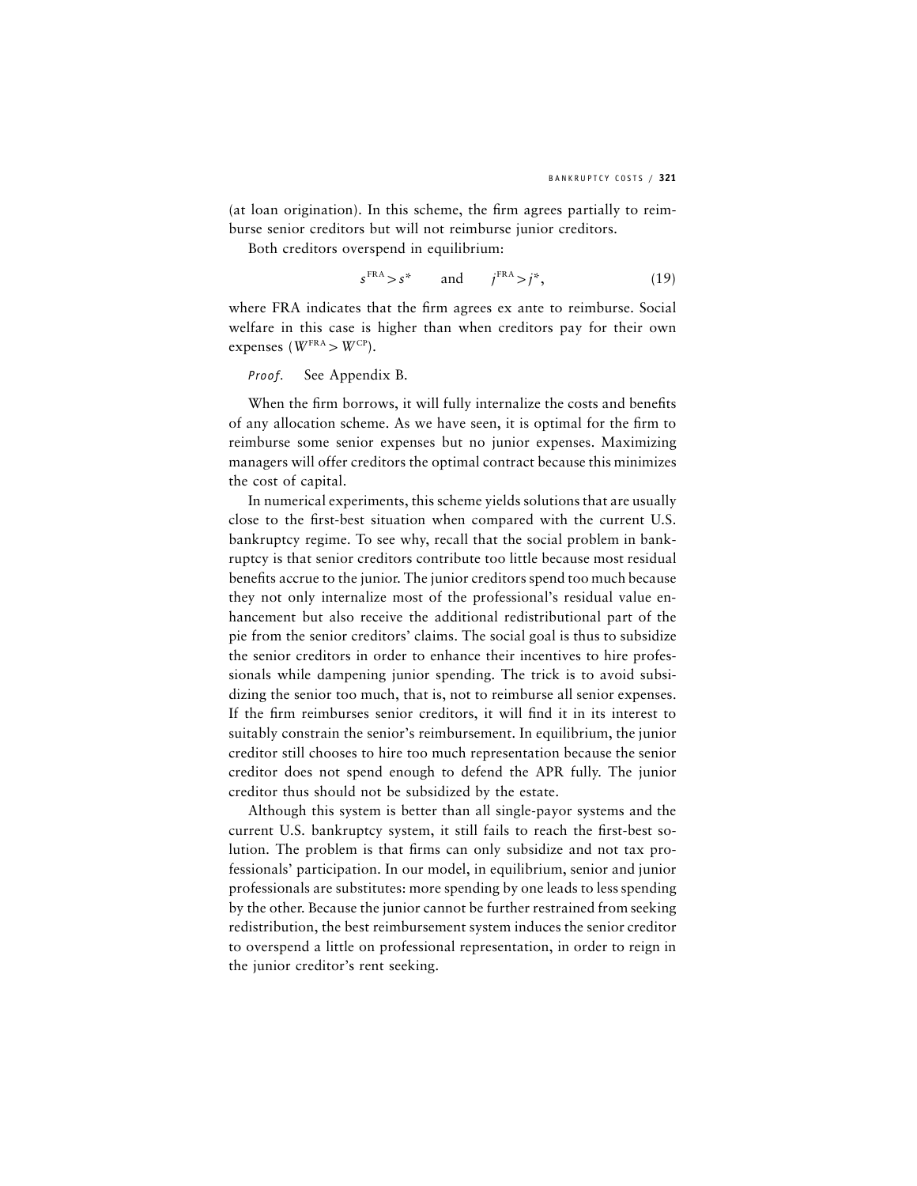(at loan origination). In this scheme, the firm agrees partially to reimburse senior creditors but will not reimburse junior creditors.

Both creditors overspend in equilibrium:

$$s^{\text{FRA}} > s^* \qquad \text{and} \qquad j^{\text{FRA}} > j^*, \tag{19}$$

where FRA indicates that the firm agrees ex ante to reimburse. Social welfare in this case is higher than when creditors pay for their own expenses ($W^{\text{FRA}} > W^{\text{CP}}$).

*Proof.* See Appendix B.

When the firm borrows, it will fully internalize the costs and benefits of any allocation scheme. As we have seen, it is optimal for the firm to reimburse some senior expenses but no junior expenses. Maximizing managers will offer creditors the optimal contract because this minimizes the cost of capital.

In numerical experiments, this scheme yields solutions that are usually close to the first-best situation when compared with the current U.S. bankruptcy regime. To see why, recall that the social problem in bankruptcy is that senior creditors contribute too little because most residual benefits accrue to the junior. The junior creditors spend too much because they not only internalize most of the professional's residual value enhancement but also receive the additional redistributional part of the pie from the senior creditors' claims. The social goal is thus to subsidize the senior creditors in order to enhance their incentives to hire professionals while dampening junior spending. The trick is to avoid subsidizing the senior too much, that is, not to reimburse all senior expenses. If the firm reimburses senior creditors, it will find it in its interest to suitably constrain the senior's reimbursement. In equilibrium, the junior creditor still chooses to hire too much representation because the senior creditor does not spend enough to defend the APR fully. The junior creditor thus should not be subsidized by the estate.

Although this system is better than all single-payor systems and the current U.S. bankruptcy system, it still fails to reach the first-best solution. The problem is that firms can only subsidize and not tax professionals' participation. In our model, in equilibrium, senior and junior professionals are substitutes: more spending by one leads to less spending by the other. Because the junior cannot be further restrained from seeking redistribution, the best reimbursement system induces the senior creditor to overspend a little on professional representation, in order to reign in the junior creditor's rent seeking.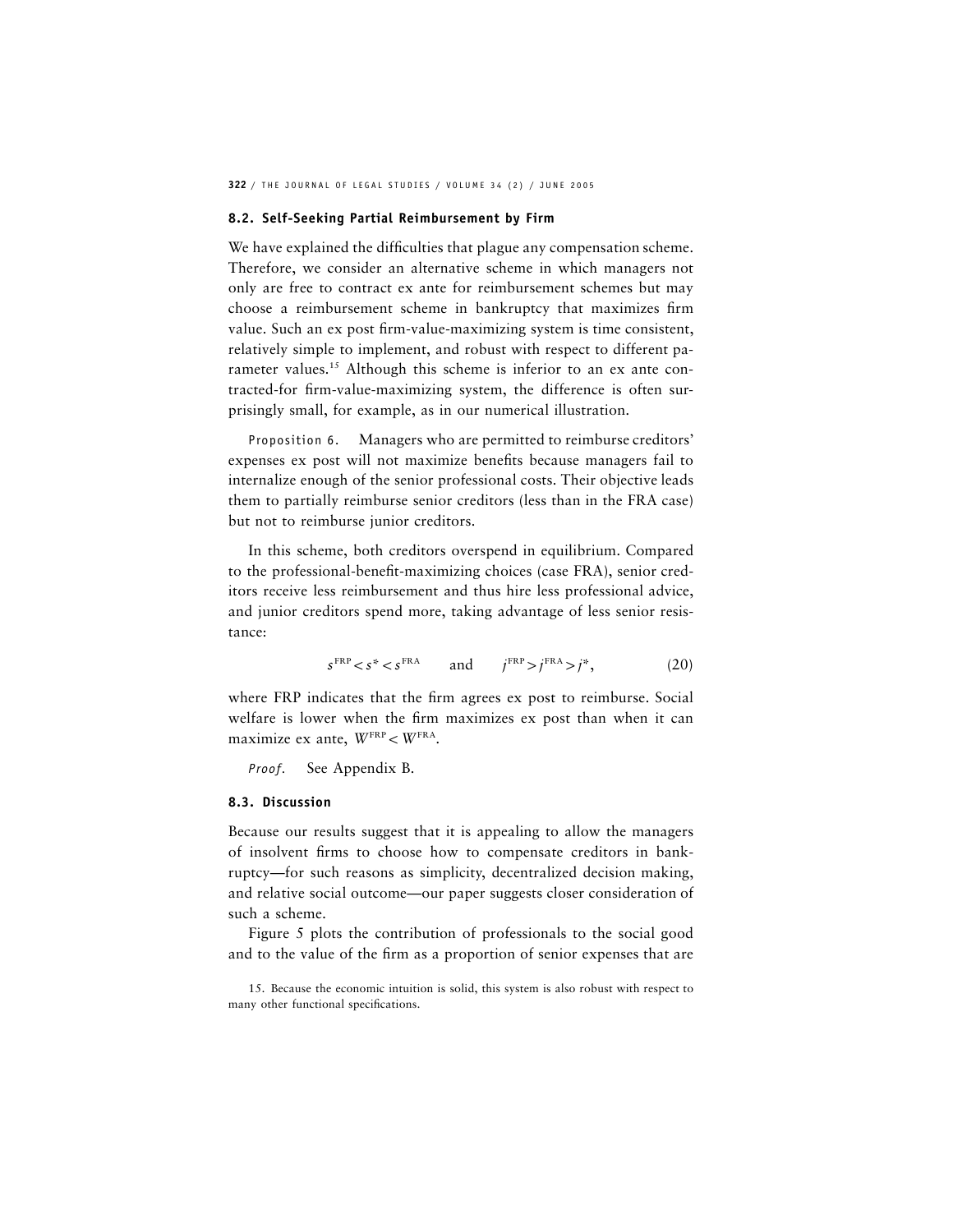### 8.2. Self-Seeking Partial Reimbursement by Firm

We have explained the difficulties that plague any compensation scheme. Therefore, we consider an alternative scheme in which managers not only are free to contract ex ante for reimbursement schemes but may choose a reimbursement scheme in bankruptcy that maximizes firm value. Such an ex post firm-value-maximizing system is time consistent, relatively simple to implement, and robust with respect to different parameter values.[15] Although this scheme is inferior to an ex ante contracted-for firm-value-maximizing system, the difference is often surprisingly small, for example, as in our numerical illustration.

Proposition 6. Managers who are permitted to reimburse creditors' expenses ex post will not maximize benefits because managers fail to internalize enough of the senior professional costs. Their objective leads them to partially reimburse senior creditors (less than in the FRA case) but not to reimburse junior creditors.

In this scheme, both creditors overspend in equilibrium. Compared to the professional-benefit-maximizing choices (case FRA), senior creditors receive less reimbursement and thus hire less professional advice, and junior creditors spend more, taking advantage of less senior resistance:

$$s^{\text{FRP}} < s^{*} < s^{\text{FRA}} \qquad \text{and} \qquad j^{\text{FRP}} > j^{\text{FRA}} > j^{*}, \tag{20}$$

where FRP indicates that the firm agrees ex post to reimburse. Social welfare is lower when the firm maximizes ex post than when it can maximize ex ante, $W^{\text{FRP}} < W^{\text{FRA}}$.

*Proof.* See Appendix B.

### 8.3. Discussion

Because our results suggest that it is appealing to allow the managers of insolvent firms to choose how to compensate creditors in bankruptcy—for such reasons as simplicity, decentralized decision making, and relative social outcome—our paper suggests closer consideration of such a scheme.

Figure 5 plots the contribution of professionals to the social good and to the value of the firm as a proportion of senior expenses that are

15. Because the economic intuition is solid, this system is also robust with respect to many other functional specifications.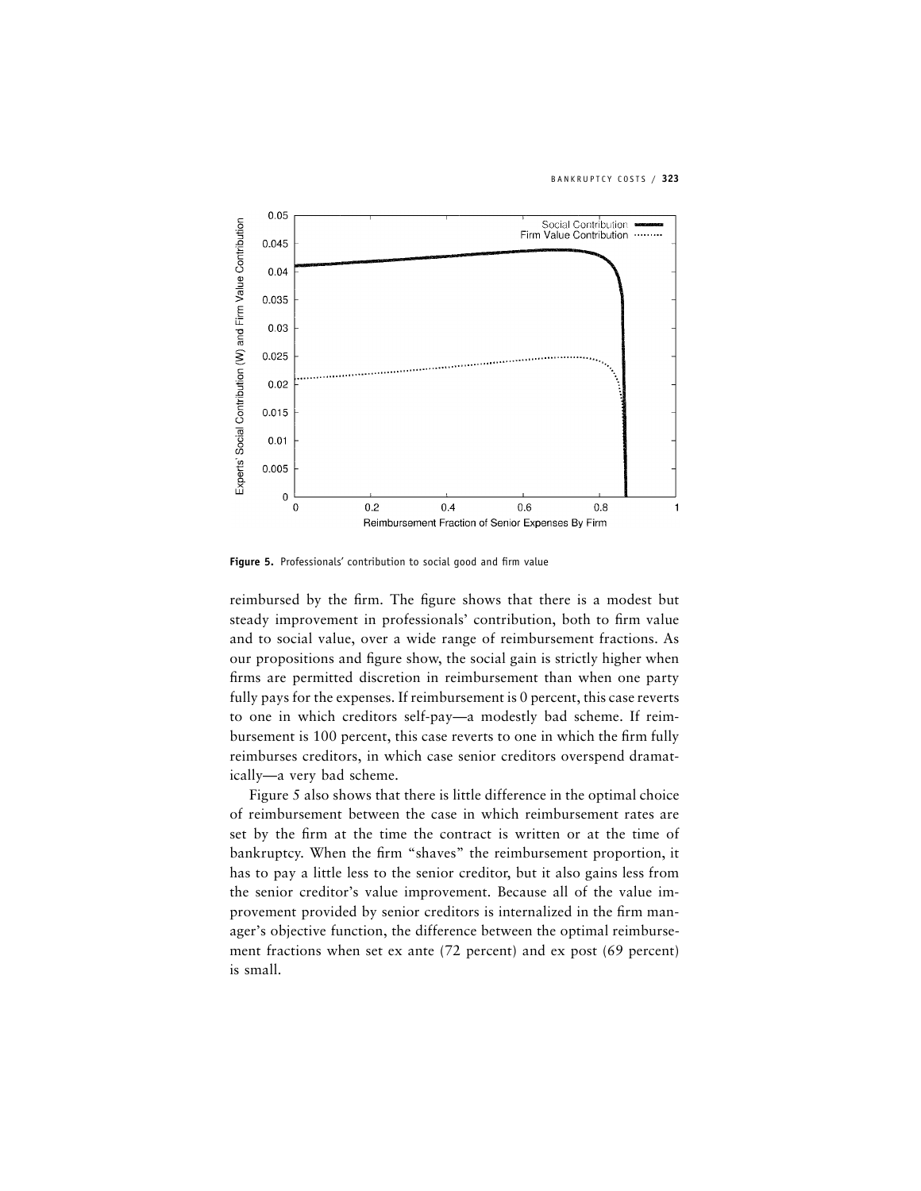**Figure 5.** Professionals' contribution to social good and firm value

reimbursed by the firm. The figure shows that there is a modest but steady improvement in professionals' contribution, both to firm value and to social value, over a wide range of reimbursement fractions. As our propositions and figure show, the social gain is strictly higher when firms are permitted discretion in reimbursement than when one party fully pays for the expenses. If reimbursement is 0 percent, this case reverts to one in which creditors self-pay—a modestly bad scheme. If reimbursement is 100 percent, this case reverts to one in which the firm fully reimburses creditors, in which case senior creditors overspend dramatically—a very bad scheme.

Figure 5 also shows that there is little difference in the optimal choice of reimbursement between the case in which reimbursement rates are set by the firm at the time the contract is written or at the time of bankruptcy. When the firm "shaves" the reimbursement proportion, it has to pay a little less to the senior creditor, but it also gains less from the senior creditor's value improvement. Because all of the value improvement provided by senior creditors is internalized in the firm manager's objective function, the difference between the optimal reimbursement fractions when set ex ante (72 percent) and ex post (69 percent) is small.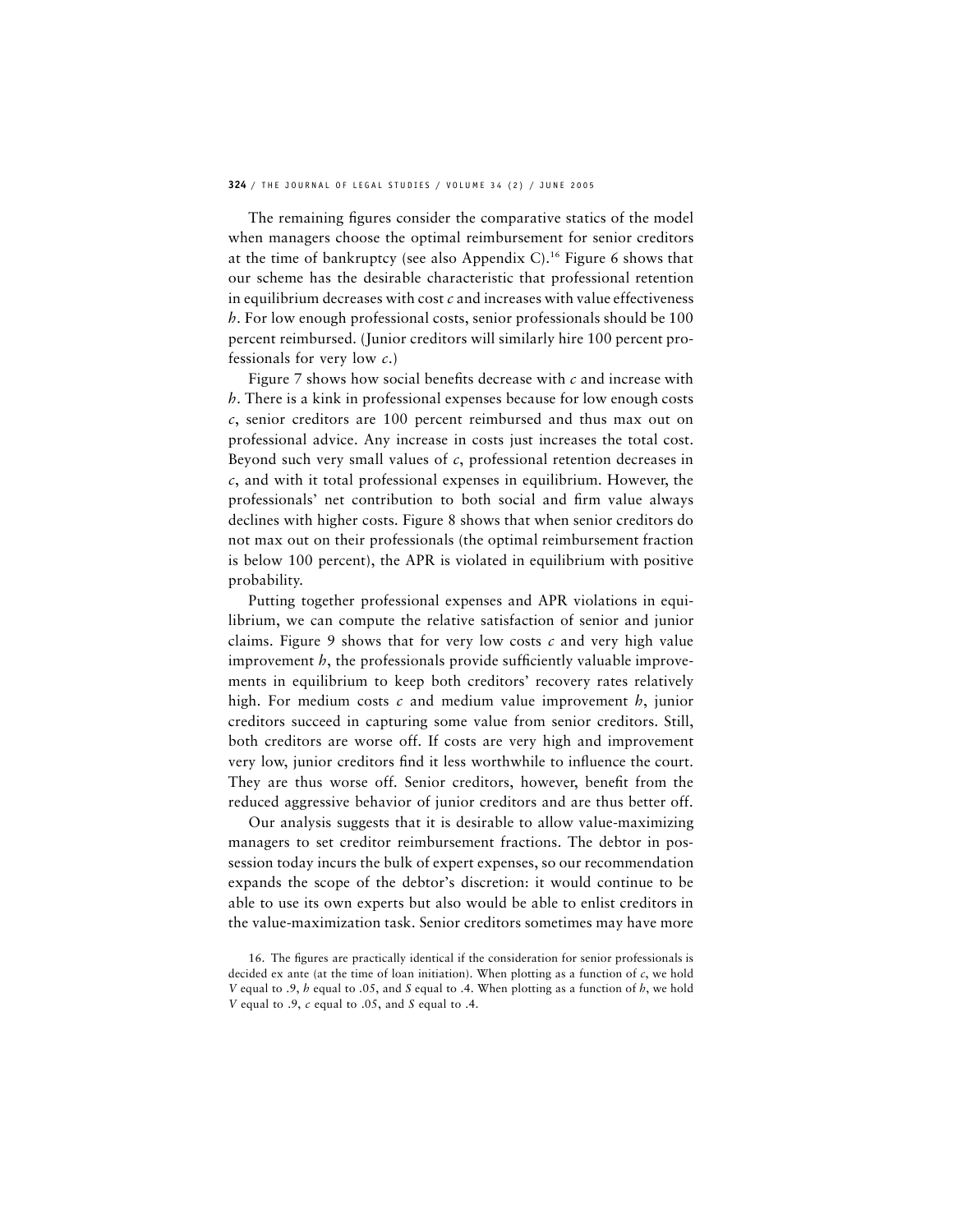The remaining figures consider the comparative statics of the model when managers choose the optimal reimbursement for senior creditors at the time of bankruptcy (see also Appendix C).[16] Figure 6 shows that our scheme has the desirable characteristic that professional retention in equilibrium decreases with cost $c$ and increases with value effectiveness $h$. For low enough professional costs, senior professionals should be 100 percent reimbursed. (Junior creditors will similarly hire 100 percent professionals for very low $c$.)

Figure 7 shows how social benefits decrease with $c$ and increase with $h$. There is a kink in professional expenses because for low enough costs $c$, senior creditors are 100 percent reimbursed and thus max out on professional advice. Any increase in costs just increases the total cost. Beyond such very small values of $c$, professional retention decreases in $c$, and with it total professional expenses in equilibrium. However, the professionals' net contribution to both social and firm value always declines with higher costs. Figure 8 shows that when senior creditors do not max out on their professionals (the optimal reimbursement fraction is below 100 percent), the APR is violated in equilibrium with positive probability.

Putting together professional expenses and APR violations in equilibrium, we can compute the relative satisfaction of senior and junior claims. Figure 9 shows that for very low costs $c$ and very high value improvement $h$, the professionals provide sufficiently valuable improvements in equilibrium to keep both creditors' recovery rates relatively high. For medium costs $c$ and medium value improvement $h$, junior creditors succeed in capturing some value from senior creditors. Still, both creditors are worse off. If costs are very high and improvement very low, junior creditors find it less worthwhile to influence the court. They are thus worse off. Senior creditors, however, benefit from the reduced aggressive behavior of junior creditors and are thus better off.

Our analysis suggests that it is desirable to allow value-maximizing managers to set creditor reimbursement fractions. The debtor in possession today incurs the bulk of expert expenses, so our recommendation expands the scope of the debtor's discretion: it would continue to be able to use its own experts but also would be able to enlist creditors in the value-maximization task. Senior creditors sometimes may have more

16. The figures are practically identical if the consideration for senior professionals is decided ex ante (at the time of loan initiation). When plotting as a function of $c$, we hold $V$ equal to .9, $h$ equal to .05, and $S$ equal to .4. When plotting as a function of $h$, we hold $V$ equal to .9, $c$ equal to .05, and $S$ equal to .4.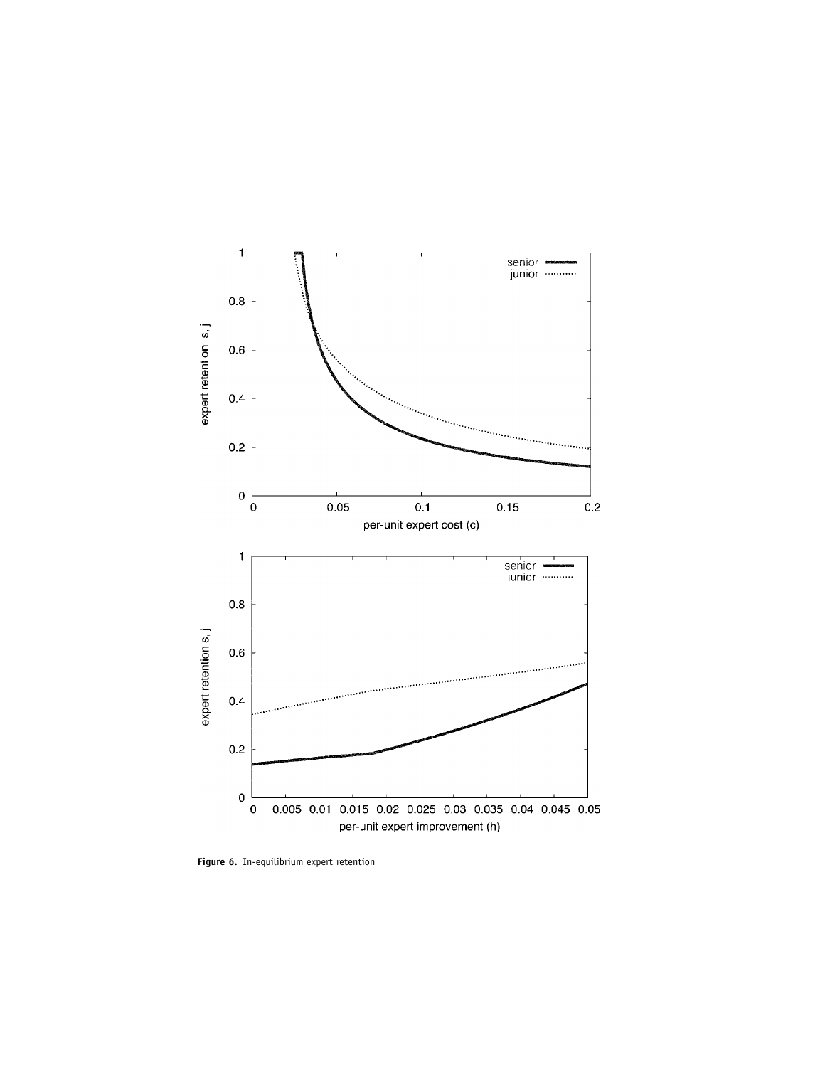**Figure 6.** In-equilibrium expert retention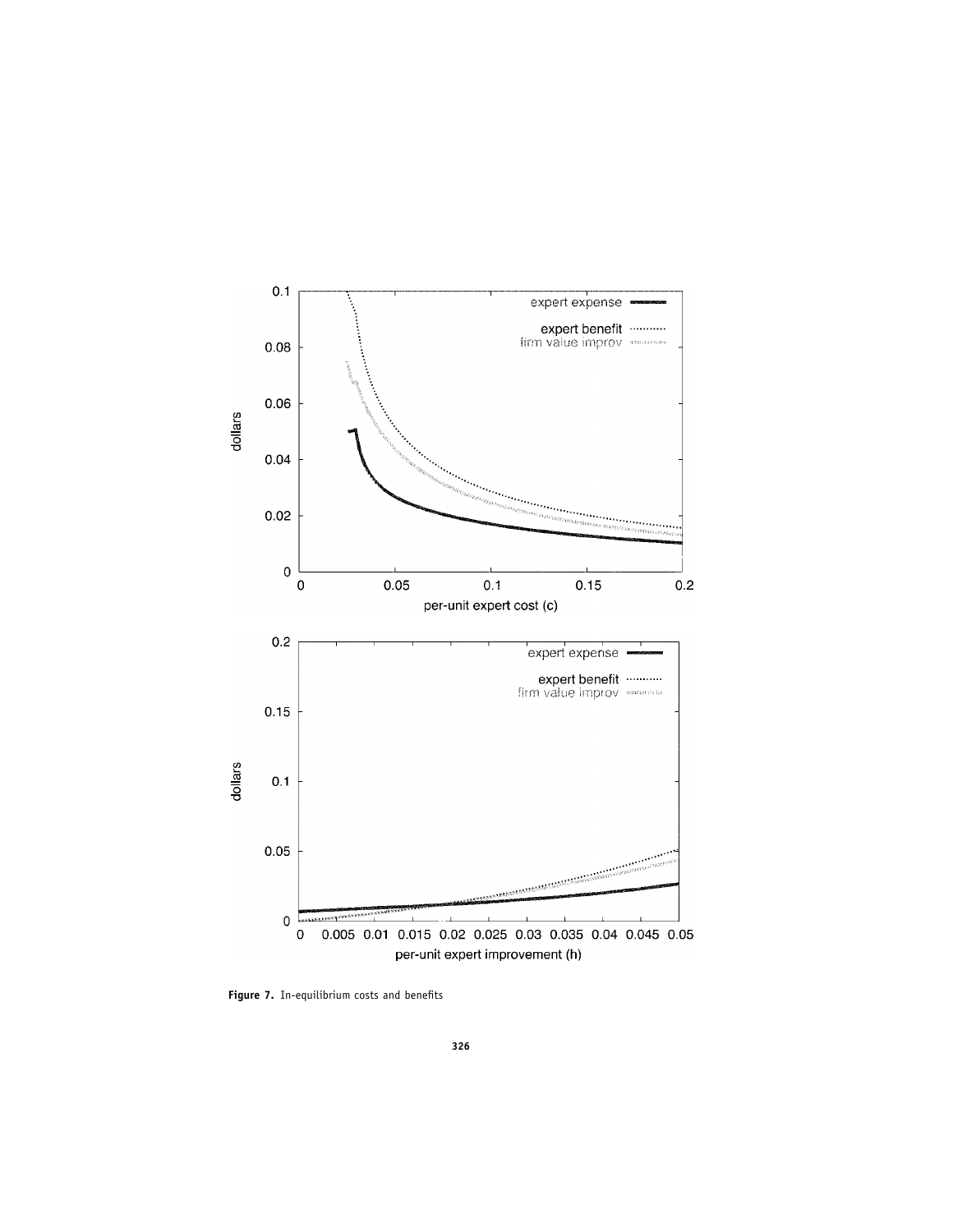**Figure 7.** In-equilibrium costs and benefits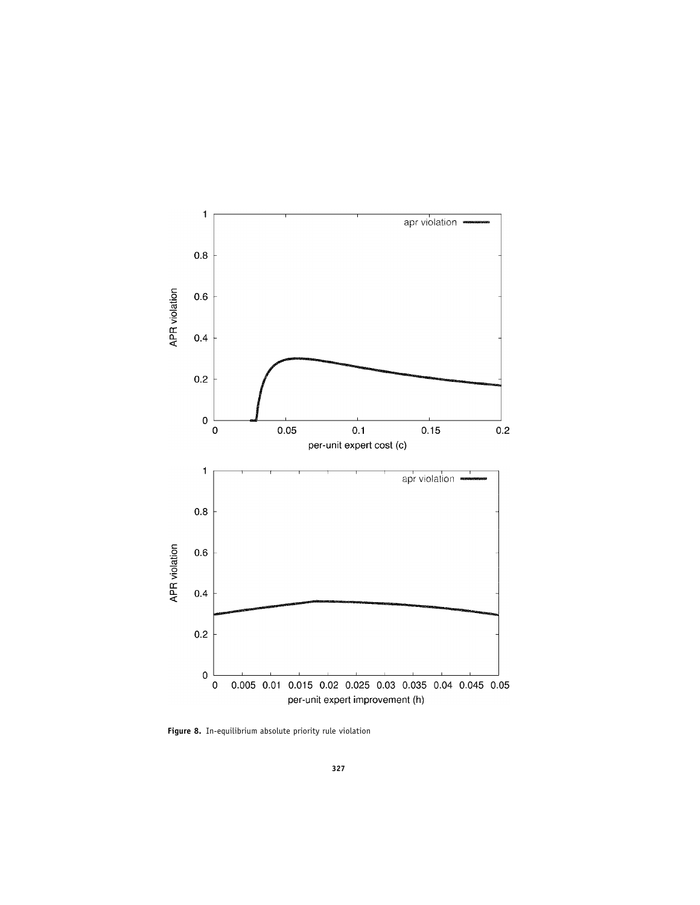**Figure 8.** In-equilibrium absolute priority rule violation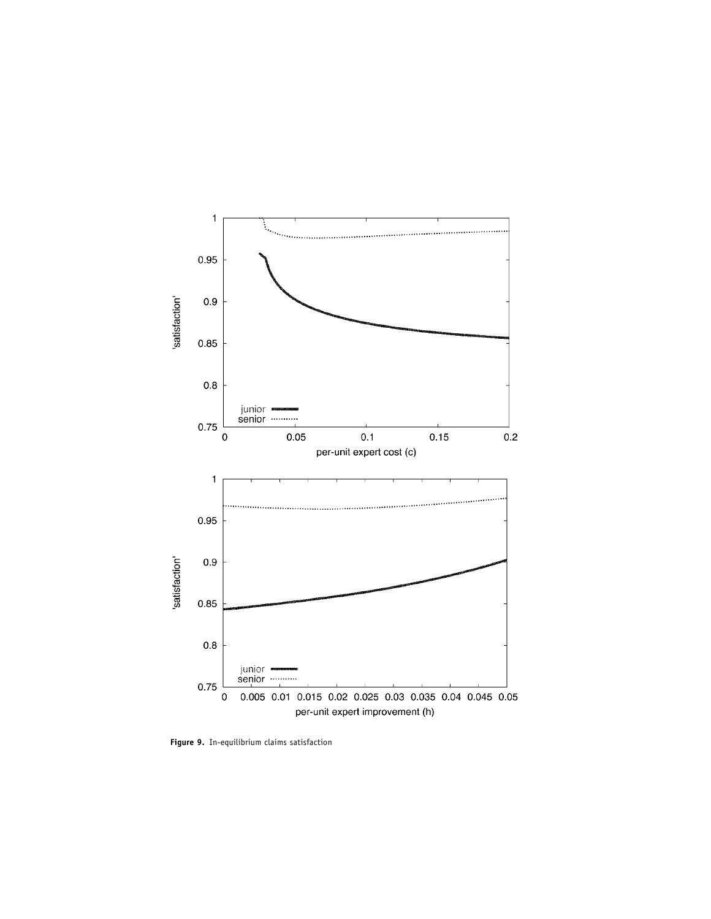Figure 9. In-equilibrium claims satisfaction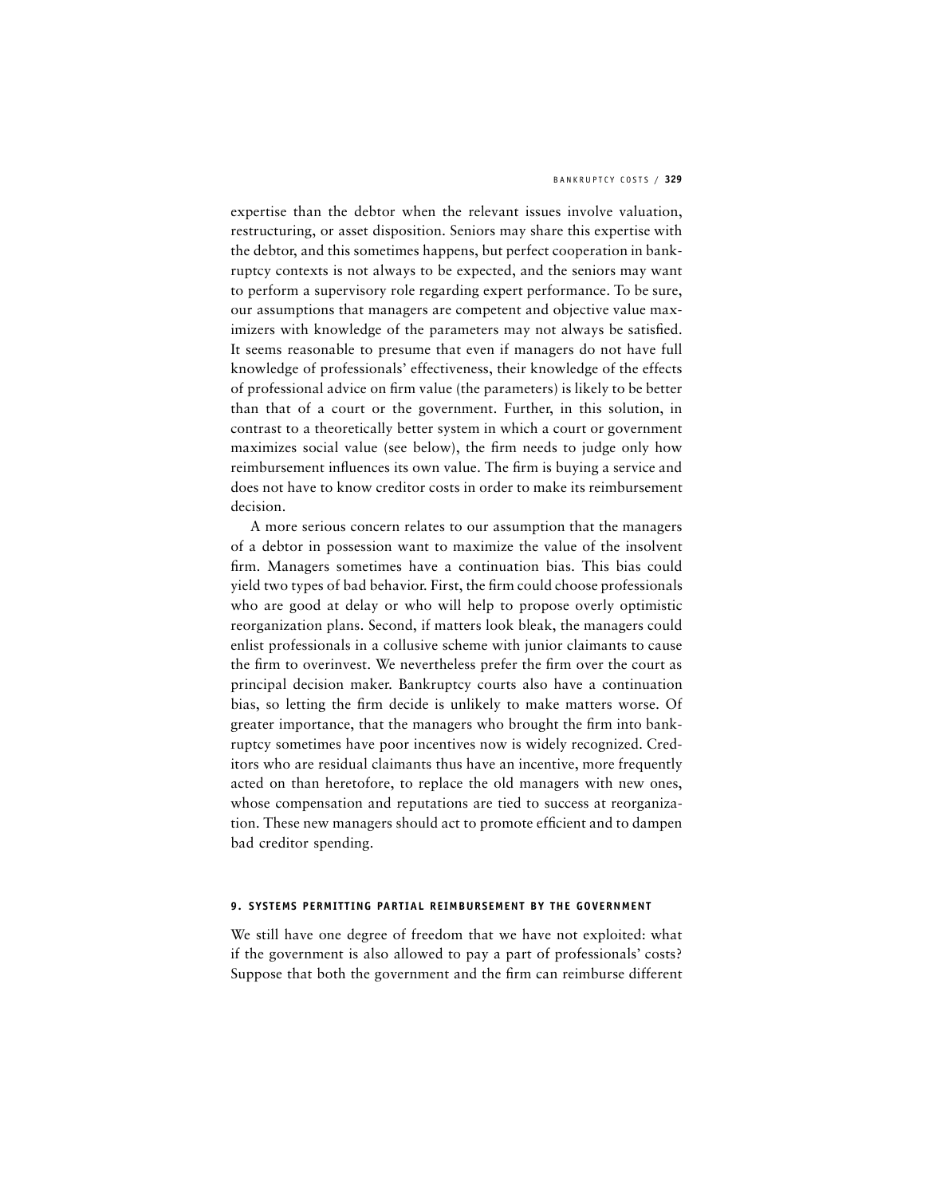expertise than the debtor when the relevant issues involve valuation, restructuring, or asset disposition. Seniors may share this expertise with the debtor, and this sometimes happens, but perfect cooperation in bankruptcy contexts is not always to be expected, and the seniors may want to perform a supervisory role regarding expert performance. To be sure, our assumptions that managers are competent and objective value maximizers with knowledge of the parameters may not always be satisfied. It seems reasonable to presume that even if managers do not have full knowledge of professionals' effectiveness, their knowledge of the effects of professional advice on firm value (the parameters) is likely to be better than that of a court or the government. Further, in this solution, in contrast to a theoretically better system in which a court or government maximizes social value (see below), the firm needs to judge only how reimbursement influences its own value. The firm is buying a service and does not have to know creditor costs in order to make its reimbursement decision.

A more serious concern relates to our assumption that the managers of a debtor in possession want to maximize the value of the insolvent firm. Managers sometimes have a continuation bias. This bias could yield two types of bad behavior. First, the firm could choose professionals who are good at delay or who will help to propose overly optimistic reorganization plans. Second, if matters look bleak, the managers could enlist professionals in a collusive scheme with junior claimants to cause the firm to overinvest. We nevertheless prefer the firm over the court as principal decision maker. Bankruptcy courts also have a continuation bias, so letting the firm decide is unlikely to make matters worse. Of greater importance, that the managers who brought the firm into bankruptcy sometimes have poor incentives now is widely recognized. Creditors who are residual claimants thus have an incentive, more frequently acted on than heretofore, to replace the old managers with new ones, whose compensation and reputations are tied to success at reorganization. These new managers should act to promote efficient and to dampen bad creditor spending.

### 9. SYSTEMS PERMITTING PARTIAL REIMBURSEMENT BY THE GOVERNMENT

We still have one degree of freedom that we have not exploited: what if the government is also allowed to pay a part of professionals' costs? Suppose that both the government and the firm can reimburse different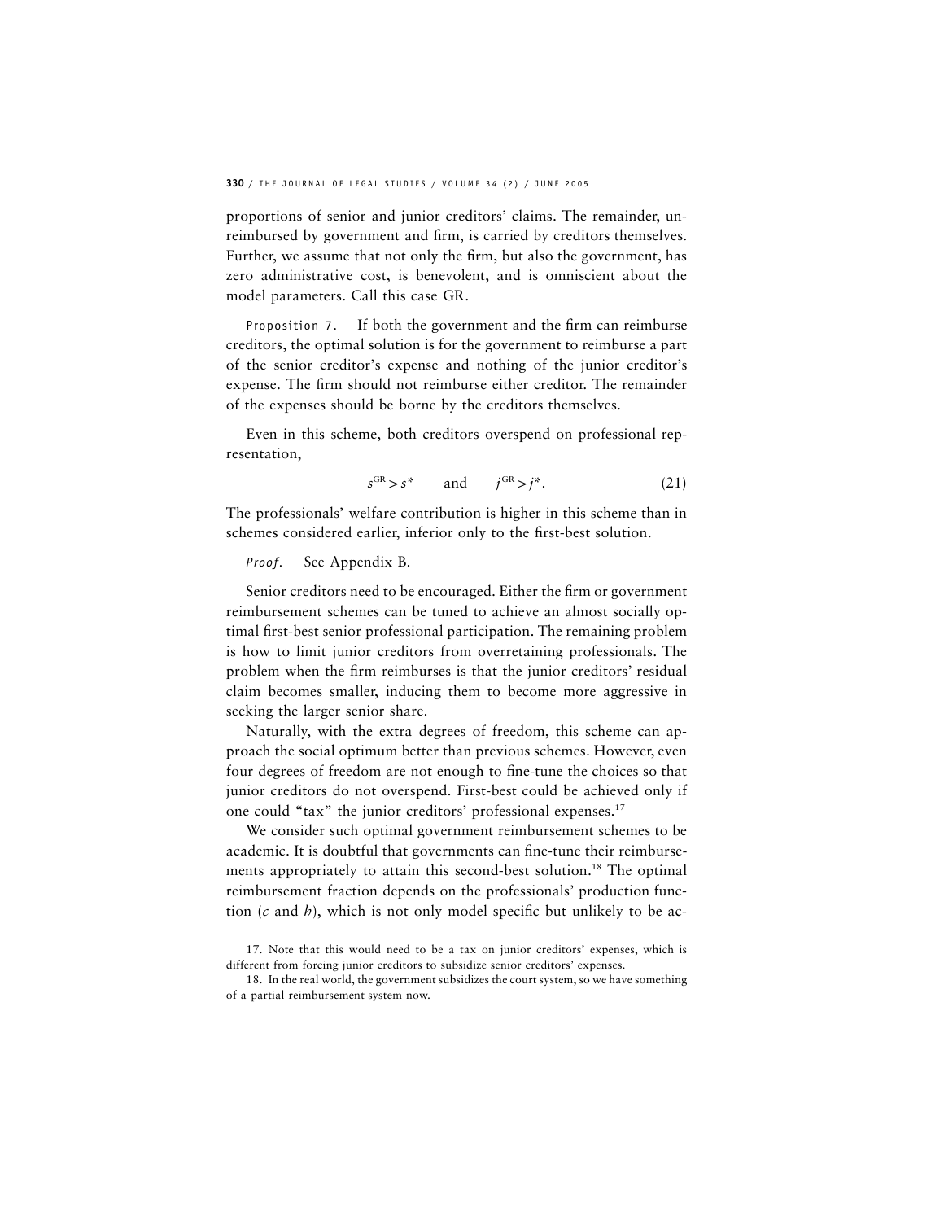proportions of senior and junior creditors' claims. The remainder, unreimbursed by government and firm, is carried by creditors themselves. Further, we assume that not only the firm, but also the government, has zero administrative cost, is benevolent, and is omniscient about the model parameters. Call this case GR.

Proposition 7. If both the government and the firm can reimburse creditors, the optimal solution is for the government to reimburse a part of the senior creditor's expense and nothing of the junior creditor's expense. The firm should not reimburse either creditor. The remainder of the expenses should be borne by the creditors themselves.

Even in this scheme, both creditors overspend on professional representation,

$$s^{GR} > s^* \qquad \text{and} \qquad j^{GR} > j^*. \tag{21}$$

The professionals' welfare contribution is higher in this scheme than in schemes considered earlier, inferior only to the first-best solution.

*Proof.* See Appendix B.

Senior creditors need to be encouraged. Either the firm or government reimbursement schemes can be tuned to achieve an almost socially optimal first-best senior professional participation. The remaining problem is how to limit junior creditors from overretaining professionals. The problem when the firm reimburses is that the junior creditors' residual claim becomes smaller, inducing them to become more aggressive in seeking the larger senior share.

Naturally, with the extra degrees of freedom, this scheme can approach the social optimum better than previous schemes. However, even four degrees of freedom are not enough to fine-tune the choices so that junior creditors do not overspend. First-best could be achieved only if one could "tax" the junior creditors' professional expenses.[17]

We consider such optimal government reimbursement schemes to be academic. It is doubtful that governments can fine-tune their reimbursements appropriately to attain this second-best solution.[18] The optimal reimbursement fraction depends on the professionals' production function ($c$ and $h$), which is not only model specific but unlikely to be ac-

17. Note that this would need to be a tax on junior creditors' expenses, which is different from forcing junior creditors to subsidize senior creditors' expenses.

18. In the real world, the government subsidizes the court system, so we have something of a partial-reimbursement system now.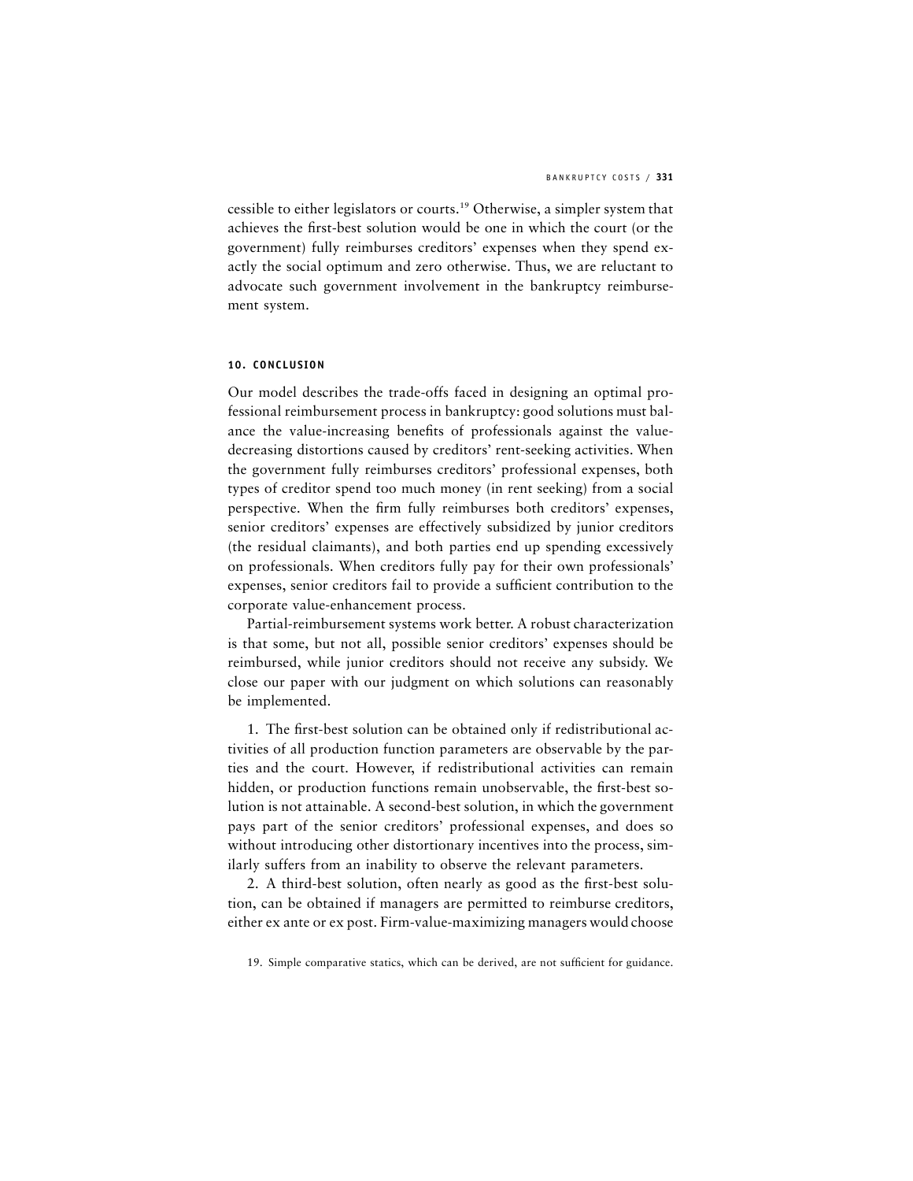cessible to either legislators or courts.[19] Otherwise, a simpler system that achieves the first-best solution would be one in which the court (or the government) fully reimburses creditors' expenses when they spend exactly the social optimum and zero otherwise. Thus, we are reluctant to advocate such government involvement in the bankruptcy reimbursement system.

## 10. CONCLUSION

Our model describes the trade-offs faced in designing an optimal professional reimbursement process in bankruptcy: good solutions must balance the value-increasing benefits of professionals against the value-decreasing distortions caused by creditors' rent-seeking activities. When the government fully reimburses creditors' professional expenses, both types of creditor spend too much money (in rent seeking) from a social perspective. When the firm fully reimburses both creditors' expenses, senior creditors' expenses are effectively subsidized by junior creditors (the residual claimants), and both parties end up spending excessively on professionals. When creditors fully pay for their own professionals' expenses, senior creditors fail to provide a sufficient contribution to the corporate value-enhancement process.

Partial-reimbursement systems work better. A robust characterization is that some, but not all, possible senior creditors' expenses should be reimbursed, while junior creditors should not receive any subsidy. We close our paper with our judgment on which solutions can reasonably be implemented.

1. The first-best solution can be obtained only if redistributional activities of all production function parameters are observable by the parties and the court. However, if redistributional activities can remain hidden, or production functions remain unobservable, the first-best solution is not attainable. A second-best solution, in which the government pays part of the senior creditors' professional expenses, and does so without introducing other distortionary incentives into the process, similarly suffers from an inability to observe the relevant parameters.

2. A third-best solution, often nearly as good as the first-best solution, can be obtained if managers are permitted to reimburse creditors, either ex ante or ex post. Firm-value-maximizing managers would choose

19. Simple comparative statics, which can be derived, are not sufficient for guidance.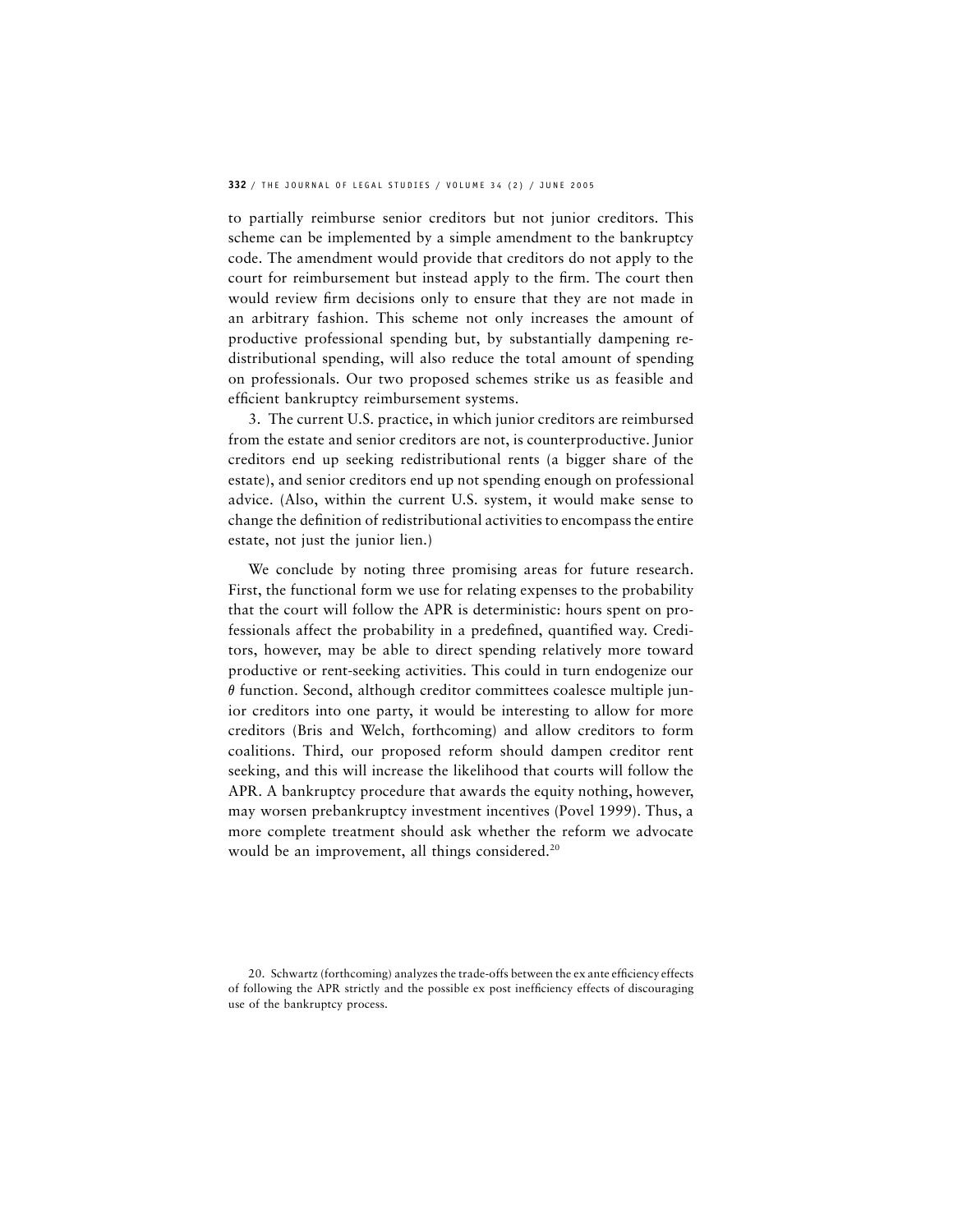to partially reimburse senior creditors but not junior creditors. This scheme can be implemented by a simple amendment to the bankruptcy code. The amendment would provide that creditors do not apply to the court for reimbursement but instead apply to the firm. The court then would review firm decisions only to ensure that they are not made in an arbitrary fashion. This scheme not only increases the amount of productive professional spending but, by substantially dampening redistributional spending, will also reduce the total amount of spending on professionals. Our two proposed schemes strike us as feasible and efficient bankruptcy reimbursement systems.

3. The current U.S. practice, in which junior creditors are reimbursed from the estate and senior creditors are not, is counterproductive. Junior creditors end up seeking redistributional rents (a bigger share of the estate), and senior creditors end up not spending enough on professional advice. (Also, within the current U.S. system, it would make sense to change the definition of redistributional activities to encompass the entire estate, not just the junior lien.)

We conclude by noting three promising areas for future research. First, the functional form we use for relating expenses to the probability that the court will follow the APR is deterministic: hours spent on professionals affect the probability in a predefined, quantified way. Creditors, however, may be able to direct spending relatively more toward productive or rent-seeking activities. This could in turn endogenize our $\theta$ function. Second, although creditor committees coalesce multiple junior creditors into one party, it would be interesting to allow for more creditors (Bris and Welch, forthcoming) and allow creditors to form coalitions. Third, our proposed reform should dampen creditor rent seeking, and this will increase the likelihood that courts will follow the APR. A bankruptcy procedure that awards the equity nothing, however, may worsen prebankruptcy investment incentives (Povel 1999). Thus, a more complete treatment should ask whether the reform we advocate would be an improvement, all things considered.[20]

20. Schwartz (forthcoming) analyzes the trade-offs between the ex ante efficiency effects of following the APR strictly and the possible ex post inefficiency effects of discouraging use of the bankruptcy process.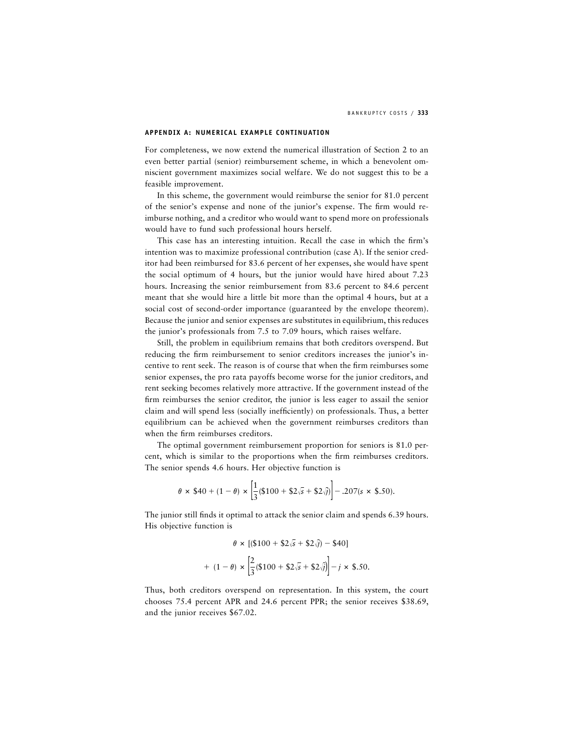## APPENDIX A: NUMERICAL EXAMPLE CONTINUATION

For completeness, we now extend the numerical illustration of Section 2 to an even better partial (senior) reimbursement scheme, in which a benevolent omniscient government maximizes social welfare. We do not suggest this to be a feasible improvement.

In this scheme, the government would reimburse the senior for 81.0 percent of the senior's expense and none of the junior's expense. The firm would reimburse nothing, and a creditor who would want to spend more on professionals would have to fund such professional hours herself.

This case has an interesting intuition. Recall the case in which the firm's intention was to maximize professional contribution (case A). If the senior creditor had been reimbursed for 83.6 percent of her expenses, she would have spent the social optimum of 4 hours, but the junior would have hired about 7.23 hours. Increasing the senior reimbursement from 83.6 percent to 84.6 percent meant that she would hire a little bit more than the optimal 4 hours, but at a social cost of second-order importance (guaranteed by the envelope theorem). Because the junior and senior expenses are substitutes in equilibrium, this reduces the junior's professionals from 7.5 to 7.09 hours, which raises welfare.

Still, the problem in equilibrium remains that both creditors overspend. But reducing the firm reimbursement to senior creditors increases the junior's incentive to rent seek. The reason is of course that when the firm reimburses some senior expenses, the pro rata payoffs become worse for the junior creditors, and rent seeking becomes relatively more attractive. If the government instead of the firm reimburses the senior creditor, the junior is less eager to assail the senior claim and will spend less (socially inefficiently) on professionals. Thus, a better equilibrium can be achieved when the government reimburses creditors than when the firm reimburses creditors.

The optimal government reimbursement proportion for seniors is 81.0 percent, which is similar to the proportions when the firm reimburses creditors. The senior spends 4.6 hours. Her objective function is

$$\theta \times \$40 + (1 - \theta) \times \left[\frac{1}{3}(\$100 + \$2\sqrt{s} + \$2\sqrt{j})\right] - .207(s \times \$.50).$$

The junior still finds it optimal to attack the senior claim and spends 6.39 hours. His objective function is

$$\theta \times [(\$100 + \$2\sqrt{s} + \$2\sqrt{j}) - \$40]$$
$$+ \ (1 - \theta) \times \left[\frac{2}{3}(\$100 + \$2\sqrt{s} + \$2\sqrt{j})\right] - j \times \$.50.$$

Thus, both creditors overspend on representation. In this system, the court chooses 75.4 percent APR and 24.6 percent PPR; the senior receives \$38.69, and the junior receives \$67.02.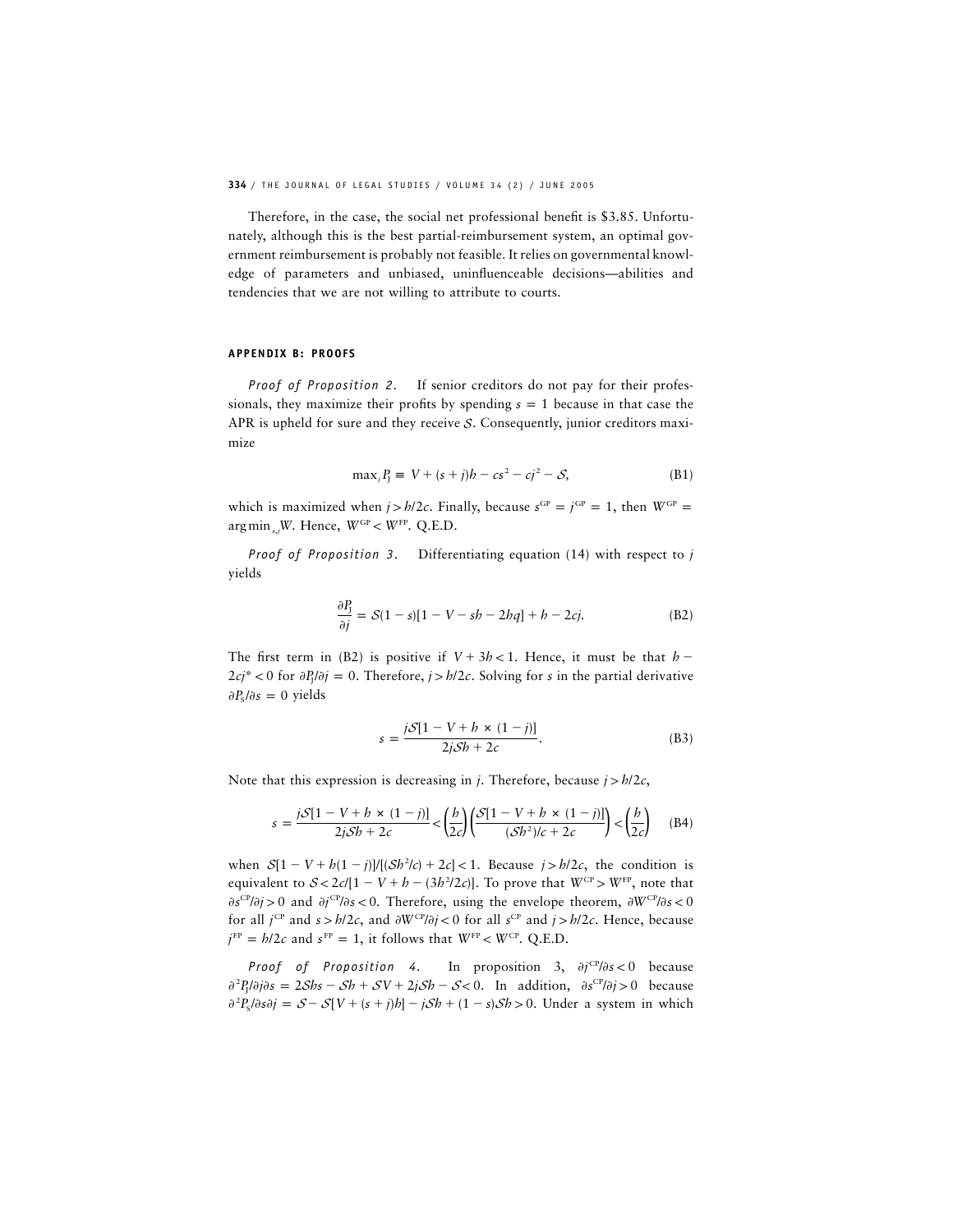Therefore, in the case, the social net professional benefit is \$3.85. Unfortunately, although this is the best partial-reimbursement system, an optimal government reimbursement is probably not feasible. It relies on governmental knowledge of parameters and unbiased, uninfluenceable decisions—abilities and tendencies that we are not willing to attribute to courts.

## APPENDIX B: PROOFS

*Proof of Proposition 2.* If senior creditors do not pay for their professionals, they maximize their profits by spending $s = 1$ because in that case the APR is upheld for sure and they receive $\mathcal{S}$. Consequently, junior creditors maximize

$$\max_j P_J \equiv V + (s + j)h - cs^2 - cj^2 - \mathcal{S}, \tag{B1}$$

which is maximized when $j > h/2c$. Finally, because $s^{GP} = j^{GP} = 1$, then $W^{GP} = \arg\min_{s,j} W$. Hence, $W^{GP} < W^{FP}$. Q.E.D.

*Proof of Proposition 3.* Differentiating equation (14) with respect to $j$ yields

$$\frac{\partial P_J}{\partial j} = \mathcal{S}(1 - s)[1 - V - sh - 2hq] + h - 2cj. \tag{B2}$$

The first term in (B2) is positive if $V + 3h < 1$. Hence, it must be that $h - 2cj^* < 0$ for $\partial P_J/\partial j = 0$. Therefore, $j > h/2c$. Solving for $s$ in the partial derivative $\partial P_S/\partial s = 0$ yields

$$s = \frac{j\mathcal{S}[1 - V + h \times (1 - j)]}{2j\mathcal{S}h + 2c}. \tag{B3}$$

Note that this expression is decreasing in $j$. Therefore, because $j > h/2c$,

$$s = \frac{j\mathcal{S}[1 - V + h \times (1 - j)]}{2j\mathcal{S}h + 2c} < \left(\frac{h}{2c}\right)\left(\frac{\mathcal{S}[1 - V + h \times (1 - j)]}{(\mathcal{S}h^2)/c + 2c}\right) < \left(\frac{h}{2c}\right) \tag{B4}$$

when $\mathcal{S}[1 - V + h(1 - j)]/[(\mathcal{S}h^2/c) + 2c] < 1$. Because $j > h/2c$, the condition is equivalent to $\mathcal{S} < 2c/[1 - V + h - (3h^2/2c)]$. To prove that $W^{CP} > W^{FP}$, note that $\partial s^{CP}/\partial j > 0$ and $\partial j^{CP}/\partial s < 0$. Therefore, using the envelope theorem, $\partial W^{CP}/\partial s < 0$ for all $j^{CP}$ and $s > h/2c$, and $\partial W^{CP}/\partial j < 0$ for all $s^{CP}$ and $j > h/2c$. Hence, because $j^{FP} = h/2c$ and $s^{FP} = 1$, it follows that $W^{FP} < W^{CP}$. Q.E.D.

*Proof of Proposition 4.* In proposition 3, $\partial j^{CP}/\partial s < 0$ because $\partial^2 P_J/\partial j \partial s = 2\mathcal{S}hs - \mathcal{S}h + \mathcal{S}V + 2j\mathcal{S}h - \mathcal{S} < 0$. In addition, $\partial s^{CP}/\partial j > 0$ because $\partial^2 P_S/\partial s \partial j = \mathcal{S} - \mathcal{S}[V + (s + j)h] - j\mathcal{S}h + (1 - s)\mathcal{S}h > 0$. Under a system in which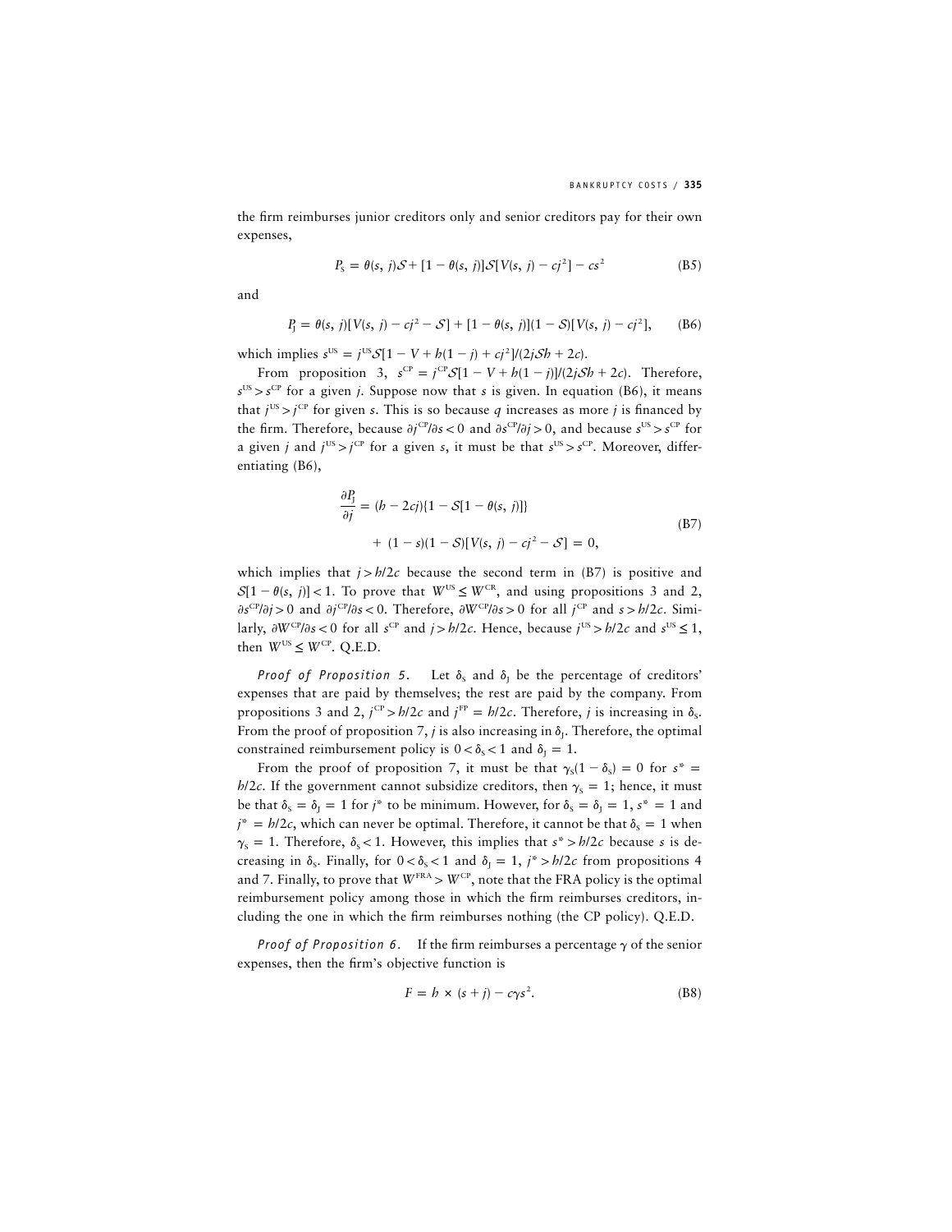the firm reimburses junior creditors only and senior creditors pay for their own expenses,

$$P_S = \theta(s, j)\mathcal{S} + [1 - \theta(s, j)]\mathcal{S}[V(s, j) - cj^2] - cs^2 \tag{B5}$$

and

$$P_J = \theta(s, j)[V(s, j) - cj^2 - \mathcal{S}] + [1 - \theta(s, j)](1 - \mathcal{S})[V(s, j) - cj^2], \tag{B6}$$

which implies $s^{US} = j^{US}\mathcal{S}[1 - V + h(1 - j) + cj^2]/(2j\mathcal{S}h + 2c)$.

From proposition 3, $s^{CP} = j^{CP}\mathcal{S}[1 - V + h(1 - j)]/(2j\mathcal{S}h + 2c)$. Therefore, $s^{US} > s^{CP}$ for a given $j$. Suppose now that $s$ is given. In equation (B6), it means that $j^{US} > j^{CP}$ for given $s$. This is so because $q$ increases as more $j$ is financed by the firm. Therefore, because $\partial j^{CP}/\partial s < 0$ and $\partial s^{CP}/\partial j > 0$, and because $s^{US} > s^{CP}$ for a given $j$ and $j^{US} > j^{CP}$ for a given $s$, it must be that $s^{US} > s^{CP}$. Moreover, differentiating (B6),

$$\begin{aligned} \frac{\partial P_J}{\partial j} &= (h - 2cj)\{1 - \mathcal{S}[1 - \theta(s, j)]\} \\ &\quad + (1 - s)(1 - \mathcal{S})[V(s, j) - cj^2 - \mathcal{S}] = 0, \end{aligned} \tag{B7}$$

which implies that $j > h/2c$ because the second term in (B7) is positive and $\mathcal{S}[1 - \theta(s, j)] < 1$. To prove that $W^{US} \leq W^{CR}$, and using propositions 3 and 2, $\partial s^{CP}/\partial j > 0$ and $\partial j^{CP}/\partial s < 0$. Therefore, $\partial W^{CP}/\partial s > 0$ for all $j^{CP}$ and $s > h/2c$. Similarly, $\partial W^{CP}/\partial s < 0$ for all $s^{CP}$ and $j > h/2c$. Hence, because $j^{US} > h/2c$ and $s^{US} \leq 1$, then $W^{US} \leq W^{CP}$. Q.E.D.

*Proof of Proposition 5.* Let $\delta_S$ and $\delta_J$ be the percentage of creditors' expenses that are paid by themselves; the rest are paid by the company. From propositions 3 and 2, $j^{CP} > h/2c$ and $j^{FP} = h/2c$. Therefore, $j$ is increasing in $\delta_S$. From the proof of proposition 7, $j$ is also increasing in $\delta_J$. Therefore, the optimal constrained reimbursement policy is $0 < \delta_S < 1$ and $\delta_J = 1$.

From the proof of proposition 7, it must be that $\gamma_S(1 - \delta_S) = 0$ for $s^* = h/2c$. If the government cannot subsidize creditors, then $\gamma_S = 1$; hence, it must be that $\delta_S = \delta_J = 1$ for $j^*$ to be minimum. However, for $\delta_S = \delta_J = 1$, $s^* = 1$ and $j^* = h/2c$, which can never be optimal. Therefore, it cannot be that $\delta_S = 1$ when $\gamma_S = 1$. Therefore, $\delta_S < 1$. However, this implies that $s^* > h/2c$ because $s$ is decreasing in $\delta_S$. Finally, for $0 < \delta_S < 1$ and $\delta_J = 1$, $j^* > h/2c$ from propositions 4 and 7. Finally, to prove that $W^{FRA} > W^{CP}$, note that the FRA policy is the optimal reimbursement policy among those in which the firm reimburses creditors, including the one in which the firm reimburses nothing (the CP policy). Q.E.D.

*Proof of Proposition 6.* If the firm reimburses a percentage $\gamma$ of the senior expenses, then the firm's objective function is

$$F = h \times (s + j) - c\gamma s^2. \tag{B8}$$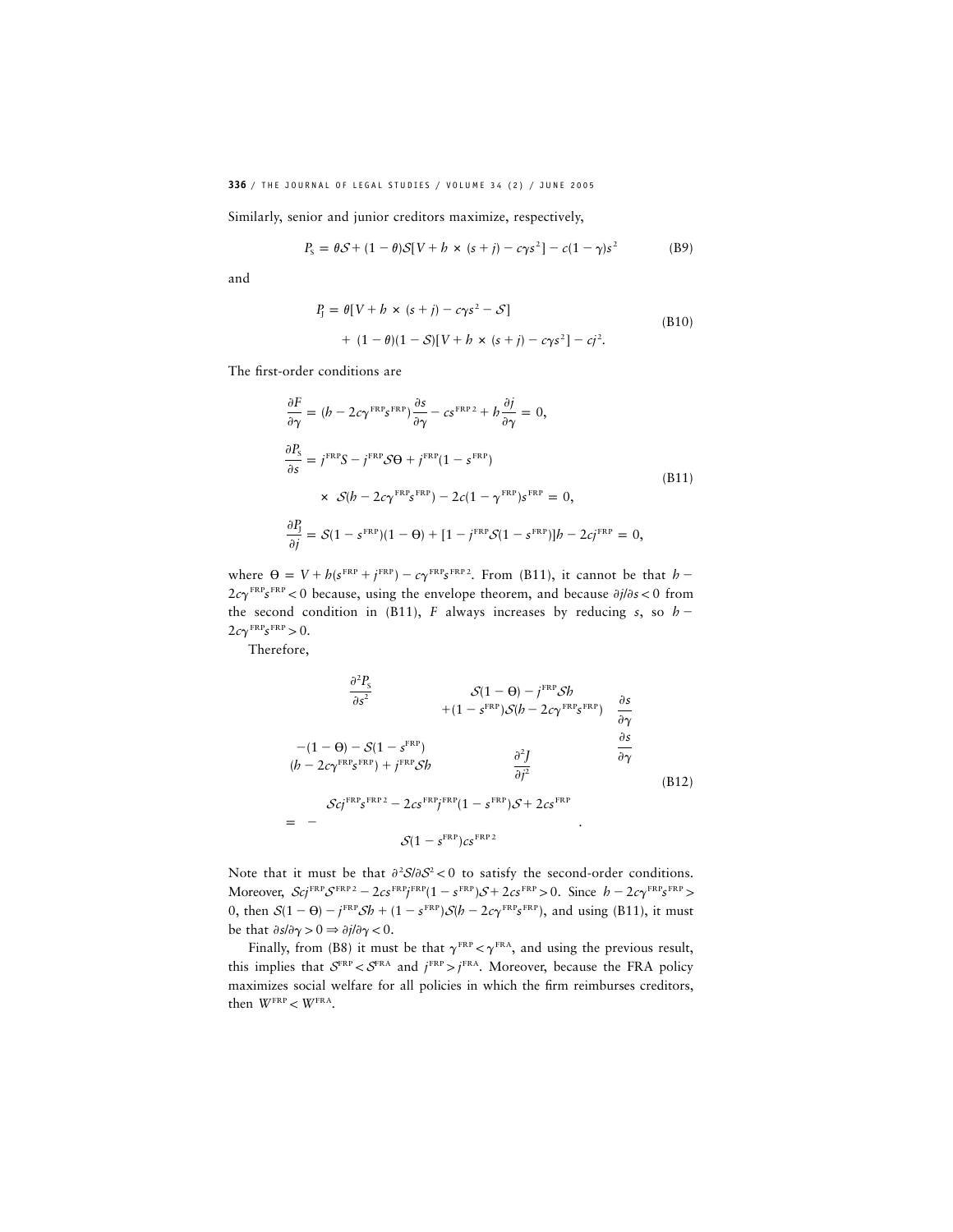Similarly, senior and junior creditors maximize, respectively,

$$P_S = \theta \mathcal{S} + (1-\theta)\mathcal{S}[V + h \times (s+j) - c\gamma s^2] - c(1-\gamma)s^2 \tag{B9}$$

and

$$\begin{aligned} P_J = {} & \theta[V + h \times (s+j) - c\gamma s^2 - \mathcal{S}] \\ & + (1-\theta)(1-\mathcal{S})[V + h \times (s+j) - c\gamma s^2] - cj^2. \end{aligned} \tag{B10}$$

The first-order conditions are

$$\begin{aligned} \frac{\partial F}{\partial \gamma} &= (h - 2c\gamma^{\text{FRP}}s^{\text{FRP}})\frac{\partial s}{\partial \gamma} - cs^{\text{FRP}\,2} + h\frac{\partial j}{\partial \gamma} = 0, \\ \frac{\partial P_S}{\partial s} &= j^{\text{FRP}}S - j^{\text{FRP}}\mathcal{S}\Theta + j^{\text{FRP}}(1 - s^{\text{FRP}}) \\ &\quad \times \mathcal{S}(h - 2c\gamma^{\text{FRP}}s^{\text{FRP}}) - 2c(1-\gamma^{\text{FRP}})s^{\text{FRP}} = 0, \\ \frac{\partial P_J}{\partial j} &= \mathcal{S}(1 - s^{\text{FRP}})(1-\Theta) + [1 - j^{\text{FRP}}\mathcal{S}(1-s^{\text{FRP}})]h - 2cj^{\text{FRP}} = 0, \end{aligned} \tag{B11}$$

where $\Theta = V + h(s^{\text{FRP}} + j^{\text{FRP}}) - c\gamma^{\text{FRP}}s^{\text{FRP}\,2}$. From (B11), it cannot be that $h - 2c\gamma^{\text{FRP}}s^{\text{FRP}} < 0$ because, using the envelope theorem, and because $\partial j/\partial s < 0$ from the second condition in (B11), $F$ always increases by reducing $s$, so $h - 2c\gamma^{\text{FRP}}s^{\text{FRP}} > 0$.

Therefore,

$$\begin{pmatrix} \dfrac{\partial^2 P_S}{\partial s^2} & \begin{matrix} \mathcal{S}(1-\Theta) - j^{\text{FRP}}\mathcal{S}h \\ +(1-s^{\text{FRP}})\mathcal{S}(h - 2c\gamma^{\text{FRP}}s^{\text{FRP}}) \end{matrix} \\ \begin{matrix} -(1-\Theta) - \mathcal{S}(1-s^{\text{FRP}}) \\ (h - 2c\gamma^{\text{FRP}}s^{\text{FRP}}) + j^{\text{FRP}}\mathcal{S}h \end{matrix} & \dfrac{\partial^2 J}{\partial j^2} \end{pmatrix} \begin{pmatrix} \dfrac{\partial s}{\partial \gamma} \\ \dfrac{\partial s}{\partial \gamma} \end{pmatrix}$$

$$= -\frac{\mathcal{S}cj^{\text{FRP}}s^{\text{FRP}\,2} - 2cs^{\text{FRP}}j^{\text{FRP}}(1-s^{\text{FRP}})\mathcal{S} + 2cs^{\text{FRP}}}{\mathcal{S}(1-s^{\text{FRP}})cs^{\text{FRP}\,2}}. \tag{B12}$$

Note that it must be that $\partial^2\mathcal{S}/\partial\mathcal{S}^2 < 0$ to satisfy the second-order conditions. Moreover, $\mathcal{S}cj^{\text{FRP}}\mathcal{S}^{\text{FRP}\,2} - 2cs^{\text{FRP}}j^{\text{FRP}}(1-s^{\text{FRP}})\mathcal{S} + 2cs^{\text{FRP}} > 0$. Since $h - 2c\gamma^{\text{FRP}}s^{\text{FRP}} > 0$, then $\mathcal{S}(1-\Theta) - j^{\text{FRP}}\mathcal{S}h + (1-s^{\text{FRP}})\mathcal{S}(h - 2c\gamma^{\text{FRP}}s^{\text{FRP}})$, and using (B11), it must be that $\partial s/\partial\gamma > 0 \Rightarrow \partial j/\partial\gamma < 0$.

Finally, from (B8) it must be that $\gamma^{\text{FRP}} < \gamma^{\text{FRA}}$, and using the previous result, this implies that $\mathcal{S}^{\text{FRP}} < \mathcal{S}^{\text{FRA}}$ and $j^{\text{FRP}} > j^{\text{FRA}}$. Moreover, because the FRA policy maximizes social welfare for all policies in which the firm reimburses creditors, then $W^{\text{FRP}} < W^{\text{FRA}}$.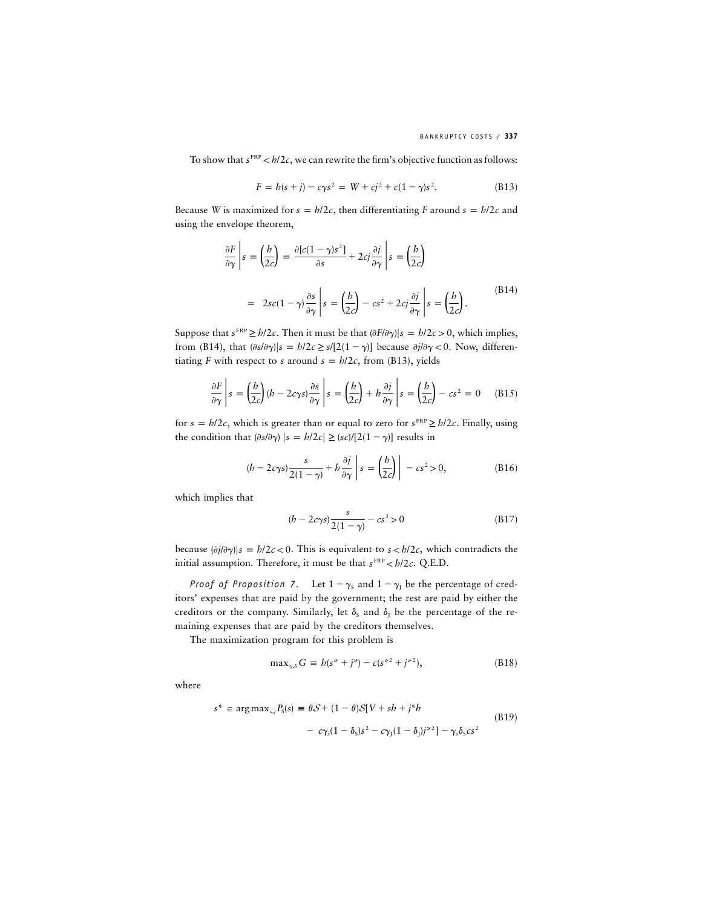To show that $s^{\text{FRP}} < h/2c$, we can rewrite the firm's objective function as follows:

$$F = h(s + j) - c\gamma s^2 = W + cj^2 + c(1 - \gamma)s^2. \tag{B13}$$

Because $W$ is maximized for $s = h/2c$, then differentiating $F$ around $s = h/2c$ and using the envelope theorem,

$$\begin{aligned} \frac{\partial F}{\partial \gamma}\bigg| s = \left(\frac{h}{2c}\right) &= \frac{\partial[c(1-\gamma)s^2]}{\partial s} + 2cj\frac{\partial j}{\partial \gamma}\bigg| s = \left(\frac{h}{2c}\right) \\ &= 2sc(1-\gamma)\frac{\partial s}{\partial \gamma}\bigg| s = \left(\frac{h}{2c}\right) - cs^2 + 2cj\frac{\partial j}{\partial \gamma}\bigg| s = \left(\frac{h}{2c}\right). \end{aligned} \tag{B14}$$

Suppose that $s^{\text{FRP}} \geq h/2c$. Then it must be that $(\partial F/\partial \gamma)|s = h/2c > 0$, which implies, from (B14), that $(\partial s/\partial \gamma)|s = h/2c \geq s/[2(1-\gamma)]$ because $\partial j/\partial \gamma < 0$. Now, differentiating $F$ with respect to $s$ around $s = h/2c$, from (B13), yields

$$\frac{\partial F}{\partial \gamma}\bigg| s = \left(\frac{h}{2c}\right)(h - 2c\gamma s)\frac{\partial s}{\partial \gamma}\bigg| s = \left(\frac{h}{2c}\right) + h\frac{\partial j}{\partial \gamma}\bigg| s = \left(\frac{h}{2c}\right) - cs^2 = 0 \tag{B15}$$

for $s = h/2c$, which is greater than or equal to zero for $s^{\text{FRP}} \geq h/2c$. Finally, using the condition that $(\partial s/\partial \gamma)\ |s = h/2c| \geq (sc)/[2(1-\gamma)]$ results in

$$(h - 2c\gamma s)\frac{s}{2(1-\gamma)} + h\frac{\partial j}{\partial \gamma}\bigg| s = \left(\frac{h}{2c}\right)\bigg| - cs^2 > 0, \tag{B16}$$

which implies that

$$(h - 2c\gamma s)\frac{s}{2(1-\gamma)} - cs^2 > 0 \tag{B17}$$

because $(\partial j/\partial \gamma)|s = h/2c < 0$. This is equivalent to $s < h/2c$, which contradicts the initial assumption. Therefore, it must be that $s^{\text{FRP}} < h/2c$. Q.E.D.

*Proof of Proposition 7.* Let $1 - \gamma_S$ and $1 - \gamma_J$ be the percentage of creditors' expenses that are paid by the government; the rest are paid by either the creditors or the company. Similarly, let $\delta_S$ and $\delta_J$ be the percentage of the remaining expenses that are paid by the creditors themselves.

The maximization program for this problem is

$$\max_{\gamma,\delta} G \equiv h(s^* + j^*) - c(s^{*2} + j^{*2}), \tag{B18}$$

where

$$\begin{aligned} s^* \in \arg\max_{s,j} P_S(s) \equiv \theta\mathcal{S} + (1-\theta)\mathcal{S}[V + sh + j^*h \\ - c\gamma_s(1-\delta_S)s^2 - c\gamma_J(1-\delta_J)j^{*2}] - \gamma_s\delta_S cs^2 \end{aligned} \tag{B19}$$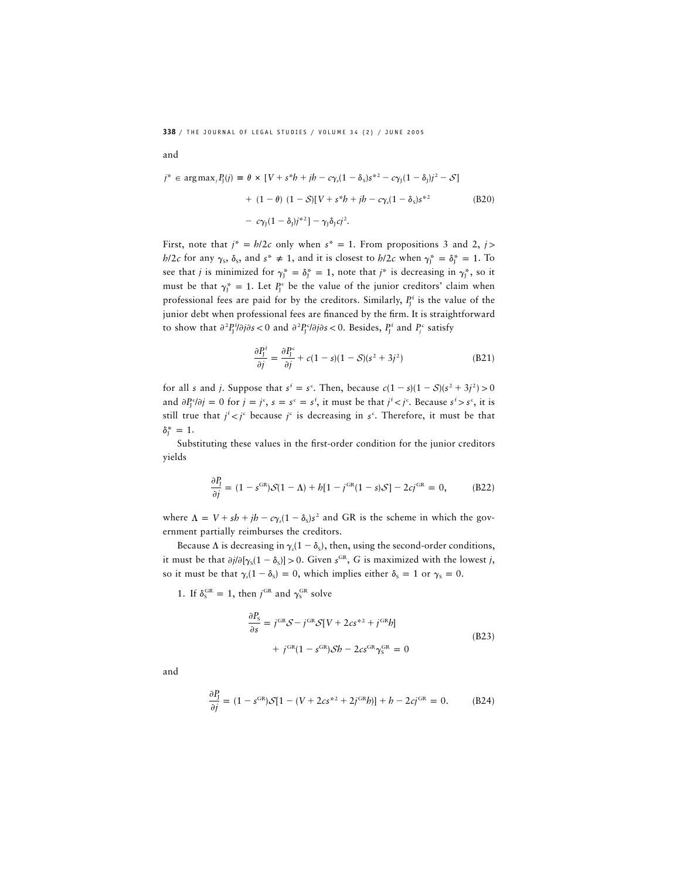and

$$j^* \in \arg\max_j P_J(j) \equiv \theta \times [V + s^*h + jh - c\gamma_s(1 - \delta_S)s^{*2} - c\gamma_J(1 - \delta_J)j^2 - \mathcal{S}]$$
$$+ (1 - \theta)(1 - \mathcal{S})[V + s^*h + jh - c\gamma_s(1 - \delta_S)s^{*2} \tag{B20}$$
$$- c\gamma_J(1 - \delta_J)j^{*2}] - \gamma_J\delta_J cj^2.$$

First, note that $j^* = h/2c$ only when $s^* = 1$. From propositions 3 and 2, $j > h/2c$ for any $\gamma_S$, $\delta_S$, and $s^* \neq 1$, and it is closest to $h/2c$ when $\gamma_J^* = \delta_J^* = 1$. To see that $j$ is minimized for $\gamma_J^* = \delta_J^* = 1$, note that $j^*$ is decreasing in $\gamma_J^*$, so it must be that $\gamma_J^* = 1$. Let $P_J^c$ be the value of the junior creditors' claim when professional fees are paid for by the creditors. Similarly, $P_J^f$ is the value of the junior debt when professional fees are financed by the firm. It is straightforward to show that $\partial^2 P_J^f/\partial j\partial s < 0$ and $\partial^2 P_J^c/\partial j\partial s < 0$. Besides, $P_J^f$ and $P_j^c$ satisfy

$$\frac{\partial P_J^f}{\partial j} = \frac{\partial P_J^c}{\partial j} + c(1 - s)(1 - \mathcal{S})(s^2 + 3j^2) \tag{B21}$$

for all $s$ and $j$. Suppose that $s^f = s^c$. Then, because $c(1 - s)(1 - \mathcal{S})(s^2 + 3j^2) > 0$ and $\partial P_J^c/\partial j = 0$ for $j = j^c$, $s = s^c = s^f$, it must be that $j^f < j^c$. Because $s^f > s^c$, it is still true that $j^f < j^c$ because $j^c$ is decreasing in $s^c$. Therefore, it must be that $\delta_J^* = 1$.

Substituting these values in the first-order condition for the junior creditors yields

$$\frac{\partial P_J}{\partial j} = (1 - s^{GR})\mathcal{S}(1 - \Lambda) + h[1 - j^{GR}(1 - s)\mathcal{S}] - 2cj^{GR} = 0, \tag{B22}$$

where $\Lambda = V + sh + jh - c\gamma_s(1 - \delta_S)s^2$ and GR is the scheme in which the government partially reimburses the creditors.

Because $\Lambda$ is decreasing in $\gamma_s(1 - \delta_s)$, then, using the second-order conditions, it must be that $\partial j/\partial[\gamma_S(1 - \delta_S)] > 0$. Given $s^{GR}$, $G$ is maximized with the lowest $j$, so it must be that $\gamma_s(1 - \delta_s) = 0$, which implies either $\delta_S = 1$ or $\gamma_S = 0$.

1. If $\delta_S^{GR} = 1$, then $j^{GR}$ and $\gamma_S^{GR}$ solve

$$\frac{\partial P_S}{\partial s} = j^{GR}\mathcal{S} - j^{GR}\mathcal{S}[V + 2cs^{*2} + j^{GR}h]$$
$$+ j^{GR}(1 - s^{GR})\mathcal{S}h - 2cs^{GR}\gamma_S^{GR} = 0 \tag{B23}$$

and

$$\frac{\partial P_J}{\partial j} = (1 - s^{GR})\mathcal{S}[1 - (V + 2cs^{*2} + 2j^{GR}h)] + h - 2cj^{GR} = 0. \tag{B24}$$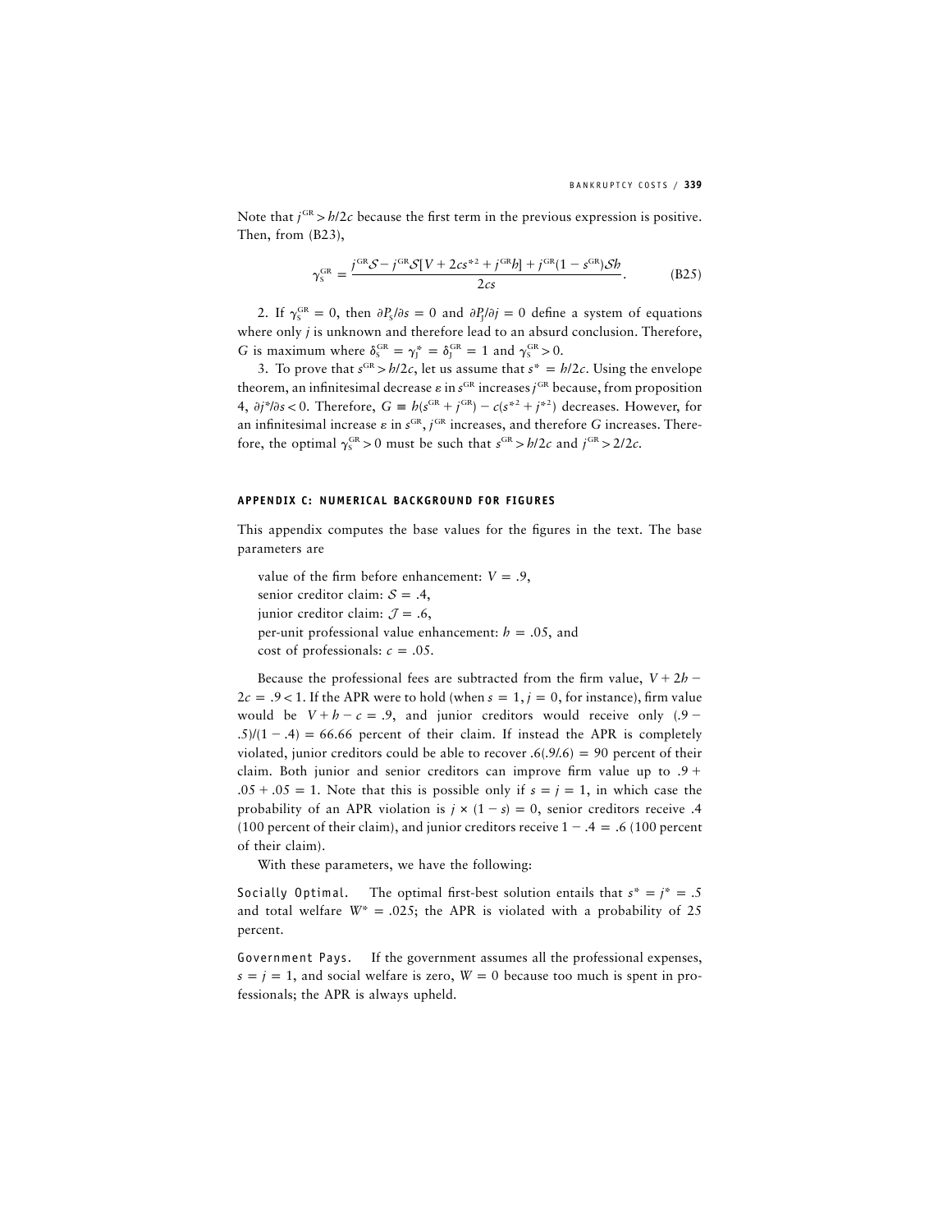Note that $j^{GR} > h/2c$ because the first term in the previous expression is positive. Then, from (B23),

$$\gamma_S^{GR} = \frac{j^{GR}\mathcal{S} - j^{GR}\mathcal{S}[V + 2cs^{*2} + j^{GR}h] + j^{GR}(1 - s^{GR})\mathcal{S}h}{2cs}. \tag{B25}$$

2. If $\gamma_S^{GR} = 0$, then $\partial P_S/\partial s = 0$ and $\partial P_J/\partial j = 0$ define a system of equations where only $j$ is unknown and therefore lead to an absurd conclusion. Therefore, $G$ is maximum where $\delta_S^{GR} = \gamma_J^* = \delta_J^{GR} = 1$ and $\gamma_S^{GR} > 0$.

3. To prove that $s^{GR} > h/2c$, let us assume that $s^* = h/2c$. Using the envelope theorem, an infinitesimal decrease $\varepsilon$ in $s^{GR}$ increases $j^{GR}$ because, from proposition 4, $\partial j^*/\partial s < 0$. Therefore, $G \equiv h(s^{GR} + j^{GR}) - c(s^{*2} + j^{*2})$ decreases. However, for an infinitesimal increase $\varepsilon$ in $s^{GR}$, $j^{GR}$ increases, and therefore $G$ increases. Therefore, the optimal $\gamma_S^{GR} > 0$ must be such that $s^{GR} > h/2c$ and $j^{GR} > 2/2c$.

## APPENDIX C: NUMERICAL BACKGROUND FOR FIGURES

This appendix computes the base values for the figures in the text. The base parameters are

value of the firm before enhancement: $V = .9$,
senior creditor claim: $\mathcal{S} = .4$,
junior creditor claim: $\mathcal{J} = .6$,
per-unit professional value enhancement: $h = .05$, and
cost of professionals: $c = .05$.

Because the professional fees are subtracted from the firm value, $V + 2h - 2c = .9 < 1$. If the APR were to hold (when $s = 1$, $j = 0$, for instance), firm value would be $V + h - c = .9$, and junior creditors would receive only $(.9 - .5)/(1 - .4) = 66.66$ percent of their claim. If instead the APR is completely violated, junior creditors could be able to recover $.6(.9/.6) = 90$ percent of their claim. Both junior and senior creditors can improve firm value up to $.9 + .05 + .05 = 1$. Note that this is possible only if $s = j = 1$, in which case the probability of an APR violation is $j \times (1 - s) = 0$, senior creditors receive .4 (100 percent of their claim), and junior creditors receive $1 - .4 = .6$ (100 percent of their claim).

With these parameters, we have the following:

Socially Optimal. The optimal first-best solution entails that $s^* = j^* = .5$ and total welfare $W^* = .025$; the APR is violated with a probability of 25 percent.

Government Pays. If the government assumes all the professional expenses, $s = j = 1$, and social welfare is zero, $W = 0$ because too much is spent in professionals; the APR is always upheld.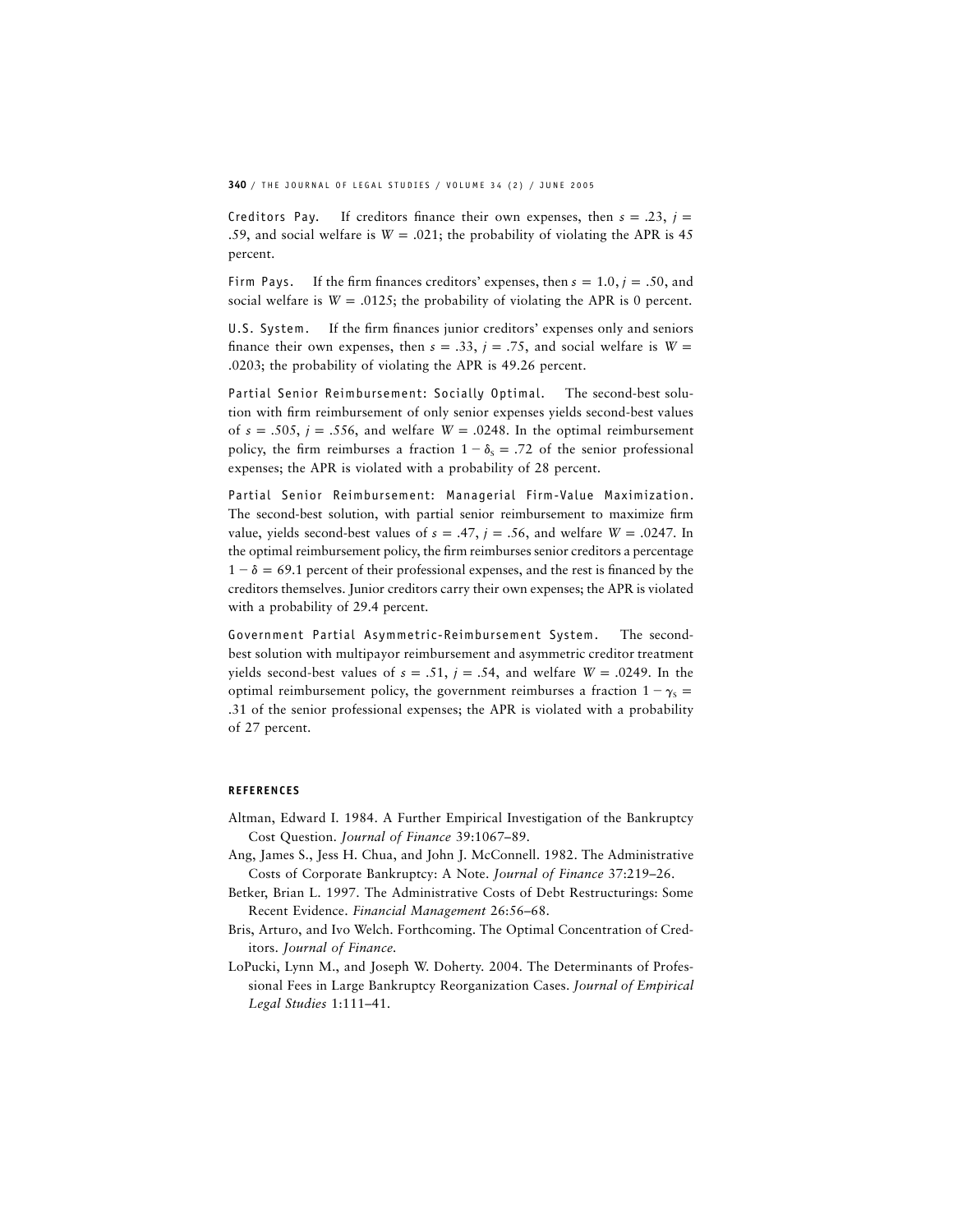**Creditors Pay.** If creditors finance their own expenses, then $s = .23$, $j = .59$, and social welfare is $W = .021$; the probability of violating the APR is 45 percent.

**Firm Pays.** If the firm finances creditors' expenses, then $s = 1.0$, $j = .50$, and social welfare is $W = .0125$; the probability of violating the APR is 0 percent.

**U.S. System.** If the firm finances junior creditors' expenses only and seniors finance their own expenses, then $s = .33$, $j = .75$, and social welfare is $W = .0203$; the probability of violating the APR is 49.26 percent.

**Partial Senior Reimbursement: Socially Optimal.** The second-best solution with firm reimbursement of only senior expenses yields second-best values of $s = .505$, $j = .556$, and welfare $W = .0248$. In the optimal reimbursement policy, the firm reimburses a fraction $1 - \delta_S = .72$ of the senior professional expenses; the APR is violated with a probability of 28 percent.

**Partial Senior Reimbursement: Managerial Firm-Value Maximization.** The second-best solution, with partial senior reimbursement to maximize firm value, yields second-best values of $s = .47$, $j = .56$, and welfare $W = .0247$. In the optimal reimbursement policy, the firm reimburses senior creditors a percentage $1 - \delta = 69.1$ percent of their professional expenses, and the rest is financed by the creditors themselves. Junior creditors carry their own expenses; the APR is violated with a probability of 29.4 percent.

**Government Partial Asymmetric-Reimbursement System.** The second-best solution with multipayor reimbursement and asymmetric creditor treatment yields second-best values of $s = .51$, $j = .54$, and welfare $W = .0249$. In the optimal reimbursement policy, the government reimburses a fraction $1 - \gamma_S = .31$ of the senior professional expenses; the APR is violated with a probability of 27 percent.

## REFERENCES

Altman, Edward I. 1984. A Further Empirical Investigation of the Bankruptcy Cost Question. *Journal of Finance* 39:1067–89.

Ang, James S., Jess H. Chua, and John J. McConnell. 1982. The Administrative Costs of Corporate Bankruptcy: A Note. *Journal of Finance* 37:219–26.

Betker, Brian L. 1997. The Administrative Costs of Debt Restructurings: Some Recent Evidence. *Financial Management* 26:56–68.

Bris, Arturo, and Ivo Welch. Forthcoming. The Optimal Concentration of Creditors. *Journal of Finance*.

LoPucki, Lynn M., and Joseph W. Doherty. 2004. The Determinants of Professional Fees in Large Bankruptcy Reorganization Cases. *Journal of Empirical Legal Studies* 1:111–41.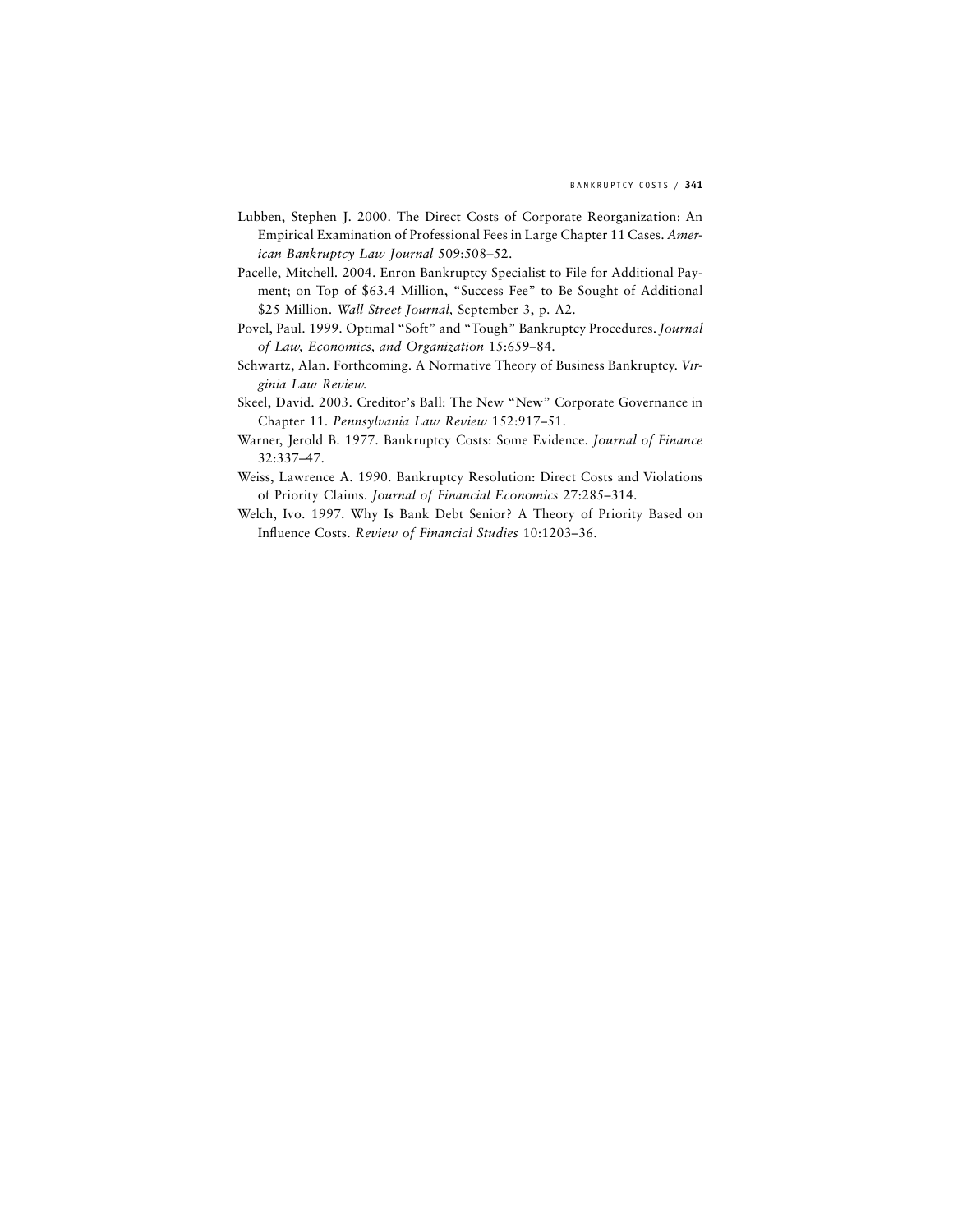Lubben, Stephen J. 2000. The Direct Costs of Corporate Reorganization: An Empirical Examination of Professional Fees in Large Chapter 11 Cases. *American Bankruptcy Law Journal* 509:508–52.

Pacelle, Mitchell. 2004. Enron Bankruptcy Specialist to File for Additional Payment; on Top of $63.4 Million, "Success Fee" to Be Sought of Additional $25 Million. *Wall Street Journal,* September 3, p. A2.

Povel, Paul. 1999. Optimal "Soft" and "Tough" Bankruptcy Procedures. *Journal of Law, Economics, and Organization* 15:659–84.

Schwartz, Alan. Forthcoming. A Normative Theory of Business Bankruptcy. *Virginia Law Review.*

Skeel, David. 2003. Creditor's Ball: The New "New" Corporate Governance in Chapter 11. *Pennsylvania Law Review* 152:917–51.

Warner, Jerold B. 1977. Bankruptcy Costs: Some Evidence. *Journal of Finance* 32:337–47.

Weiss, Lawrence A. 1990. Bankruptcy Resolution: Direct Costs and Violations of Priority Claims. *Journal of Financial Economics* 27:285–314.

Welch, Ivo. 1997. Why Is Bank Debt Senior? A Theory of Priority Based on Influence Costs. *Review of Financial Studies* 10:1203–36.